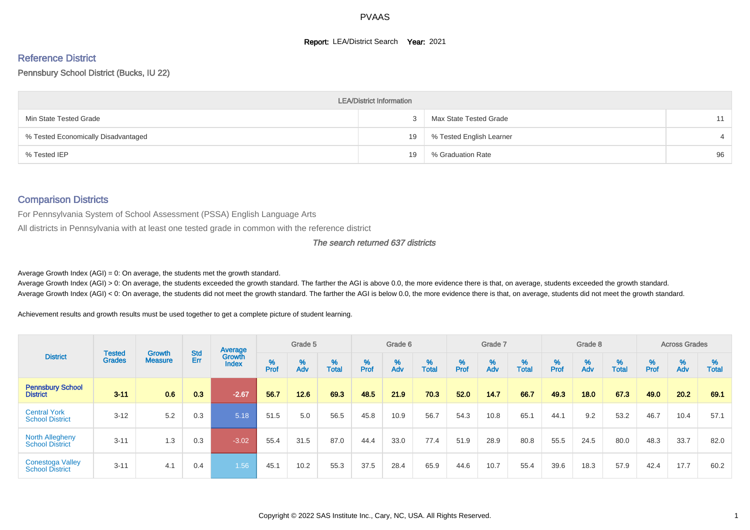PVAAS

**Report:** LEA/District Search **Year:** 2021

## Reference District

Pennsbury School District (Bucks, IU 22)

| LEA/District Information | | | |
|---|---|---|---|
| Min State Tested Grade | 3 | Max State Tested Grade | 11 |
| % Tested Economically Disadvantaged | 19 | % Tested English Learner | 4 |
| % Tested IEP | 19 | % Graduation Rate | 96 |

## Comparison Districts

For Pennsylvania System of School Assessment (PSSA) English Language Arts

All districts in Pennsylvania with at least one tested grade in common with the reference district

*The search returned 637 districts*

Average Growth Index (AGI) = 0: On average, the students met the growth standard.

Average Growth Index (AGI) > 0: On average, the students exceeded the growth standard. The farther the AGI is above 0.0, the more evidence there is that, on average, students exceeded the growth standard.

Average Growth Index (AGI) < 0: On average, the students did not meet the growth standard. The farther the AGI is below 0.0, the more evidence there is that, on average, students did not meet the growth standard.

Achievement results and growth results must be used together to get a complete picture of student learning.

| District | Tested Grades | Growth Measure | Std Err | Average Growth Index | Grade 5 | | | Grade 6 | | | Grade 7 | | | Grade 8 | | | Across Grades | | |
|---|---|---|---|---|---|---|---|---|---|---|---|---|---|---|---|---|---|---|---|
| | | | | | % Prof | % Adv | % Total | % Prof | % Adv | % Total | % Prof | % Adv | % Total | % Prof | % Adv | % Total | % Prof | % Adv | % Total |
| **Pennsbury School District** | **3-11** | **0.6** | **0.3** | **-2.67** | **56.7** | **12.6** | **69.3** | **48.5** | **21.9** | **70.3** | **52.0** | **14.7** | **66.7** | **49.3** | **18.0** | **67.3** | **49.0** | **20.2** | **69.1** |
| Central York School District | 3-12 | 5.2 | 0.3 | 5.18 | 51.5 | 5.0 | 56.5 | 45.8 | 10.9 | 56.7 | 54.3 | 10.8 | 65.1 | 44.1 | 9.2 | 53.2 | 46.7 | 10.4 | 57.1 |
| North Allegheny School District | 3-11 | 1.3 | 0.3 | -3.02 | 55.4 | 31.5 | 87.0 | 44.4 | 33.0 | 77.4 | 51.9 | 28.9 | 80.8 | 55.5 | 24.5 | 80.0 | 48.3 | 33.7 | 82.0 |
| Conestoga Valley School District | 3-11 | 4.1 | 0.4 | 1.56 | 45.1 | 10.2 | 55.3 | 37.5 | 28.4 | 65.9 | 44.6 | 10.7 | 55.4 | 39.6 | 18.3 | 57.9 | 42.4 | 17.7 | 60.2 |

Copyright © 2022 SAS Institute Inc., Cary, NC, USA. All Rights Reserved.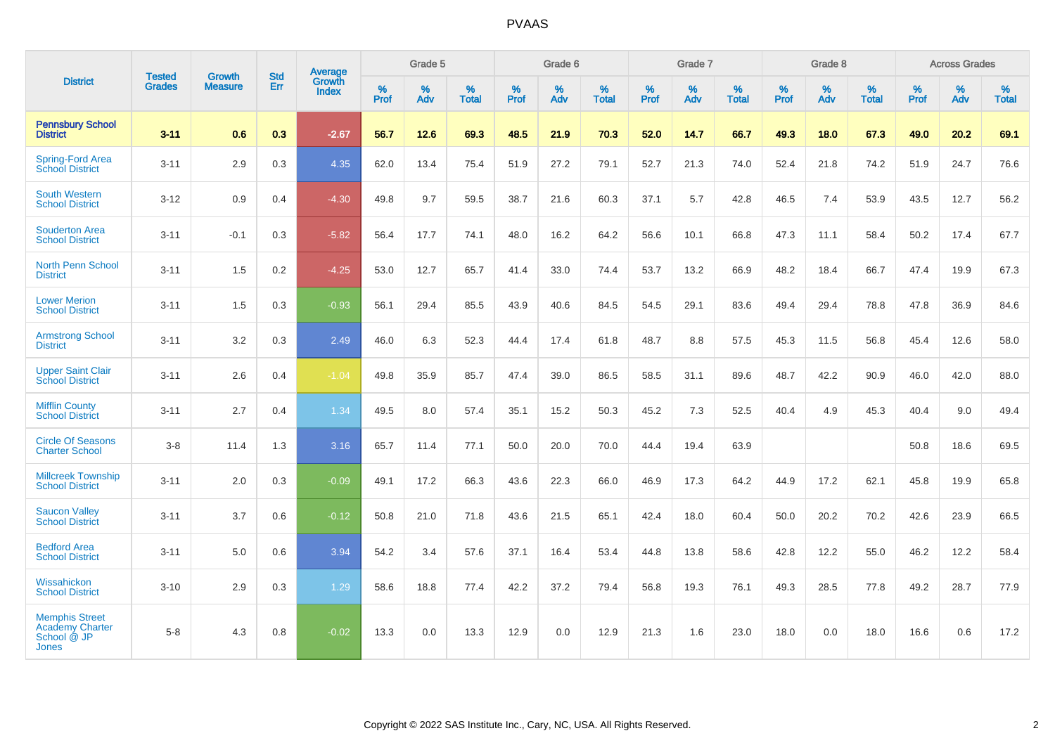# PVAAS

| District | Tested Grades | Growth Measure | Std Err | Average Growth Index | Grade 5 | | | Grade 6 | | | Grade 7 | | | Grade 8 | | | Across Grades | | |
|---|---|---|---|---|---|---|---|---|---|---|---|---|---|---|---|---|---|---|---|
| | | | | | % Prof | % Adv | % Total | % Prof | % Adv | % Total | % Prof | % Adv | % Total | % Prof | % Adv | % Total | % Prof | % Adv | % Total |
| **Pennsbury School District** | **3-11** | **0.6** | **0.3** | **-2.67** | **56.7** | **12.6** | **69.3** | **48.5** | **21.9** | **70.3** | **52.0** | **14.7** | **66.7** | **49.3** | **18.0** | **67.3** | **49.0** | **20.2** | **69.1** |
| Spring-Ford Area School District | 3-11 | 2.9 | 0.3 | 4.35 | 62.0 | 13.4 | 75.4 | 51.9 | 27.2 | 79.1 | 52.7 | 21.3 | 74.0 | 52.4 | 21.8 | 74.2 | 51.9 | 24.7 | 76.6 |
| South Western School District | 3-12 | 0.9 | 0.4 | -4.30 | 49.8 | 9.7 | 59.5 | 38.7 | 21.6 | 60.3 | 37.1 | 5.7 | 42.8 | 46.5 | 7.4 | 53.9 | 43.5 | 12.7 | 56.2 |
| Souderton Area School District | 3-11 | -0.1 | 0.3 | -5.82 | 56.4 | 17.7 | 74.1 | 48.0 | 16.2 | 64.2 | 56.6 | 10.1 | 66.8 | 47.3 | 11.1 | 58.4 | 50.2 | 17.4 | 67.7 |
| North Penn School District | 3-11 | 1.5 | 0.2 | -4.25 | 53.0 | 12.7 | 65.7 | 41.4 | 33.0 | 74.4 | 53.7 | 13.2 | 66.9 | 48.2 | 18.4 | 66.7 | 47.4 | 19.9 | 67.3 |
| Lower Merion School District | 3-11 | 1.5 | 0.3 | -0.93 | 56.1 | 29.4 | 85.5 | 43.9 | 40.6 | 84.5 | 54.5 | 29.1 | 83.6 | 49.4 | 29.4 | 78.8 | 47.8 | 36.9 | 84.6 |
| Armstrong School District | 3-11 | 3.2 | 0.3 | 2.49 | 46.0 | 6.3 | 52.3 | 44.4 | 17.4 | 61.8 | 48.7 | 8.8 | 57.5 | 45.3 | 11.5 | 56.8 | 45.4 | 12.6 | 58.0 |
| Upper Saint Clair School District | 3-11 | 2.6 | 0.4 | -1.04 | 49.8 | 35.9 | 85.7 | 47.4 | 39.0 | 86.5 | 58.5 | 31.1 | 89.6 | 48.7 | 42.2 | 90.9 | 46.0 | 42.0 | 88.0 |
| Mifflin County School District | 3-11 | 2.7 | 0.4 | 1.34 | 49.5 | 8.0 | 57.4 | 35.1 | 15.2 | 50.3 | 45.2 | 7.3 | 52.5 | 40.4 | 4.9 | 45.3 | 40.4 | 9.0 | 49.4 |
| Circle Of Seasons Charter School | 3-8 | 11.4 | 1.3 | 3.16 | 65.7 | 11.4 | 77.1 | 50.0 | 20.0 | 70.0 | 44.4 | 19.4 | 63.9 | | | | 50.8 | 18.6 | 69.5 |
| Millcreek Township School District | 3-11 | 2.0 | 0.3 | -0.09 | 49.1 | 17.2 | 66.3 | 43.6 | 22.3 | 66.0 | 46.9 | 17.3 | 64.2 | 44.9 | 17.2 | 62.1 | 45.8 | 19.9 | 65.8 |
| Saucon Valley School District | 3-11 | 3.7 | 0.6 | -0.12 | 50.8 | 21.0 | 71.8 | 43.6 | 21.5 | 65.1 | 42.4 | 18.0 | 60.4 | 50.0 | 20.2 | 70.2 | 42.6 | 23.9 | 66.5 |
| Bedford Area School District | 3-11 | 5.0 | 0.6 | 3.94 | 54.2 | 3.4 | 57.6 | 37.1 | 16.4 | 53.4 | 44.8 | 13.8 | 58.6 | 42.8 | 12.2 | 55.0 | 46.2 | 12.2 | 58.4 |
| Wissahickon School District | 3-10 | 2.9 | 0.3 | 1.29 | 58.6 | 18.8 | 77.4 | 42.2 | 37.2 | 79.4 | 56.8 | 19.3 | 76.1 | 49.3 | 28.5 | 77.8 | 49.2 | 28.7 | 77.9 |
| Memphis Street Academy Charter School @ JP Jones | 5-8 | 4.3 | 0.8 | -0.02 | 13.3 | 0.0 | 13.3 | 12.9 | 0.0 | 12.9 | 21.3 | 1.6 | 23.0 | 18.0 | 0.0 | 18.0 | 16.6 | 0.6 | 17.2 |

Copyright © 2022 SAS Institute Inc., Cary, NC, USA. All Rights Reserved.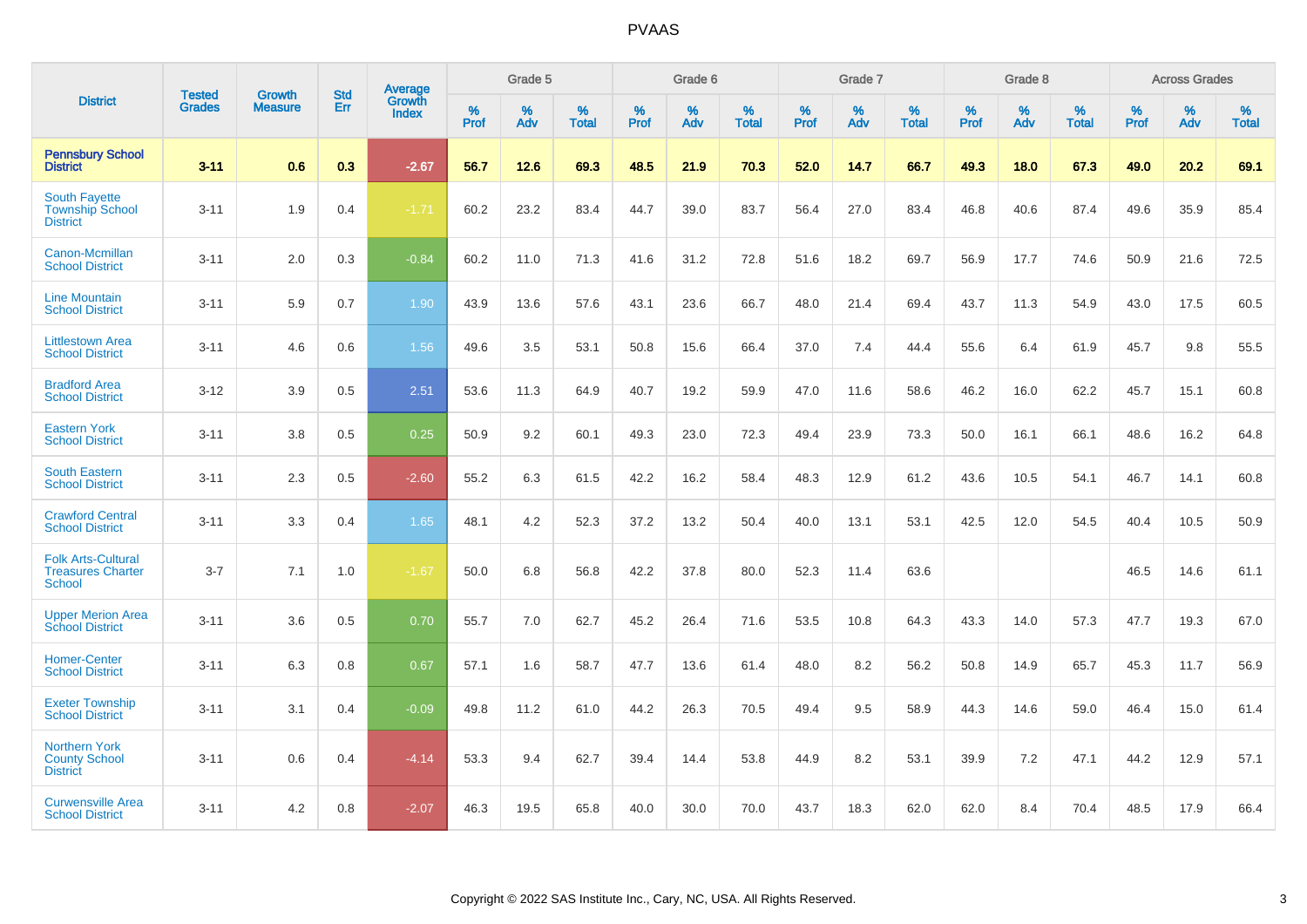PVAAS

| District | Tested Grades | Growth Measure | Std Err | Average Growth Index | Grade 5 | | | Grade 6 | | | Grade 7 | | | Grade 8 | | | Across Grades | | |
|---|---|---|---|---|---|---|---|---|---|---|---|---|---|---|---|---|---|---|---|
| | | | | | % Prof | % Adv | % Total | % Prof | % Adv | % Total | % Prof | % Adv | % Total | % Prof | % Adv | % Total | % Prof | % Adv | % Total |
| **Pennsbury School District** | **3-11** | **0.6** | **0.3** | **-2.67** | **56.7** | **12.6** | **69.3** | **48.5** | **21.9** | **70.3** | **52.0** | **14.7** | **66.7** | **49.3** | **18.0** | **67.3** | **49.0** | **20.2** | **69.1** |
| South Fayette Township School District | 3-11 | 1.9 | 0.4 | -1.71 | 60.2 | 23.2 | 83.4 | 44.7 | 39.0 | 83.7 | 56.4 | 27.0 | 83.4 | 46.8 | 40.6 | 87.4 | 49.6 | 35.9 | 85.4 |
| Canon-Mcmillan School District | 3-11 | 2.0 | 0.3 | -0.84 | 60.2 | 11.0 | 71.3 | 41.6 | 31.2 | 72.8 | 51.6 | 18.2 | 69.7 | 56.9 | 17.7 | 74.6 | 50.9 | 21.6 | 72.5 |
| Line Mountain School District | 3-11 | 5.9 | 0.7 | 1.90 | 43.9 | 13.6 | 57.6 | 43.1 | 23.6 | 66.7 | 48.0 | 21.4 | 69.4 | 43.7 | 11.3 | 54.9 | 43.0 | 17.5 | 60.5 |
| Littlestown Area School District | 3-11 | 4.6 | 0.6 | 1.56 | 49.6 | 3.5 | 53.1 | 50.8 | 15.6 | 66.4 | 37.0 | 7.4 | 44.4 | 55.6 | 6.4 | 61.9 | 45.7 | 9.8 | 55.5 |
| Bradford Area School District | 3-12 | 3.9 | 0.5 | 2.51 | 53.6 | 11.3 | 64.9 | 40.7 | 19.2 | 59.9 | 47.0 | 11.6 | 58.6 | 46.2 | 16.0 | 62.2 | 45.7 | 15.1 | 60.8 |
| Eastern York School District | 3-11 | 3.8 | 0.5 | 0.25 | 50.9 | 9.2 | 60.1 | 49.3 | 23.0 | 72.3 | 49.4 | 23.9 | 73.3 | 50.0 | 16.1 | 66.1 | 48.6 | 16.2 | 64.8 |
| South Eastern School District | 3-11 | 2.3 | 0.5 | -2.60 | 55.2 | 6.3 | 61.5 | 42.2 | 16.2 | 58.4 | 48.3 | 12.9 | 61.2 | 43.6 | 10.5 | 54.1 | 46.7 | 14.1 | 60.8 |
| Crawford Central School District | 3-11 | 3.3 | 0.4 | 1.65 | 48.1 | 4.2 | 52.3 | 37.2 | 13.2 | 50.4 | 40.0 | 13.1 | 53.1 | 42.5 | 12.0 | 54.5 | 40.4 | 10.5 | 50.9 |
| Folk Arts-Cultural Treasures Charter School | 3-7 | 7.1 | 1.0 | -1.67 | 50.0 | 6.8 | 56.8 | 42.2 | 37.8 | 80.0 | 52.3 | 11.4 | 63.6 | | | | 46.5 | 14.6 | 61.1 |
| Upper Merion Area School District | 3-11 | 3.6 | 0.5 | 0.70 | 55.7 | 7.0 | 62.7 | 45.2 | 26.4 | 71.6 | 53.5 | 10.8 | 64.3 | 43.3 | 14.0 | 57.3 | 47.7 | 19.3 | 67.0 |
| Homer-Center School District | 3-11 | 6.3 | 0.8 | 0.67 | 57.1 | 1.6 | 58.7 | 47.7 | 13.6 | 61.4 | 48.0 | 8.2 | 56.2 | 50.8 | 14.9 | 65.7 | 45.3 | 11.7 | 56.9 |
| Exeter Township School District | 3-11 | 3.1 | 0.4 | -0.09 | 49.8 | 11.2 | 61.0 | 44.2 | 26.3 | 70.5 | 49.4 | 9.5 | 58.9 | 44.3 | 14.6 | 59.0 | 46.4 | 15.0 | 61.4 |
| Northern York County School District | 3-11 | 0.6 | 0.4 | -4.14 | 53.3 | 9.4 | 62.7 | 39.4 | 14.4 | 53.8 | 44.9 | 8.2 | 53.1 | 39.9 | 7.2 | 47.1 | 44.2 | 12.9 | 57.1 |
| Curwensville Area School District | 3-11 | 4.2 | 0.8 | -2.07 | 46.3 | 19.5 | 65.8 | 40.0 | 30.0 | 70.0 | 43.7 | 18.3 | 62.0 | 62.0 | 8.4 | 70.4 | 48.5 | 17.9 | 66.4 |

Copyright © 2022 SAS Institute Inc., Cary, NC, USA. All Rights Reserved.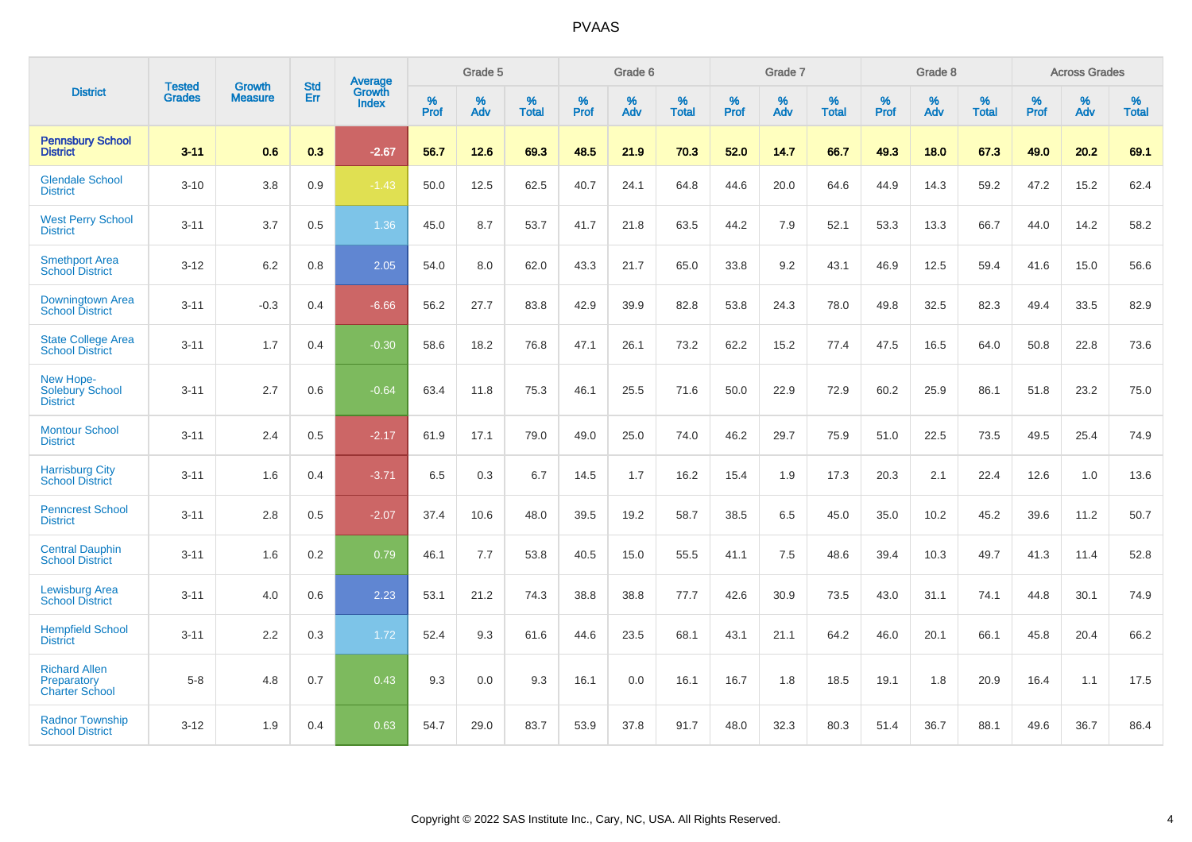# PVAAS

| District | Tested Grades | Growth Measure | Std Err | Average Growth Index | Grade 5 | | | Grade 6 | | | Grade 7 | | | Grade 8 | | | Across Grades | | |
|---|---|---|---|---|---|---|---|---|---|---|---|---|---|---|---|---|---|---|---|
| | | | | | % Prof | % Adv | % Total | % Prof | % Adv | % Total | % Prof | % Adv | % Total | % Prof | % Adv | % Total | % Prof | % Adv | % Total |
| **Pennsbury School District** | **3-11** | **0.6** | **0.3** | **-2.67** | **56.7** | **12.6** | **69.3** | **48.5** | **21.9** | **70.3** | **52.0** | **14.7** | **66.7** | **49.3** | **18.0** | **67.3** | **49.0** | **20.2** | **69.1** |
| Glendale School District | 3-10 | 3.8 | 0.9 | -1.43 | 50.0 | 12.5 | 62.5 | 40.7 | 24.1 | 64.8 | 44.6 | 20.0 | 64.6 | 44.9 | 14.3 | 59.2 | 47.2 | 15.2 | 62.4 |
| West Perry School District | 3-11 | 3.7 | 0.5 | 1.36 | 45.0 | 8.7 | 53.7 | 41.7 | 21.8 | 63.5 | 44.2 | 7.9 | 52.1 | 53.3 | 13.3 | 66.7 | 44.0 | 14.2 | 58.2 |
| Smethport Area School District | 3-12 | 6.2 | 0.8 | 2.05 | 54.0 | 8.0 | 62.0 | 43.3 | 21.7 | 65.0 | 33.8 | 9.2 | 43.1 | 46.9 | 12.5 | 59.4 | 41.6 | 15.0 | 56.6 |
| Downingtown Area School District | 3-11 | -0.3 | 0.4 | -6.66 | 56.2 | 27.7 | 83.8 | 42.9 | 39.9 | 82.8 | 53.8 | 24.3 | 78.0 | 49.8 | 32.5 | 82.3 | 49.4 | 33.5 | 82.9 |
| State College Area School District | 3-11 | 1.7 | 0.4 | -0.30 | 58.6 | 18.2 | 76.8 | 47.1 | 26.1 | 73.2 | 62.2 | 15.2 | 77.4 | 47.5 | 16.5 | 64.0 | 50.8 | 22.8 | 73.6 |
| New Hope-Solebury School District | 3-11 | 2.7 | 0.6 | -0.64 | 63.4 | 11.8 | 75.3 | 46.1 | 25.5 | 71.6 | 50.0 | 22.9 | 72.9 | 60.2 | 25.9 | 86.1 | 51.8 | 23.2 | 75.0 |
| Montour School District | 3-11 | 2.4 | 0.5 | -2.17 | 61.9 | 17.1 | 79.0 | 49.0 | 25.0 | 74.0 | 46.2 | 29.7 | 75.9 | 51.0 | 22.5 | 73.5 | 49.5 | 25.4 | 74.9 |
| Harrisburg City School District | 3-11 | 1.6 | 0.4 | -3.71 | 6.5 | 0.3 | 6.7 | 14.5 | 1.7 | 16.2 | 15.4 | 1.9 | 17.3 | 20.3 | 2.1 | 22.4 | 12.6 | 1.0 | 13.6 |
| Penncrest School District | 3-11 | 2.8 | 0.5 | -2.07 | 37.4 | 10.6 | 48.0 | 39.5 | 19.2 | 58.7 | 38.5 | 6.5 | 45.0 | 35.0 | 10.2 | 45.2 | 39.6 | 11.2 | 50.7 |
| Central Dauphin School District | 3-11 | 1.6 | 0.2 | 0.79 | 46.1 | 7.7 | 53.8 | 40.5 | 15.0 | 55.5 | 41.1 | 7.5 | 48.6 | 39.4 | 10.3 | 49.7 | 41.3 | 11.4 | 52.8 |
| Lewisburg Area School District | 3-11 | 4.0 | 0.6 | 2.23 | 53.1 | 21.2 | 74.3 | 38.8 | 38.8 | 77.7 | 42.6 | 30.9 | 73.5 | 43.0 | 31.1 | 74.1 | 44.8 | 30.1 | 74.9 |
| Hempfield School District | 3-11 | 2.2 | 0.3 | 1.72 | 52.4 | 9.3 | 61.6 | 44.6 | 23.5 | 68.1 | 43.1 | 21.1 | 64.2 | 46.0 | 20.1 | 66.1 | 45.8 | 20.4 | 66.2 |
| Richard Allen Preparatory Charter School | 5-8 | 4.8 | 0.7 | 0.43 | 9.3 | 0.0 | 9.3 | 16.1 | 0.0 | 16.1 | 16.7 | 1.8 | 18.5 | 19.1 | 1.8 | 20.9 | 16.4 | 1.1 | 17.5 |
| Radnor Township School District | 3-12 | 1.9 | 0.4 | 0.63 | 54.7 | 29.0 | 83.7 | 53.9 | 37.8 | 91.7 | 48.0 | 32.3 | 80.3 | 51.4 | 36.7 | 88.1 | 49.6 | 36.7 | 86.4 |

Copyright © 2022 SAS Institute Inc., Cary, NC, USA. All Rights Reserved.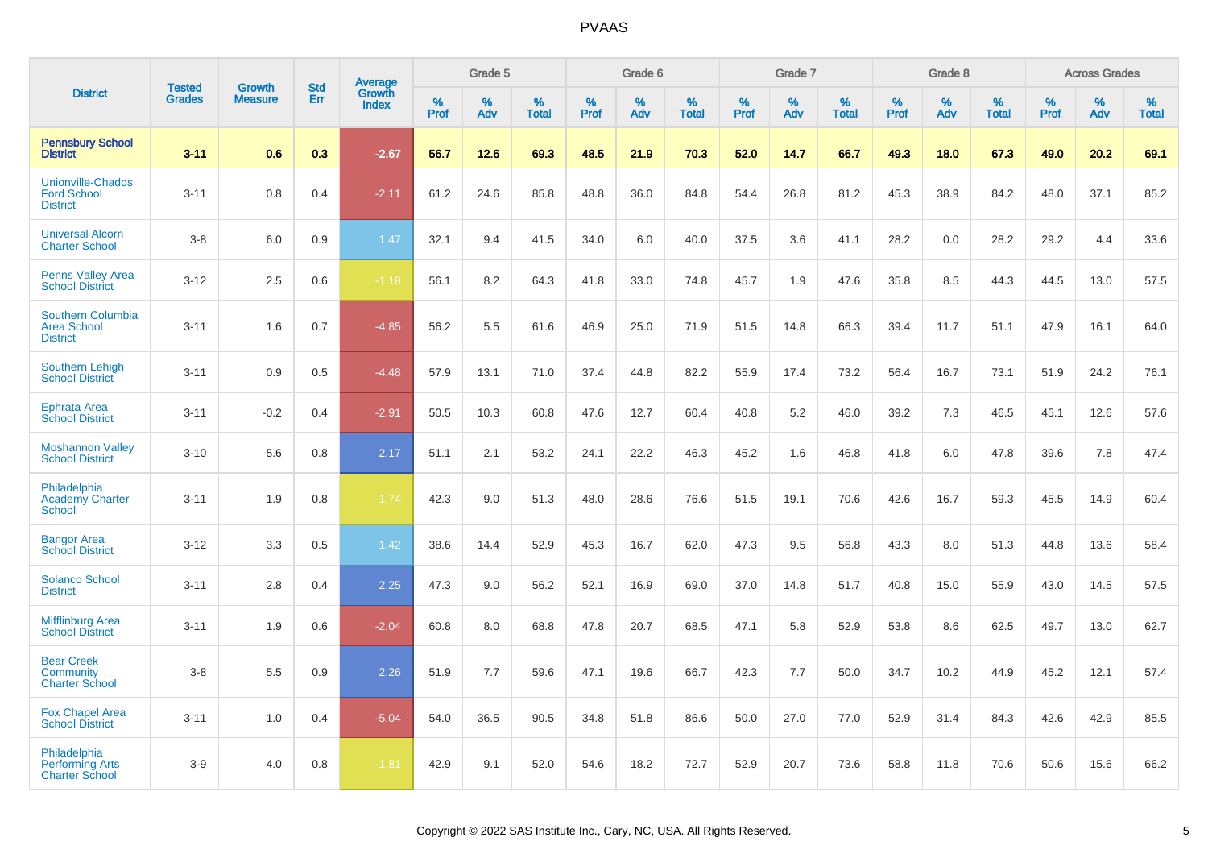# PVAAS

| District | Tested Grades | Growth Measure | Std Err | Average Growth Index | Grade 5 | | | Grade 6 | | | Grade 7 | | | Grade 8 | | | Across Grades | | |
|---|---|---|---|---|---|---|---|---|---|---|---|---|---|---|---|---|---|---|---|
| | | | | | % Prof | % Adv | % Total | % Prof | % Adv | % Total | % Prof | % Adv | % Total | % Prof | % Adv | % Total | % Prof | % Adv | % Total |
| **Pennsbury School District** | **3-11** | **0.6** | **0.3** | **-2.67** | **56.7** | **12.6** | **69.3** | **48.5** | **21.9** | **70.3** | **52.0** | **14.7** | **66.7** | **49.3** | **18.0** | **67.3** | **49.0** | **20.2** | **69.1** |
| Unionville-Chadds Ford School District | 3-11 | 0.8 | 0.4 | -2.11 | 61.2 | 24.6 | 85.8 | 48.8 | 36.0 | 84.8 | 54.4 | 26.8 | 81.2 | 45.3 | 38.9 | 84.2 | 48.0 | 37.1 | 85.2 |
| Universal Alcorn Charter School | 3-8 | 6.0 | 0.9 | 1.47 | 32.1 | 9.4 | 41.5 | 34.0 | 6.0 | 40.0 | 37.5 | 3.6 | 41.1 | 28.2 | 0.0 | 28.2 | 29.2 | 4.4 | 33.6 |
| Penns Valley Area School District | 3-12 | 2.5 | 0.6 | -1.18 | 56.1 | 8.2 | 64.3 | 41.8 | 33.0 | 74.8 | 45.7 | 1.9 | 47.6 | 35.8 | 8.5 | 44.3 | 44.5 | 13.0 | 57.5 |
| Southern Columbia Area School District | 3-11 | 1.6 | 0.7 | -4.85 | 56.2 | 5.5 | 61.6 | 46.9 | 25.0 | 71.9 | 51.5 | 14.8 | 66.3 | 39.4 | 11.7 | 51.1 | 47.9 | 16.1 | 64.0 |
| Southern Lehigh School District | 3-11 | 0.9 | 0.5 | -4.48 | 57.9 | 13.1 | 71.0 | 37.4 | 44.8 | 82.2 | 55.9 | 17.4 | 73.2 | 56.4 | 16.7 | 73.1 | 51.9 | 24.2 | 76.1 |
| Ephrata Area School District | 3-11 | -0.2 | 0.4 | -2.91 | 50.5 | 10.3 | 60.8 | 47.6 | 12.7 | 60.4 | 40.8 | 5.2 | 46.0 | 39.2 | 7.3 | 46.5 | 45.1 | 12.6 | 57.6 |
| Moshannon Valley School District | 3-10 | 5.6 | 0.8 | 2.17 | 51.1 | 2.1 | 53.2 | 24.1 | 22.2 | 46.3 | 45.2 | 1.6 | 46.8 | 41.8 | 6.0 | 47.8 | 39.6 | 7.8 | 47.4 |
| Philadelphia Academy Charter School | 3-11 | 1.9 | 0.8 | -1.74 | 42.3 | 9.0 | 51.3 | 48.0 | 28.6 | 76.6 | 51.5 | 19.1 | 70.6 | 42.6 | 16.7 | 59.3 | 45.5 | 14.9 | 60.4 |
| Bangor Area School District | 3-12 | 3.3 | 0.5 | 1.42 | 38.6 | 14.4 | 52.9 | 45.3 | 16.7 | 62.0 | 47.3 | 9.5 | 56.8 | 43.3 | 8.0 | 51.3 | 44.8 | 13.6 | 58.4 |
| Solanco School District | 3-11 | 2.8 | 0.4 | 2.25 | 47.3 | 9.0 | 56.2 | 52.1 | 16.9 | 69.0 | 37.0 | 14.8 | 51.7 | 40.8 | 15.0 | 55.9 | 43.0 | 14.5 | 57.5 |
| Mifflinburg Area School District | 3-11 | 1.9 | 0.6 | -2.04 | 60.8 | 8.0 | 68.8 | 47.8 | 20.7 | 68.5 | 47.1 | 5.8 | 52.9 | 53.8 | 8.6 | 62.5 | 49.7 | 13.0 | 62.7 |
| Bear Creek Community Charter School | 3-8 | 5.5 | 0.9 | 2.26 | 51.9 | 7.7 | 59.6 | 47.1 | 19.6 | 66.7 | 42.3 | 7.7 | 50.0 | 34.7 | 10.2 | 44.9 | 45.2 | 12.1 | 57.4 |
| Fox Chapel Area School District | 3-11 | 1.0 | 0.4 | -5.04 | 54.0 | 36.5 | 90.5 | 34.8 | 51.8 | 86.6 | 50.0 | 27.0 | 77.0 | 52.9 | 31.4 | 84.3 | 42.6 | 42.9 | 85.5 |
| Philadelphia Performing Arts Charter School | 3-9 | 4.0 | 0.8 | -1.81 | 42.9 | 9.1 | 52.0 | 54.6 | 18.2 | 72.7 | 52.9 | 20.7 | 73.6 | 58.8 | 11.8 | 70.6 | 50.6 | 15.6 | 66.2 |

Copyright © 2022 SAS Institute Inc., Cary, NC, USA. All Rights Reserved.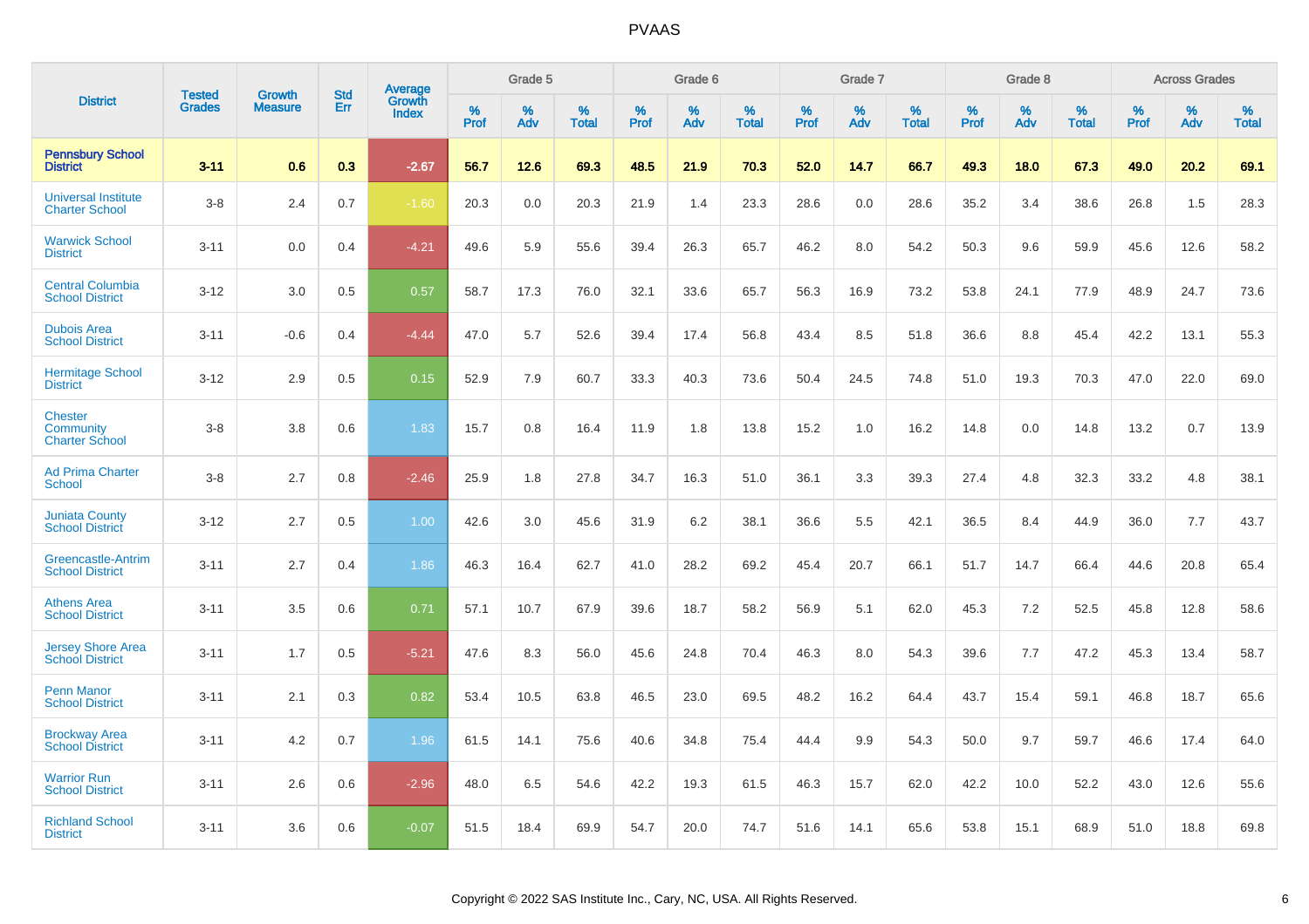# PVAAS

| District | Tested Grades | Growth Measure | Std Err | Average Growth Index | Grade 5 | | | Grade 6 | | | Grade 7 | | | Grade 8 | | | Across Grades | | |
|---|---|---|---|---|---|---|---|---|---|---|---|---|---|---|---|---|---|---|---|
| | | | | | % Prof | % Adv | % Total | % Prof | % Adv | % Total | % Prof | % Adv | % Total | % Prof | % Adv | % Total | % Prof | % Adv | % Total |
| **Pennsbury School District** | **3-11** | **0.6** | **0.3** | **-2.67** | **56.7** | **12.6** | **69.3** | **48.5** | **21.9** | **70.3** | **52.0** | **14.7** | **66.7** | **49.3** | **18.0** | **67.3** | **49.0** | **20.2** | **69.1** |
| Universal Institute Charter School | 3-8 | 2.4 | 0.7 | -1.60 | 20.3 | 0.0 | 20.3 | 21.9 | 1.4 | 23.3 | 28.6 | 0.0 | 28.6 | 35.2 | 3.4 | 38.6 | 26.8 | 1.5 | 28.3 |
| Warwick School District | 3-11 | 0.0 | 0.4 | -4.21 | 49.6 | 5.9 | 55.6 | 39.4 | 26.3 | 65.7 | 46.2 | 8.0 | 54.2 | 50.3 | 9.6 | 59.9 | 45.6 | 12.6 | 58.2 |
| Central Columbia School District | 3-12 | 3.0 | 0.5 | 0.57 | 58.7 | 17.3 | 76.0 | 32.1 | 33.6 | 65.7 | 56.3 | 16.9 | 73.2 | 53.8 | 24.1 | 77.9 | 48.9 | 24.7 | 73.6 |
| Dubois Area School District | 3-11 | -0.6 | 0.4 | -4.44 | 47.0 | 5.7 | 52.6 | 39.4 | 17.4 | 56.8 | 43.4 | 8.5 | 51.8 | 36.6 | 8.8 | 45.4 | 42.2 | 13.1 | 55.3 |
| Hermitage School District | 3-12 | 2.9 | 0.5 | 0.15 | 52.9 | 7.9 | 60.7 | 33.3 | 40.3 | 73.6 | 50.4 | 24.5 | 74.8 | 51.0 | 19.3 | 70.3 | 47.0 | 22.0 | 69.0 |
| Chester Community Charter School | 3-8 | 3.8 | 0.6 | 1.83 | 15.7 | 0.8 | 16.4 | 11.9 | 1.8 | 13.8 | 15.2 | 1.0 | 16.2 | 14.8 | 0.0 | 14.8 | 13.2 | 0.7 | 13.9 |
| Ad Prima Charter School | 3-8 | 2.7 | 0.8 | -2.46 | 25.9 | 1.8 | 27.8 | 34.7 | 16.3 | 51.0 | 36.1 | 3.3 | 39.3 | 27.4 | 4.8 | 32.3 | 33.2 | 4.8 | 38.1 |
| Juniata County School District | 3-12 | 2.7 | 0.5 | 1.00 | 42.6 | 3.0 | 45.6 | 31.9 | 6.2 | 38.1 | 36.6 | 5.5 | 42.1 | 36.5 | 8.4 | 44.9 | 36.0 | 7.7 | 43.7 |
| Greencastle-Antrim School District | 3-11 | 2.7 | 0.4 | 1.86 | 46.3 | 16.4 | 62.7 | 41.0 | 28.2 | 69.2 | 45.4 | 20.7 | 66.1 | 51.7 | 14.7 | 66.4 | 44.6 | 20.8 | 65.4 |
| Athens Area School District | 3-11 | 3.5 | 0.6 | 0.71 | 57.1 | 10.7 | 67.9 | 39.6 | 18.7 | 58.2 | 56.9 | 5.1 | 62.0 | 45.3 | 7.2 | 52.5 | 45.8 | 12.8 | 58.6 |
| Jersey Shore Area School District | 3-11 | 1.7 | 0.5 | -5.21 | 47.6 | 8.3 | 56.0 | 45.6 | 24.8 | 70.4 | 46.3 | 8.0 | 54.3 | 39.6 | 7.7 | 47.2 | 45.3 | 13.4 | 58.7 |
| Penn Manor School District | 3-11 | 2.1 | 0.3 | 0.82 | 53.4 | 10.5 | 63.8 | 46.5 | 23.0 | 69.5 | 48.2 | 16.2 | 64.4 | 43.7 | 15.4 | 59.1 | 46.8 | 18.7 | 65.6 |
| Brockway Area School District | 3-11 | 4.2 | 0.7 | 1.96 | 61.5 | 14.1 | 75.6 | 40.6 | 34.8 | 75.4 | 44.4 | 9.9 | 54.3 | 50.0 | 9.7 | 59.7 | 46.6 | 17.4 | 64.0 |
| Warrior Run School District | 3-11 | 2.6 | 0.6 | -2.96 | 48.0 | 6.5 | 54.6 | 42.2 | 19.3 | 61.5 | 46.3 | 15.7 | 62.0 | 42.2 | 10.0 | 52.2 | 43.0 | 12.6 | 55.6 |
| Richland School District | 3-11 | 3.6 | 0.6 | -0.07 | 51.5 | 18.4 | 69.9 | 54.7 | 20.0 | 74.7 | 51.6 | 14.1 | 65.6 | 53.8 | 15.1 | 68.9 | 51.0 | 18.8 | 69.8 |

Copyright © 2022 SAS Institute Inc., Cary, NC, USA. All Rights Reserved.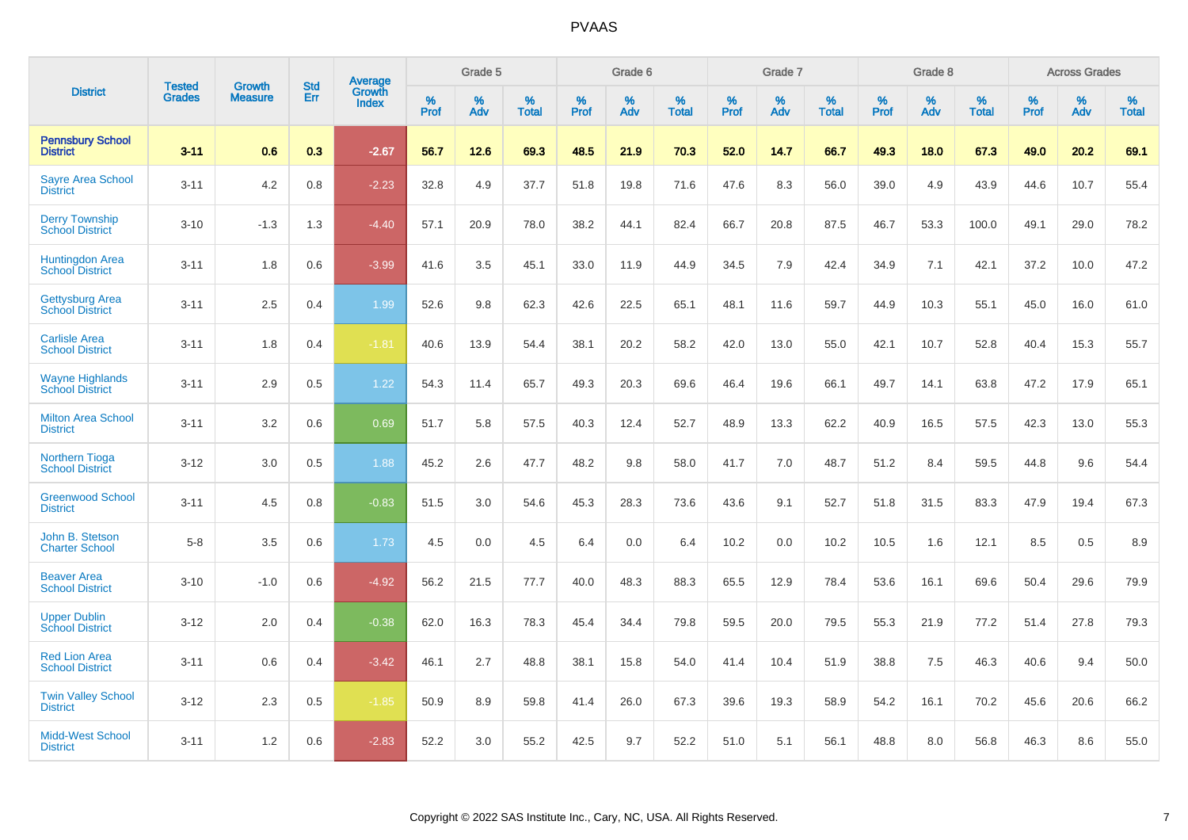# PVAAS

| District | Tested Grades | Growth Measure | Std Err | Average Growth Index | Grade 5 | | | Grade 6 | | | Grade 7 | | | Grade 8 | | | Across Grades | | |
|---|---|---|---|---|---|---|---|---|---|---|---|---|---|---|---|---|---|---|---|
| | | | | | % Prof | % Adv | % Total | % Prof | % Adv | % Total | % Prof | % Adv | % Total | % Prof | % Adv | % Total | % Prof | % Adv | % Total |
| **Pennsbury School District** | **3-11** | **0.6** | **0.3** | **-2.67** | **56.7** | **12.6** | **69.3** | **48.5** | **21.9** | **70.3** | **52.0** | **14.7** | **66.7** | **49.3** | **18.0** | **67.3** | **49.0** | **20.2** | **69.1** |
| Sayre Area School District | 3-11 | 4.2 | 0.8 | -2.23 | 32.8 | 4.9 | 37.7 | 51.8 | 19.8 | 71.6 | 47.6 | 8.3 | 56.0 | 39.0 | 4.9 | 43.9 | 44.6 | 10.7 | 55.4 |
| Derry Township School District | 3-10 | -1.3 | 1.3 | -4.40 | 57.1 | 20.9 | 78.0 | 38.2 | 44.1 | 82.4 | 66.7 | 20.8 | 87.5 | 46.7 | 53.3 | 100.0 | 49.1 | 29.0 | 78.2 |
| Huntingdon Area School District | 3-11 | 1.8 | 0.6 | -3.99 | 41.6 | 3.5 | 45.1 | 33.0 | 11.9 | 44.9 | 34.5 | 7.9 | 42.4 | 34.9 | 7.1 | 42.1 | 37.2 | 10.0 | 47.2 |
| Gettysburg Area School District | 3-11 | 2.5 | 0.4 | 1.99 | 52.6 | 9.8 | 62.3 | 42.6 | 22.5 | 65.1 | 48.1 | 11.6 | 59.7 | 44.9 | 10.3 | 55.1 | 45.0 | 16.0 | 61.0 |
| Carlisle Area School District | 3-11 | 1.8 | 0.4 | -1.81 | 40.6 | 13.9 | 54.4 | 38.1 | 20.2 | 58.2 | 42.0 | 13.0 | 55.0 | 42.1 | 10.7 | 52.8 | 40.4 | 15.3 | 55.7 |
| Wayne Highlands School District | 3-11 | 2.9 | 0.5 | 1.22 | 54.3 | 11.4 | 65.7 | 49.3 | 20.3 | 69.6 | 46.4 | 19.6 | 66.1 | 49.7 | 14.1 | 63.8 | 47.2 | 17.9 | 65.1 |
| Milton Area School District | 3-11 | 3.2 | 0.6 | 0.69 | 51.7 | 5.8 | 57.5 | 40.3 | 12.4 | 52.7 | 48.9 | 13.3 | 62.2 | 40.9 | 16.5 | 57.5 | 42.3 | 13.0 | 55.3 |
| Northern Tioga School District | 3-12 | 3.0 | 0.5 | 1.88 | 45.2 | 2.6 | 47.7 | 48.2 | 9.8 | 58.0 | 41.7 | 7.0 | 48.7 | 51.2 | 8.4 | 59.5 | 44.8 | 9.6 | 54.4 |
| Greenwood School District | 3-11 | 4.5 | 0.8 | -0.83 | 51.5 | 3.0 | 54.6 | 45.3 | 28.3 | 73.6 | 43.6 | 9.1 | 52.7 | 51.8 | 31.5 | 83.3 | 47.9 | 19.4 | 67.3 |
| John B. Stetson Charter School | 5-8 | 3.5 | 0.6 | 1.73 | 4.5 | 0.0 | 4.5 | 6.4 | 0.0 | 6.4 | 10.2 | 0.0 | 10.2 | 10.5 | 1.6 | 12.1 | 8.5 | 0.5 | 8.9 |
| Beaver Area School District | 3-10 | -1.0 | 0.6 | -4.92 | 56.2 | 21.5 | 77.7 | 40.0 | 48.3 | 88.3 | 65.5 | 12.9 | 78.4 | 53.6 | 16.1 | 69.6 | 50.4 | 29.6 | 79.9 |
| Upper Dublin School District | 3-12 | 2.0 | 0.4 | -0.38 | 62.0 | 16.3 | 78.3 | 45.4 | 34.4 | 79.8 | 59.5 | 20.0 | 79.5 | 55.3 | 21.9 | 77.2 | 51.4 | 27.8 | 79.3 |
| Red Lion Area School District | 3-11 | 0.6 | 0.4 | -3.42 | 46.1 | 2.7 | 48.8 | 38.1 | 15.8 | 54.0 | 41.4 | 10.4 | 51.9 | 38.8 | 7.5 | 46.3 | 40.6 | 9.4 | 50.0 |
| Twin Valley School District | 3-12 | 2.3 | 0.5 | -1.85 | 50.9 | 8.9 | 59.8 | 41.4 | 26.0 | 67.3 | 39.6 | 19.3 | 58.9 | 54.2 | 16.1 | 70.2 | 45.6 | 20.6 | 66.2 |
| Midd-West School District | 3-11 | 1.2 | 0.6 | -2.83 | 52.2 | 3.0 | 55.2 | 42.5 | 9.7 | 52.2 | 51.0 | 5.1 | 56.1 | 48.8 | 8.0 | 56.8 | 46.3 | 8.6 | 55.0 |

Copyright © 2022 SAS Institute Inc., Cary, NC, USA. All Rights Reserved.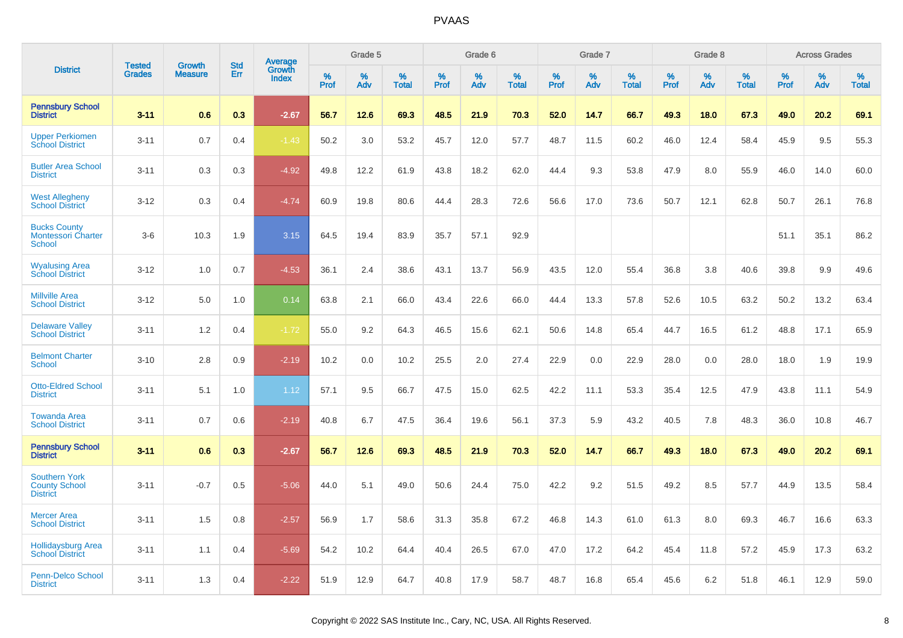# PVAAS

| District | Tested Grades | Growth Measure | Std Err | Average Growth Index | Grade 5 | | | Grade 6 | | | Grade 7 | | | Grade 8 | | | Across Grades | | |
|---|---|---|---|---|---|---|---|---|---|---|---|---|---|---|---|---|---|---|---|
| | | | | | % Prof | % Adv | % Total | % Prof | % Adv | % Total | % Prof | % Adv | % Total | % Prof | % Adv | % Total | % Prof | % Adv | % Total |
| **Pennsbury School District** | **3-11** | **0.6** | **0.3** | **-2.67** | **56.7** | **12.6** | **69.3** | **48.5** | **21.9** | **70.3** | **52.0** | **14.7** | **66.7** | **49.3** | **18.0** | **67.3** | **49.0** | **20.2** | **69.1** |
| Upper Perkiomen School District | 3-11 | 0.7 | 0.4 | -1.43 | 50.2 | 3.0 | 53.2 | 45.7 | 12.0 | 57.7 | 48.7 | 11.5 | 60.2 | 46.0 | 12.4 | 58.4 | 45.9 | 9.5 | 55.3 |
| Butler Area School District | 3-11 | 0.3 | 0.3 | -4.92 | 49.8 | 12.2 | 61.9 | 43.8 | 18.2 | 62.0 | 44.4 | 9.3 | 53.8 | 47.9 | 8.0 | 55.9 | 46.0 | 14.0 | 60.0 |
| West Allegheny School District | 3-12 | 0.3 | 0.4 | -4.74 | 60.9 | 19.8 | 80.6 | 44.4 | 28.3 | 72.6 | 56.6 | 17.0 | 73.6 | 50.7 | 12.1 | 62.8 | 50.7 | 26.1 | 76.8 |
| Bucks County Montessori Charter School | 3-6 | 10.3 | 1.9 | 3.15 | 64.5 | 19.4 | 83.9 | 35.7 | 57.1 | 92.9 | | | | | | | 51.1 | 35.1 | 86.2 |
| Wyalusing Area School District | 3-12 | 1.0 | 0.7 | -4.53 | 36.1 | 2.4 | 38.6 | 43.1 | 13.7 | 56.9 | 43.5 | 12.0 | 55.4 | 36.8 | 3.8 | 40.6 | 39.8 | 9.9 | 49.6 |
| Millville Area School District | 3-12 | 5.0 | 1.0 | 0.14 | 63.8 | 2.1 | 66.0 | 43.4 | 22.6 | 66.0 | 44.4 | 13.3 | 57.8 | 52.6 | 10.5 | 63.2 | 50.2 | 13.2 | 63.4 |
| Delaware Valley School District | 3-11 | 1.2 | 0.4 | -1.72 | 55.0 | 9.2 | 64.3 | 46.5 | 15.6 | 62.1 | 50.6 | 14.8 | 65.4 | 44.7 | 16.5 | 61.2 | 48.8 | 17.1 | 65.9 |
| Belmont Charter School | 3-10 | 2.8 | 0.9 | -2.19 | 10.2 | 0.0 | 10.2 | 25.5 | 2.0 | 27.4 | 22.9 | 0.0 | 22.9 | 28.0 | 0.0 | 28.0 | 18.0 | 1.9 | 19.9 |
| Otto-Eldred School District | 3-11 | 5.1 | 1.0 | 1.12 | 57.1 | 9.5 | 66.7 | 47.5 | 15.0 | 62.5 | 42.2 | 11.1 | 53.3 | 35.4 | 12.5 | 47.9 | 43.8 | 11.1 | 54.9 |
| Towanda Area School District | 3-11 | 0.7 | 0.6 | -2.19 | 40.8 | 6.7 | 47.5 | 36.4 | 19.6 | 56.1 | 37.3 | 5.9 | 43.2 | 40.5 | 7.8 | 48.3 | 36.0 | 10.8 | 46.7 |
| **Pennsbury School District** | **3-11** | **0.6** | **0.3** | **-2.67** | **56.7** | **12.6** | **69.3** | **48.5** | **21.9** | **70.3** | **52.0** | **14.7** | **66.7** | **49.3** | **18.0** | **67.3** | **49.0** | **20.2** | **69.1** |
| Southern York County School District | 3-11 | -0.7 | 0.5 | -5.06 | 44.0 | 5.1 | 49.0 | 50.6 | 24.4 | 75.0 | 42.2 | 9.2 | 51.5 | 49.2 | 8.5 | 57.7 | 44.9 | 13.5 | 58.4 |
| Mercer Area School District | 3-11 | 1.5 | 0.8 | -2.57 | 56.9 | 1.7 | 58.6 | 31.3 | 35.8 | 67.2 | 46.8 | 14.3 | 61.0 | 61.3 | 8.0 | 69.3 | 46.7 | 16.6 | 63.3 |
| Hollidaysburg Area School District | 3-11 | 1.1 | 0.4 | -5.69 | 54.2 | 10.2 | 64.4 | 40.4 | 26.5 | 67.0 | 47.0 | 17.2 | 64.2 | 45.4 | 11.8 | 57.2 | 45.9 | 17.3 | 63.2 |
| Penn-Delco School District | 3-11 | 1.3 | 0.4 | -2.22 | 51.9 | 12.9 | 64.7 | 40.8 | 17.9 | 58.7 | 48.7 | 16.8 | 65.4 | 45.6 | 6.2 | 51.8 | 46.1 | 12.9 | 59.0 |

Copyright © 2022 SAS Institute Inc., Cary, NC, USA. All Rights Reserved.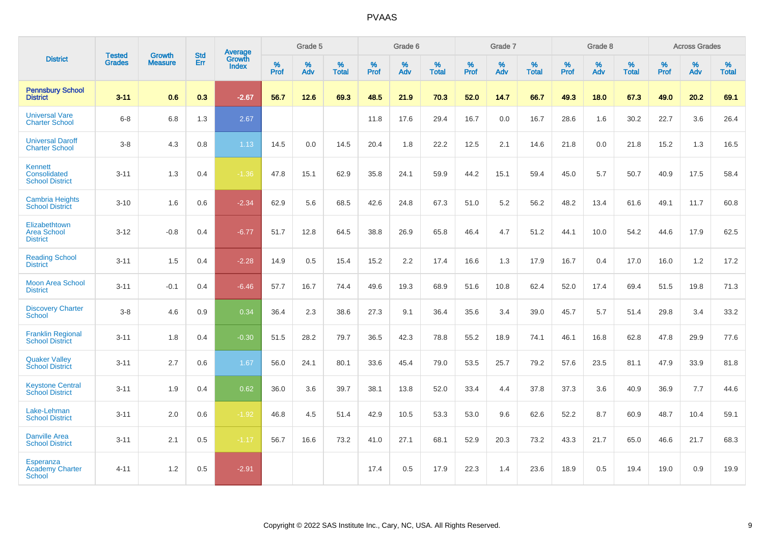# PVAAS

| District | Tested Grades | Growth Measure | Std Err | Average Growth Index | Grade 5 | | | Grade 6 | | | Grade 7 | | | Grade 8 | | | Across Grades | | |
|---|---|---|---|---|---|---|---|---|---|---|---|---|---|---|---|---|---|---|---|
| | | | | | % Prof | % Adv | % Total | % Prof | % Adv | % Total | % Prof | % Adv | % Total | % Prof | % Adv | % Total | % Prof | % Adv | % Total |
| **Pennsbury School District** | **3-11** | **0.6** | **0.3** | **-2.67** | **56.7** | **12.6** | **69.3** | **48.5** | **21.9** | **70.3** | **52.0** | **14.7** | **66.7** | **49.3** | **18.0** | **67.3** | **49.0** | **20.2** | **69.1** |
| Universal Vare Charter School | 6-8 | 6.8 | 1.3 | 2.67 | | | | 11.8 | 17.6 | 29.4 | 16.7 | 0.0 | 16.7 | 28.6 | 1.6 | 30.2 | 22.7 | 3.6 | 26.4 |
| Universal Daroff Charter School | 3-8 | 4.3 | 0.8 | 1.13 | 14.5 | 0.0 | 14.5 | 20.4 | 1.8 | 22.2 | 12.5 | 2.1 | 14.6 | 21.8 | 0.0 | 21.8 | 15.2 | 1.3 | 16.5 |
| Kennett Consolidated School District | 3-11 | 1.3 | 0.4 | -1.36 | 47.8 | 15.1 | 62.9 | 35.8 | 24.1 | 59.9 | 44.2 | 15.1 | 59.4 | 45.0 | 5.7 | 50.7 | 40.9 | 17.5 | 58.4 |
| Cambria Heights School District | 3-10 | 1.6 | 0.6 | -2.34 | 62.9 | 5.6 | 68.5 | 42.6 | 24.8 | 67.3 | 51.0 | 5.2 | 56.2 | 48.2 | 13.4 | 61.6 | 49.1 | 11.7 | 60.8 |
| Elizabethtown Area School District | 3-12 | -0.8 | 0.4 | -6.77 | 51.7 | 12.8 | 64.5 | 38.8 | 26.9 | 65.8 | 46.4 | 4.7 | 51.2 | 44.1 | 10.0 | 54.2 | 44.6 | 17.9 | 62.5 |
| Reading School District | 3-11 | 1.5 | 0.4 | -2.28 | 14.9 | 0.5 | 15.4 | 15.2 | 2.2 | 17.4 | 16.6 | 1.3 | 17.9 | 16.7 | 0.4 | 17.0 | 16.0 | 1.2 | 17.2 |
| Moon Area School District | 3-11 | -0.1 | 0.4 | -6.46 | 57.7 | 16.7 | 74.4 | 49.6 | 19.3 | 68.9 | 51.6 | 10.8 | 62.4 | 52.0 | 17.4 | 69.4 | 51.5 | 19.8 | 71.3 |
| Discovery Charter School | 3-8 | 4.6 | 0.9 | 0.34 | 36.4 | 2.3 | 38.6 | 27.3 | 9.1 | 36.4 | 35.6 | 3.4 | 39.0 | 45.7 | 5.7 | 51.4 | 29.8 | 3.4 | 33.2 |
| Franklin Regional School District | 3-11 | 1.8 | 0.4 | -0.30 | 51.5 | 28.2 | 79.7 | 36.5 | 42.3 | 78.8 | 55.2 | 18.9 | 74.1 | 46.1 | 16.8 | 62.8 | 47.8 | 29.9 | 77.6 |
| Quaker Valley School District | 3-11 | 2.7 | 0.6 | 1.67 | 56.0 | 24.1 | 80.1 | 33.6 | 45.4 | 79.0 | 53.5 | 25.7 | 79.2 | 57.6 | 23.5 | 81.1 | 47.9 | 33.9 | 81.8 |
| Keystone Central School District | 3-11 | 1.9 | 0.4 | 0.62 | 36.0 | 3.6 | 39.7 | 38.1 | 13.8 | 52.0 | 33.4 | 4.4 | 37.8 | 37.3 | 3.6 | 40.9 | 36.9 | 7.7 | 44.6 |
| Lake-Lehman School District | 3-11 | 2.0 | 0.6 | -1.92 | 46.8 | 4.5 | 51.4 | 42.9 | 10.5 | 53.3 | 53.0 | 9.6 | 62.6 | 52.2 | 8.7 | 60.9 | 48.7 | 10.4 | 59.1 |
| Danville Area School District | 3-11 | 2.1 | 0.5 | -1.17 | 56.7 | 16.6 | 73.2 | 41.0 | 27.1 | 68.1 | 52.9 | 20.3 | 73.2 | 43.3 | 21.7 | 65.0 | 46.6 | 21.7 | 68.3 |
| Esperanza Academy Charter School | 4-11 | 1.2 | 0.5 | -2.91 | | | | 17.4 | 0.5 | 17.9 | 22.3 | 1.4 | 23.6 | 18.9 | 0.5 | 19.4 | 19.0 | 0.9 | 19.9 |

Copyright © 2022 SAS Institute Inc., Cary, NC, USA. All Rights Reserved.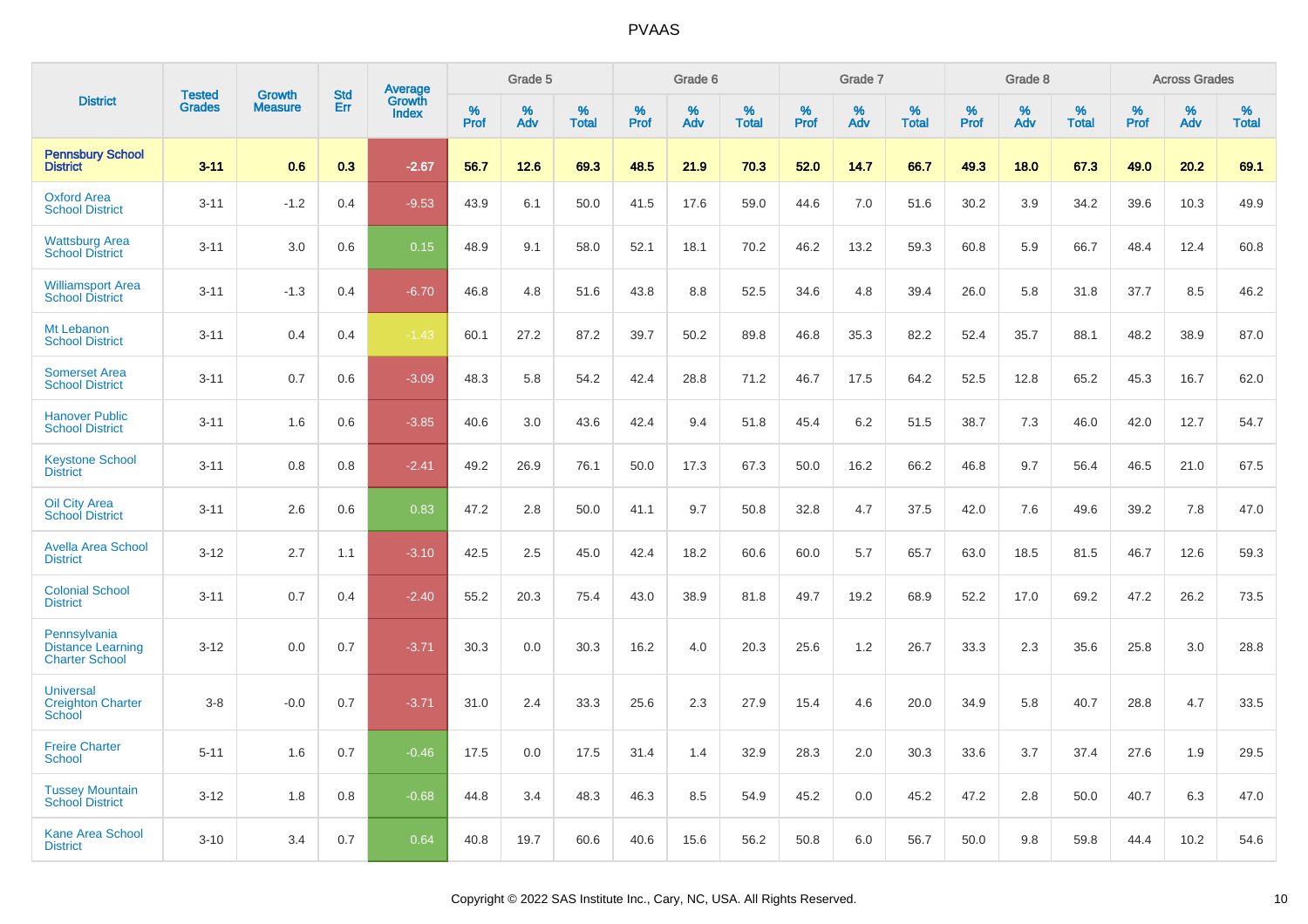| District | Tested Grades | Growth Measure | Std Err | Average Growth Index | Grade 5 | | | Grade 6 | | | Grade 7 | | | Grade 8 | | | Across Grades | | |
|---|---|---|---|---|---|---|---|---|---|---|---|---|---|---|---|---|---|---|---|
| | | | | | % Prof | % Adv | % Total | % Prof | % Adv | % Total | % Prof | % Adv | % Total | % Prof | % Adv | % Total | % Prof | % Adv | % Total |
| **Pennsbury School District** | **3-11** | **0.6** | **0.3** | **-2.67** | **56.7** | **12.6** | **69.3** | **48.5** | **21.9** | **70.3** | **52.0** | **14.7** | **66.7** | **49.3** | **18.0** | **67.3** | **49.0** | **20.2** | **69.1** |
| Oxford Area School District | 3-11 | -1.2 | 0.4 | -9.53 | 43.9 | 6.1 | 50.0 | 41.5 | 17.6 | 59.0 | 44.6 | 7.0 | 51.6 | 30.2 | 3.9 | 34.2 | 39.6 | 10.3 | 49.9 |
| Wattsburg Area School District | 3-11 | 3.0 | 0.6 | 0.15 | 48.9 | 9.1 | 58.0 | 52.1 | 18.1 | 70.2 | 46.2 | 13.2 | 59.3 | 60.8 | 5.9 | 66.7 | 48.4 | 12.4 | 60.8 |
| Williamsport Area School District | 3-11 | -1.3 | 0.4 | -6.70 | 46.8 | 4.8 | 51.6 | 43.8 | 8.8 | 52.5 | 34.6 | 4.8 | 39.4 | 26.0 | 5.8 | 31.8 | 37.7 | 8.5 | 46.2 |
| Mt Lebanon School District | 3-11 | 0.4 | 0.4 | -1.43 | 60.1 | 27.2 | 87.2 | 39.7 | 50.2 | 89.8 | 46.8 | 35.3 | 82.2 | 52.4 | 35.7 | 88.1 | 48.2 | 38.9 | 87.0 |
| Somerset Area School District | 3-11 | 0.7 | 0.6 | -3.09 | 48.3 | 5.8 | 54.2 | 42.4 | 28.8 | 71.2 | 46.7 | 17.5 | 64.2 | 52.5 | 12.8 | 65.2 | 45.3 | 16.7 | 62.0 |
| Hanover Public School District | 3-11 | 1.6 | 0.6 | -3.85 | 40.6 | 3.0 | 43.6 | 42.4 | 9.4 | 51.8 | 45.4 | 6.2 | 51.5 | 38.7 | 7.3 | 46.0 | 42.0 | 12.7 | 54.7 |
| Keystone School District | 3-11 | 0.8 | 0.8 | -2.41 | 49.2 | 26.9 | 76.1 | 50.0 | 17.3 | 67.3 | 50.0 | 16.2 | 66.2 | 46.8 | 9.7 | 56.4 | 46.5 | 21.0 | 67.5 |
| Oil City Area School District | 3-11 | 2.6 | 0.6 | 0.83 | 47.2 | 2.8 | 50.0 | 41.1 | 9.7 | 50.8 | 32.8 | 4.7 | 37.5 | 42.0 | 7.6 | 49.6 | 39.2 | 7.8 | 47.0 |
| Avella Area School District | 3-12 | 2.7 | 1.1 | -3.10 | 42.5 | 2.5 | 45.0 | 42.4 | 18.2 | 60.6 | 60.0 | 5.7 | 65.7 | 63.0 | 18.5 | 81.5 | 46.7 | 12.6 | 59.3 |
| Colonial School District | 3-11 | 0.7 | 0.4 | -2.40 | 55.2 | 20.3 | 75.4 | 43.0 | 38.9 | 81.8 | 49.7 | 19.2 | 68.9 | 52.2 | 17.0 | 69.2 | 47.2 | 26.2 | 73.5 |
| Pennsylvania Distance Learning Charter School | 3-12 | 0.0 | 0.7 | -3.71 | 30.3 | 0.0 | 30.3 | 16.2 | 4.0 | 20.3 | 25.6 | 1.2 | 26.7 | 33.3 | 2.3 | 35.6 | 25.8 | 3.0 | 28.8 |
| Universal Creighton Charter School | 3-8 | -0.0 | 0.7 | -3.71 | 31.0 | 2.4 | 33.3 | 25.6 | 2.3 | 27.9 | 15.4 | 4.6 | 20.0 | 34.9 | 5.8 | 40.7 | 28.8 | 4.7 | 33.5 |
| Freire Charter School | 5-11 | 1.6 | 0.7 | -0.46 | 17.5 | 0.0 | 17.5 | 31.4 | 1.4 | 32.9 | 28.3 | 2.0 | 30.3 | 33.6 | 3.7 | 37.4 | 27.6 | 1.9 | 29.5 |
| Tussey Mountain School District | 3-12 | 1.8 | 0.8 | -0.68 | 44.8 | 3.4 | 48.3 | 46.3 | 8.5 | 54.9 | 45.2 | 0.0 | 45.2 | 47.2 | 2.8 | 50.0 | 40.7 | 6.3 | 47.0 |
| Kane Area School District | 3-10 | 3.4 | 0.7 | 0.64 | 40.8 | 19.7 | 60.6 | 40.6 | 15.6 | 56.2 | 50.8 | 6.0 | 56.7 | 50.0 | 9.8 | 59.8 | 44.4 | 10.2 | 54.6 |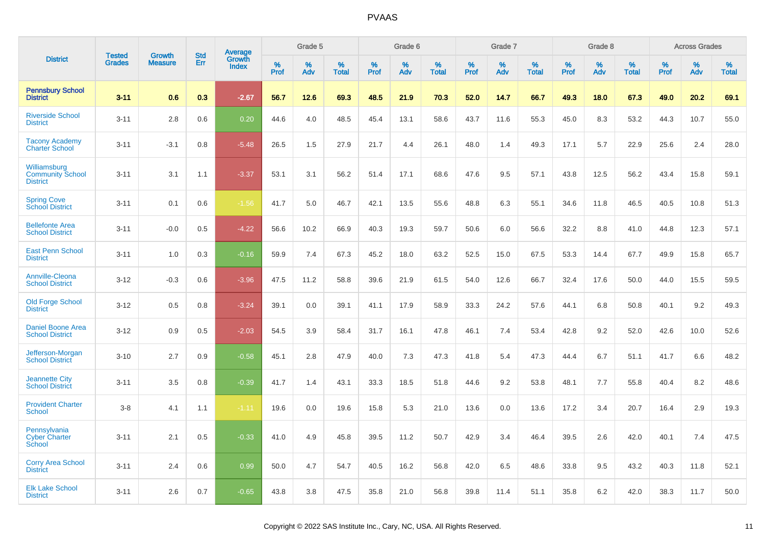| District | Tested Grades | Growth Measure | Std Err | Average Growth Index | Grade 5 | | | Grade 6 | | | Grade 7 | | | Grade 8 | | | Across Grades | | |
|---|---|---|---|---|---|---|---|---|---|---|---|---|---|---|---|---|---|---|---|
| | | | | | % Prof | % Adv | % Total | % Prof | % Adv | % Total | % Prof | % Adv | % Total | % Prof | % Adv | % Total | % Prof | % Adv | % Total |
| **Pennsbury School District** | **3-11** | **0.6** | **0.3** | **-2.67** | **56.7** | **12.6** | **69.3** | **48.5** | **21.9** | **70.3** | **52.0** | **14.7** | **66.7** | **49.3** | **18.0** | **67.3** | **49.0** | **20.2** | **69.1** |
| Riverside School District | 3-11 | 2.8 | 0.6 | 0.20 | 44.6 | 4.0 | 48.5 | 45.4 | 13.1 | 58.6 | 43.7 | 11.6 | 55.3 | 45.0 | 8.3 | 53.2 | 44.3 | 10.7 | 55.0 |
| Tacony Academy Charter School | 3-11 | -3.1 | 0.8 | -5.48 | 26.5 | 1.5 | 27.9 | 21.7 | 4.4 | 26.1 | 48.0 | 1.4 | 49.3 | 17.1 | 5.7 | 22.9 | 25.6 | 2.4 | 28.0 |
| Williamsburg Community School District | 3-11 | 3.1 | 1.1 | -3.37 | 53.1 | 3.1 | 56.2 | 51.4 | 17.1 | 68.6 | 47.6 | 9.5 | 57.1 | 43.8 | 12.5 | 56.2 | 43.4 | 15.8 | 59.1 |
| Spring Cove School District | 3-11 | 0.1 | 0.6 | -1.56 | 41.7 | 5.0 | 46.7 | 42.1 | 13.5 | 55.6 | 48.8 | 6.3 | 55.1 | 34.6 | 11.8 | 46.5 | 40.5 | 10.8 | 51.3 |
| Bellefonte Area School District | 3-11 | -0.0 | 0.5 | -4.22 | 56.6 | 10.2 | 66.9 | 40.3 | 19.3 | 59.7 | 50.6 | 6.0 | 56.6 | 32.2 | 8.8 | 41.0 | 44.8 | 12.3 | 57.1 |
| East Penn School District | 3-11 | 1.0 | 0.3 | -0.16 | 59.9 | 7.4 | 67.3 | 45.2 | 18.0 | 63.2 | 52.5 | 15.0 | 67.5 | 53.3 | 14.4 | 67.7 | 49.9 | 15.8 | 65.7 |
| Annville-Cleona School District | 3-12 | -0.3 | 0.6 | -3.96 | 47.5 | 11.2 | 58.8 | 39.6 | 21.9 | 61.5 | 54.0 | 12.6 | 66.7 | 32.4 | 17.6 | 50.0 | 44.0 | 15.5 | 59.5 |
| Old Forge School District | 3-12 | 0.5 | 0.8 | -3.24 | 39.1 | 0.0 | 39.1 | 41.1 | 17.9 | 58.9 | 33.3 | 24.2 | 57.6 | 44.1 | 6.8 | 50.8 | 40.1 | 9.2 | 49.3 |
| Daniel Boone Area School District | 3-12 | 0.9 | 0.5 | -2.03 | 54.5 | 3.9 | 58.4 | 31.7 | 16.1 | 47.8 | 46.1 | 7.4 | 53.4 | 42.8 | 9.2 | 52.0 | 42.6 | 10.0 | 52.6 |
| Jefferson-Morgan School District | 3-10 | 2.7 | 0.9 | -0.58 | 45.1 | 2.8 | 47.9 | 40.0 | 7.3 | 47.3 | 41.8 | 5.4 | 47.3 | 44.4 | 6.7 | 51.1 | 41.7 | 6.6 | 48.2 |
| Jeannette City School District | 3-11 | 3.5 | 0.8 | -0.39 | 41.7 | 1.4 | 43.1 | 33.3 | 18.5 | 51.8 | 44.6 | 9.2 | 53.8 | 48.1 | 7.7 | 55.8 | 40.4 | 8.2 | 48.6 |
| Provident Charter School | 3-8 | 4.1 | 1.1 | -1.11 | 19.6 | 0.0 | 19.6 | 15.8 | 5.3 | 21.0 | 13.6 | 0.0 | 13.6 | 17.2 | 3.4 | 20.7 | 16.4 | 2.9 | 19.3 |
| Pennsylvania Cyber Charter School | 3-11 | 2.1 | 0.5 | -0.33 | 41.0 | 4.9 | 45.8 | 39.5 | 11.2 | 50.7 | 42.9 | 3.4 | 46.4 | 39.5 | 2.6 | 42.0 | 40.1 | 7.4 | 47.5 |
| Corry Area School District | 3-11 | 2.4 | 0.6 | 0.99 | 50.0 | 4.7 | 54.7 | 40.5 | 16.2 | 56.8 | 42.0 | 6.5 | 48.6 | 33.8 | 9.5 | 43.2 | 40.3 | 11.8 | 52.1 |
| Elk Lake School District | 3-11 | 2.6 | 0.7 | -0.65 | 43.8 | 3.8 | 47.5 | 35.8 | 21.0 | 56.8 | 39.8 | 11.4 | 51.1 | 35.8 | 6.2 | 42.0 | 38.3 | 11.7 | 50.0 |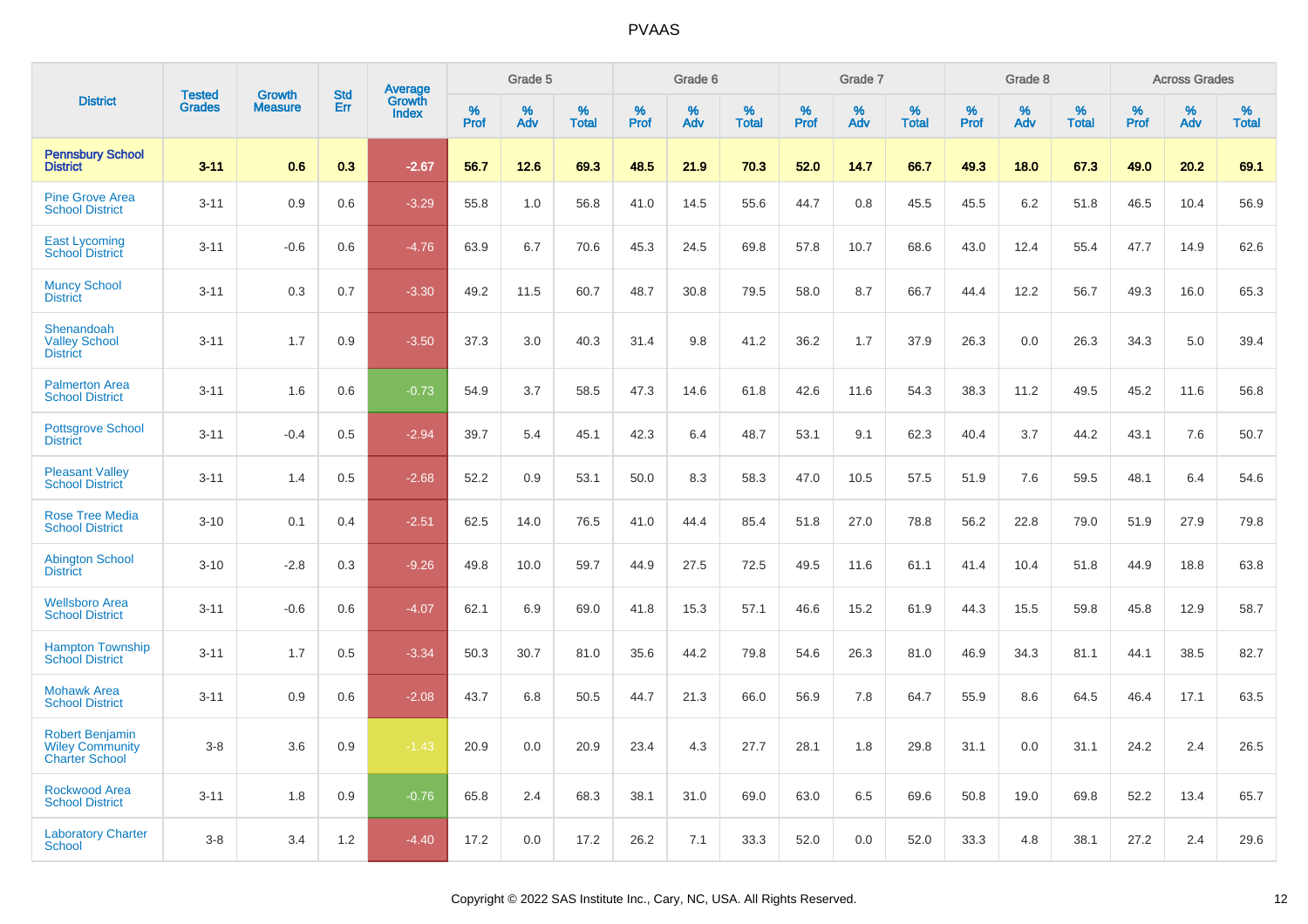# PVAAS

| District | Tested Grades | Growth Measure | Std Err | Average Growth Index | Grade 5 | | | Grade 6 | | | Grade 7 | | | Grade 8 | | | Across Grades | | |
|---|---|---|---|---|---|---|---|---|---|---|---|---|---|---|---|---|---|---|---|
| | | | | | % Prof | % Adv | % Total | % Prof | % Adv | % Total | % Prof | % Adv | % Total | % Prof | % Adv | % Total | % Prof | % Adv | % Total |
| **Pennsbury School District** | **3-11** | **0.6** | **0.3** | **-2.67** | **56.7** | **12.6** | **69.3** | **48.5** | **21.9** | **70.3** | **52.0** | **14.7** | **66.7** | **49.3** | **18.0** | **67.3** | **49.0** | **20.2** | **69.1** |
| Pine Grove Area School District | 3-11 | 0.9 | 0.6 | -3.29 | 55.8 | 1.0 | 56.8 | 41.0 | 14.5 | 55.6 | 44.7 | 0.8 | 45.5 | 45.5 | 6.2 | 51.8 | 46.5 | 10.4 | 56.9 |
| East Lycoming School District | 3-11 | -0.6 | 0.6 | -4.76 | 63.9 | 6.7 | 70.6 | 45.3 | 24.5 | 69.8 | 57.8 | 10.7 | 68.6 | 43.0 | 12.4 | 55.4 | 47.7 | 14.9 | 62.6 |
| Muncy School District | 3-11 | 0.3 | 0.7 | -3.30 | 49.2 | 11.5 | 60.7 | 48.7 | 30.8 | 79.5 | 58.0 | 8.7 | 66.7 | 44.4 | 12.2 | 56.7 | 49.3 | 16.0 | 65.3 |
| Shenandoah Valley School District | 3-11 | 1.7 | 0.9 | -3.50 | 37.3 | 3.0 | 40.3 | 31.4 | 9.8 | 41.2 | 36.2 | 1.7 | 37.9 | 26.3 | 0.0 | 26.3 | 34.3 | 5.0 | 39.4 |
| Palmerton Area School District | 3-11 | 1.6 | 0.6 | -0.73 | 54.9 | 3.7 | 58.5 | 47.3 | 14.6 | 61.8 | 42.6 | 11.6 | 54.3 | 38.3 | 11.2 | 49.5 | 45.2 | 11.6 | 56.8 |
| Pottsgrove School District | 3-11 | -0.4 | 0.5 | -2.94 | 39.7 | 5.4 | 45.1 | 42.3 | 6.4 | 48.7 | 53.1 | 9.1 | 62.3 | 40.4 | 3.7 | 44.2 | 43.1 | 7.6 | 50.7 |
| Pleasant Valley School District | 3-11 | 1.4 | 0.5 | -2.68 | 52.2 | 0.9 | 53.1 | 50.0 | 8.3 | 58.3 | 47.0 | 10.5 | 57.5 | 51.9 | 7.6 | 59.5 | 48.1 | 6.4 | 54.6 |
| Rose Tree Media School District | 3-10 | 0.1 | 0.4 | -2.51 | 62.5 | 14.0 | 76.5 | 41.0 | 44.4 | 85.4 | 51.8 | 27.0 | 78.8 | 56.2 | 22.8 | 79.0 | 51.9 | 27.9 | 79.8 |
| Abington School District | 3-10 | -2.8 | 0.3 | -9.26 | 49.8 | 10.0 | 59.7 | 44.9 | 27.5 | 72.5 | 49.5 | 11.6 | 61.1 | 41.4 | 10.4 | 51.8 | 44.9 | 18.8 | 63.8 |
| Wellsboro Area School District | 3-11 | -0.6 | 0.6 | -4.07 | 62.1 | 6.9 | 69.0 | 41.8 | 15.3 | 57.1 | 46.6 | 15.2 | 61.9 | 44.3 | 15.5 | 59.8 | 45.8 | 12.9 | 58.7 |
| Hampton Township School District | 3-11 | 1.7 | 0.5 | -3.34 | 50.3 | 30.7 | 81.0 | 35.6 | 44.2 | 79.8 | 54.6 | 26.3 | 81.0 | 46.9 | 34.3 | 81.1 | 44.1 | 38.5 | 82.7 |
| Mohawk Area School District | 3-11 | 0.9 | 0.6 | -2.08 | 43.7 | 6.8 | 50.5 | 44.7 | 21.3 | 66.0 | 56.9 | 7.8 | 64.7 | 55.9 | 8.6 | 64.5 | 46.4 | 17.1 | 63.5 |
| Robert Benjamin Wiley Community Charter School | 3-8 | 3.6 | 0.9 | -1.43 | 20.9 | 0.0 | 20.9 | 23.4 | 4.3 | 27.7 | 28.1 | 1.8 | 29.8 | 31.1 | 0.0 | 31.1 | 24.2 | 2.4 | 26.5 |
| Rockwood Area School District | 3-11 | 1.8 | 0.9 | -0.76 | 65.8 | 2.4 | 68.3 | 38.1 | 31.0 | 69.0 | 63.0 | 6.5 | 69.6 | 50.8 | 19.0 | 69.8 | 52.2 | 13.4 | 65.7 |
| Laboratory Charter School | 3-8 | 3.4 | 1.2 | -4.40 | 17.2 | 0.0 | 17.2 | 26.2 | 7.1 | 33.3 | 52.0 | 0.0 | 52.0 | 33.3 | 4.8 | 38.1 | 27.2 | 2.4 | 29.6 |

Copyright © 2022 SAS Institute Inc., Cary, NC, USA. All Rights Reserved.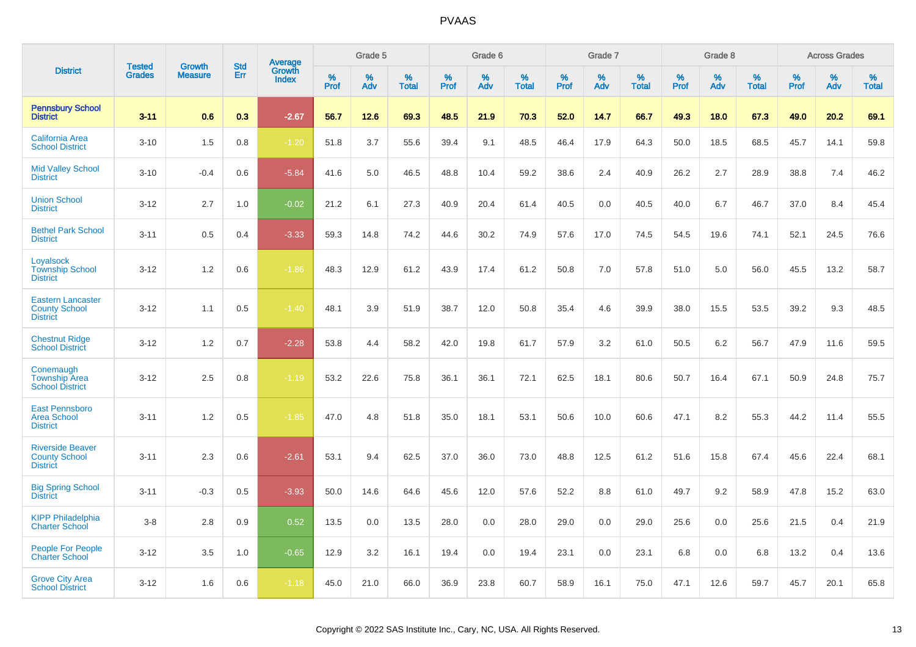# PVAAS

| District | Tested Grades | Growth Measure | Std Err | Average Growth Index | Grade 5 | | | Grade 6 | | | Grade 7 | | | Grade 8 | | | Across Grades | | |
|---|---|---|---|---|---|---|---|---|---|---|---|---|---|---|---|---|---|---|---|
| | | | | | % Prof | % Adv | % Total | % Prof | % Adv | % Total | % Prof | % Adv | % Total | % Prof | % Adv | % Total | % Prof | % Adv | % Total |
| **Pennsbury School District** | **3-11** | **0.6** | **0.3** | **-2.67** | **56.7** | **12.6** | **69.3** | **48.5** | **21.9** | **70.3** | **52.0** | **14.7** | **66.7** | **49.3** | **18.0** | **67.3** | **49.0** | **20.2** | **69.1** |
| California Area School District | 3-10 | 1.5 | 0.8 | -1.20 | 51.8 | 3.7 | 55.6 | 39.4 | 9.1 | 48.5 | 46.4 | 17.9 | 64.3 | 50.0 | 18.5 | 68.5 | 45.7 | 14.1 | 59.8 |
| Mid Valley School District | 3-10 | -0.4 | 0.6 | -5.84 | 41.6 | 5.0 | 46.5 | 48.8 | 10.4 | 59.2 | 38.6 | 2.4 | 40.9 | 26.2 | 2.7 | 28.9 | 38.8 | 7.4 | 46.2 |
| Union School District | 3-12 | 2.7 | 1.0 | -0.02 | 21.2 | 6.1 | 27.3 | 40.9 | 20.4 | 61.4 | 40.5 | 0.0 | 40.5 | 40.0 | 6.7 | 46.7 | 37.0 | 8.4 | 45.4 |
| Bethel Park School District | 3-11 | 0.5 | 0.4 | -3.33 | 59.3 | 14.8 | 74.2 | 44.6 | 30.2 | 74.9 | 57.6 | 17.0 | 74.5 | 54.5 | 19.6 | 74.1 | 52.1 | 24.5 | 76.6 |
| Loyalsock Township School District | 3-12 | 1.2 | 0.6 | -1.86 | 48.3 | 12.9 | 61.2 | 43.9 | 17.4 | 61.2 | 50.8 | 7.0 | 57.8 | 51.0 | 5.0 | 56.0 | 45.5 | 13.2 | 58.7 |
| Eastern Lancaster County School District | 3-12 | 1.1 | 0.5 | -1.40 | 48.1 | 3.9 | 51.9 | 38.7 | 12.0 | 50.8 | 35.4 | 4.6 | 39.9 | 38.0 | 15.5 | 53.5 | 39.2 | 9.3 | 48.5 |
| Chestnut Ridge School District | 3-12 | 1.2 | 0.7 | -2.28 | 53.8 | 4.4 | 58.2 | 42.0 | 19.8 | 61.7 | 57.9 | 3.2 | 61.0 | 50.5 | 6.2 | 56.7 | 47.9 | 11.6 | 59.5 |
| Conemaugh Township Area School District | 3-12 | 2.5 | 0.8 | -1.19 | 53.2 | 22.6 | 75.8 | 36.1 | 36.1 | 72.1 | 62.5 | 18.1 | 80.6 | 50.7 | 16.4 | 67.1 | 50.9 | 24.8 | 75.7 |
| East Pennsboro Area School District | 3-11 | 1.2 | 0.5 | -1.85 | 47.0 | 4.8 | 51.8 | 35.0 | 18.1 | 53.1 | 50.6 | 10.0 | 60.6 | 47.1 | 8.2 | 55.3 | 44.2 | 11.4 | 55.5 |
| Riverside Beaver County School District | 3-11 | 2.3 | 0.6 | -2.61 | 53.1 | 9.4 | 62.5 | 37.0 | 36.0 | 73.0 | 48.8 | 12.5 | 61.2 | 51.6 | 15.8 | 67.4 | 45.6 | 22.4 | 68.1 |
| Big Spring School District | 3-11 | -0.3 | 0.5 | -3.93 | 50.0 | 14.6 | 64.6 | 45.6 | 12.0 | 57.6 | 52.2 | 8.8 | 61.0 | 49.7 | 9.2 | 58.9 | 47.8 | 15.2 | 63.0 |
| KIPP Philadelphia Charter School | 3-8 | 2.8 | 0.9 | 0.52 | 13.5 | 0.0 | 13.5 | 28.0 | 0.0 | 28.0 | 29.0 | 0.0 | 29.0 | 25.6 | 0.0 | 25.6 | 21.5 | 0.4 | 21.9 |
| People For People Charter School | 3-12 | 3.5 | 1.0 | -0.65 | 12.9 | 3.2 | 16.1 | 19.4 | 0.0 | 19.4 | 23.1 | 0.0 | 23.1 | 6.8 | 0.0 | 6.8 | 13.2 | 0.4 | 13.6 |
| Grove City Area School District | 3-12 | 1.6 | 0.6 | -1.18 | 45.0 | 21.0 | 66.0 | 36.9 | 23.8 | 60.7 | 58.9 | 16.1 | 75.0 | 47.1 | 12.6 | 59.7 | 45.7 | 20.1 | 65.8 |

Copyright © 2022 SAS Institute Inc., Cary, NC, USA. All Rights Reserved.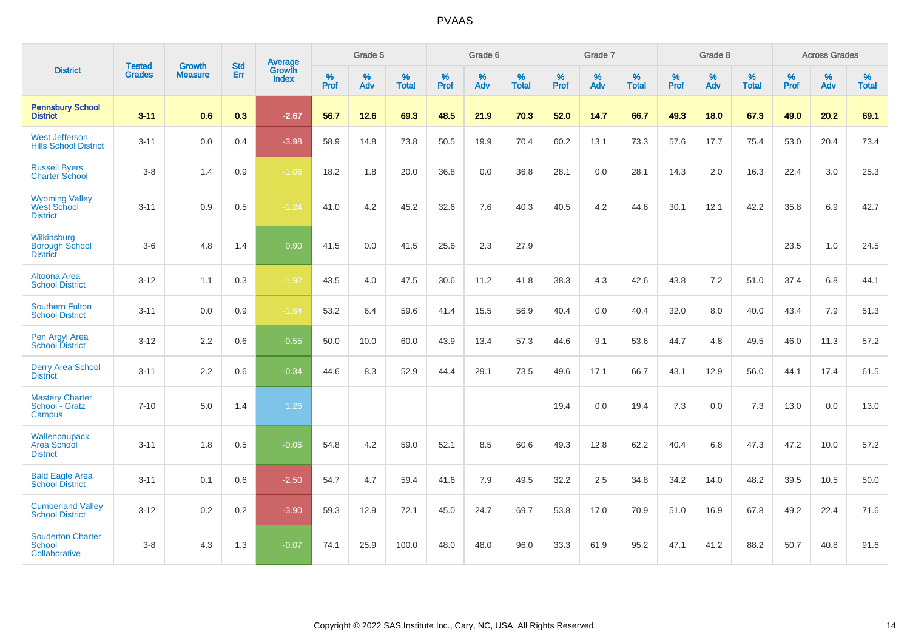| District | Tested Grades | Growth Measure | Std Err | Average Growth Index | Grade 5 | | | Grade 6 | | | Grade 7 | | | Grade 8 | | | Across Grades | | |
|---|---|---|---|---|---|---|---|---|---|---|---|---|---|---|---|---|---|---|---|
| | | | | | % Prof | % Adv | % Total | % Prof | % Adv | % Total | % Prof | % Adv | % Total | % Prof | % Adv | % Total | % Prof | % Adv | % Total |
| **Pennsbury School District** | **3-11** | **0.6** | **0.3** | **-2.67** | **56.7** | **12.6** | **69.3** | **48.5** | **21.9** | **70.3** | **52.0** | **14.7** | **66.7** | **49.3** | **18.0** | **67.3** | **49.0** | **20.2** | **69.1** |
| West Jefferson Hills School District | 3-11 | 0.0 | 0.4 | -3.98 | 58.9 | 14.8 | 73.8 | 50.5 | 19.9 | 70.4 | 60.2 | 13.1 | 73.3 | 57.6 | 17.7 | 75.4 | 53.0 | 20.4 | 73.4 |
| Russell Byers Charter School | 3-8 | 1.4 | 0.9 | -1.06 | 18.2 | 1.8 | 20.0 | 36.8 | 0.0 | 36.8 | 28.1 | 0.0 | 28.1 | 14.3 | 2.0 | 16.3 | 22.4 | 3.0 | 25.3 |
| Wyoming Valley West School District | 3-11 | 0.9 | 0.5 | -1.24 | 41.0 | 4.2 | 45.2 | 32.6 | 7.6 | 40.3 | 40.5 | 4.2 | 44.6 | 30.1 | 12.1 | 42.2 | 35.8 | 6.9 | 42.7 |
| Wilkinsburg Borough School District | 3-6 | 4.8 | 1.4 | 0.90 | 41.5 | 0.0 | 41.5 | 25.6 | 2.3 | 27.9 | | | | | | | 23.5 | 1.0 | 24.5 |
| Altoona Area School District | 3-12 | 1.1 | 0.3 | -1.92 | 43.5 | 4.0 | 47.5 | 30.6 | 11.2 | 41.8 | 38.3 | 4.3 | 42.6 | 43.8 | 7.2 | 51.0 | 37.4 | 6.8 | 44.1 |
| Southern Fulton School District | 3-11 | 0.0 | 0.9 | -1.64 | 53.2 | 6.4 | 59.6 | 41.4 | 15.5 | 56.9 | 40.4 | 0.0 | 40.4 | 32.0 | 8.0 | 40.0 | 43.4 | 7.9 | 51.3 |
| Pen Argyl Area School District | 3-12 | 2.2 | 0.6 | -0.55 | 50.0 | 10.0 | 60.0 | 43.9 | 13.4 | 57.3 | 44.6 | 9.1 | 53.6 | 44.7 | 4.8 | 49.5 | 46.0 | 11.3 | 57.2 |
| Derry Area School District | 3-11 | 2.2 | 0.6 | -0.34 | 44.6 | 8.3 | 52.9 | 44.4 | 29.1 | 73.5 | 49.6 | 17.1 | 66.7 | 43.1 | 12.9 | 56.0 | 44.1 | 17.4 | 61.5 |
| Mastery Charter School - Gratz Campus | 7-10 | 5.0 | 1.4 | 1.26 | | | | | | | 19.4 | 0.0 | 19.4 | 7.3 | 0.0 | 7.3 | 13.0 | 0.0 | 13.0 |
| Wallenpaupack Area School District | 3-11 | 1.8 | 0.5 | -0.06 | 54.8 | 4.2 | 59.0 | 52.1 | 8.5 | 60.6 | 49.3 | 12.8 | 62.2 | 40.4 | 6.8 | 47.3 | 47.2 | 10.0 | 57.2 |
| Bald Eagle Area School District | 3-11 | 0.1 | 0.6 | -2.50 | 54.7 | 4.7 | 59.4 | 41.6 | 7.9 | 49.5 | 32.2 | 2.5 | 34.8 | 34.2 | 14.0 | 48.2 | 39.5 | 10.5 | 50.0 |
| Cumberland Valley School District | 3-12 | 0.2 | 0.2 | -3.90 | 59.3 | 12.9 | 72.1 | 45.0 | 24.7 | 69.7 | 53.8 | 17.0 | 70.9 | 51.0 | 16.9 | 67.8 | 49.2 | 22.4 | 71.6 |
| Souderton Charter School Collaborative | 3-8 | 4.3 | 1.3 | -0.07 | 74.1 | 25.9 | 100.0 | 48.0 | 48.0 | 96.0 | 33.3 | 61.9 | 95.2 | 47.1 | 41.2 | 88.2 | 50.7 | 40.8 | 91.6 |

Copyright © 2022 SAS Institute Inc., Cary, NC, USA. All Rights Reserved.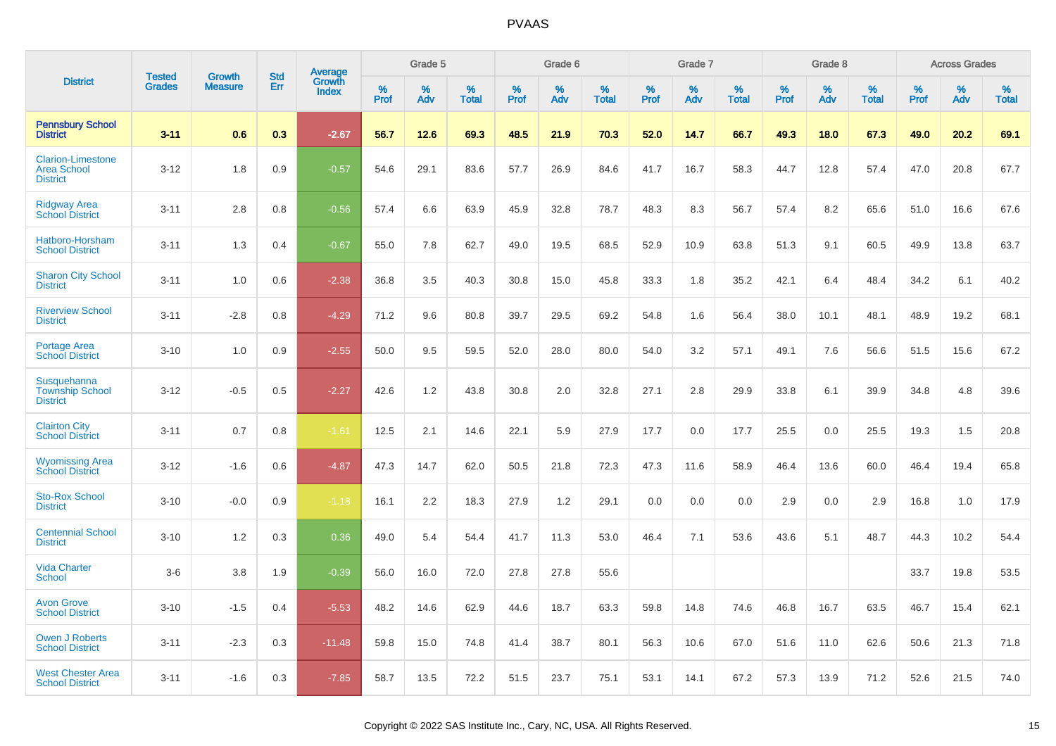# PVAAS

| District | Tested Grades | Growth Measure | Std Err | Average Growth Index | Grade 5 | | | Grade 6 | | | Grade 7 | | | Grade 8 | | | Across Grades | | |
|---|---|---|---|---|---|---|---|---|---|---|---|---|---|---|---|---|---|---|---|
| | | | | | % Prof | % Adv | % Total | % Prof | % Adv | % Total | % Prof | % Adv | % Total | % Prof | % Adv | % Total | % Prof | % Adv | % Total |
| **Pennsbury School District** | **3-11** | **0.6** | **0.3** | **-2.67** | **56.7** | **12.6** | **69.3** | **48.5** | **21.9** | **70.3** | **52.0** | **14.7** | **66.7** | **49.3** | **18.0** | **67.3** | **49.0** | **20.2** | **69.1** |
| Clarion-Limestone Area School District | 3-12 | 1.8 | 0.9 | -0.57 | 54.6 | 29.1 | 83.6 | 57.7 | 26.9 | 84.6 | 41.7 | 16.7 | 58.3 | 44.7 | 12.8 | 57.4 | 47.0 | 20.8 | 67.7 |
| Ridgway Area School District | 3-11 | 2.8 | 0.8 | -0.56 | 57.4 | 6.6 | 63.9 | 45.9 | 32.8 | 78.7 | 48.3 | 8.3 | 56.7 | 57.4 | 8.2 | 65.6 | 51.0 | 16.6 | 67.6 |
| Hatboro-Horsham School District | 3-11 | 1.3 | 0.4 | -0.67 | 55.0 | 7.8 | 62.7 | 49.0 | 19.5 | 68.5 | 52.9 | 10.9 | 63.8 | 51.3 | 9.1 | 60.5 | 49.9 | 13.8 | 63.7 |
| Sharon City School District | 3-11 | 1.0 | 0.6 | -2.38 | 36.8 | 3.5 | 40.3 | 30.8 | 15.0 | 45.8 | 33.3 | 1.8 | 35.2 | 42.1 | 6.4 | 48.4 | 34.2 | 6.1 | 40.2 |
| Riverview School District | 3-11 | -2.8 | 0.8 | -4.29 | 71.2 | 9.6 | 80.8 | 39.7 | 29.5 | 69.2 | 54.8 | 1.6 | 56.4 | 38.0 | 10.1 | 48.1 | 48.9 | 19.2 | 68.1 |
| Portage Area School District | 3-10 | 1.0 | 0.9 | -2.55 | 50.0 | 9.5 | 59.5 | 52.0 | 28.0 | 80.0 | 54.0 | 3.2 | 57.1 | 49.1 | 7.6 | 56.6 | 51.5 | 15.6 | 67.2 |
| Susquehanna Township School District | 3-12 | -0.5 | 0.5 | -2.27 | 42.6 | 1.2 | 43.8 | 30.8 | 2.0 | 32.8 | 27.1 | 2.8 | 29.9 | 33.8 | 6.1 | 39.9 | 34.8 | 4.8 | 39.6 |
| Clairton City School District | 3-11 | 0.7 | 0.8 | -1.61 | 12.5 | 2.1 | 14.6 | 22.1 | 5.9 | 27.9 | 17.7 | 0.0 | 17.7 | 25.5 | 0.0 | 25.5 | 19.3 | 1.5 | 20.8 |
| Wyomissing Area School District | 3-12 | -1.6 | 0.6 | -4.87 | 47.3 | 14.7 | 62.0 | 50.5 | 21.8 | 72.3 | 47.3 | 11.6 | 58.9 | 46.4 | 13.6 | 60.0 | 46.4 | 19.4 | 65.8 |
| Sto-Rox School District | 3-10 | -0.0 | 0.9 | -1.18 | 16.1 | 2.2 | 18.3 | 27.9 | 1.2 | 29.1 | 0.0 | 0.0 | 0.0 | 2.9 | 0.0 | 2.9 | 16.8 | 1.0 | 17.9 |
| Centennial School District | 3-10 | 1.2 | 0.3 | 0.36 | 49.0 | 5.4 | 54.4 | 41.7 | 11.3 | 53.0 | 46.4 | 7.1 | 53.6 | 43.6 | 5.1 | 48.7 | 44.3 | 10.2 | 54.4 |
| Vida Charter School | 3-6 | 3.8 | 1.9 | -0.39 | 56.0 | 16.0 | 72.0 | 27.8 | 27.8 | 55.6 | | | | | | | 33.7 | 19.8 | 53.5 |
| Avon Grove School District | 3-10 | -1.5 | 0.4 | -5.53 | 48.2 | 14.6 | 62.9 | 44.6 | 18.7 | 63.3 | 59.8 | 14.8 | 74.6 | 46.8 | 16.7 | 63.5 | 46.7 | 15.4 | 62.1 |
| Owen J Roberts School District | 3-11 | -2.3 | 0.3 | -11.48 | 59.8 | 15.0 | 74.8 | 41.4 | 38.7 | 80.1 | 56.3 | 10.6 | 67.0 | 51.6 | 11.0 | 62.6 | 50.6 | 21.3 | 71.8 |
| West Chester Area School District | 3-11 | -1.6 | 0.3 | -7.85 | 58.7 | 13.5 | 72.2 | 51.5 | 23.7 | 75.1 | 53.1 | 14.1 | 67.2 | 57.3 | 13.9 | 71.2 | 52.6 | 21.5 | 74.0 |

Copyright © 2022 SAS Institute Inc., Cary, NC, USA. All Rights Reserved.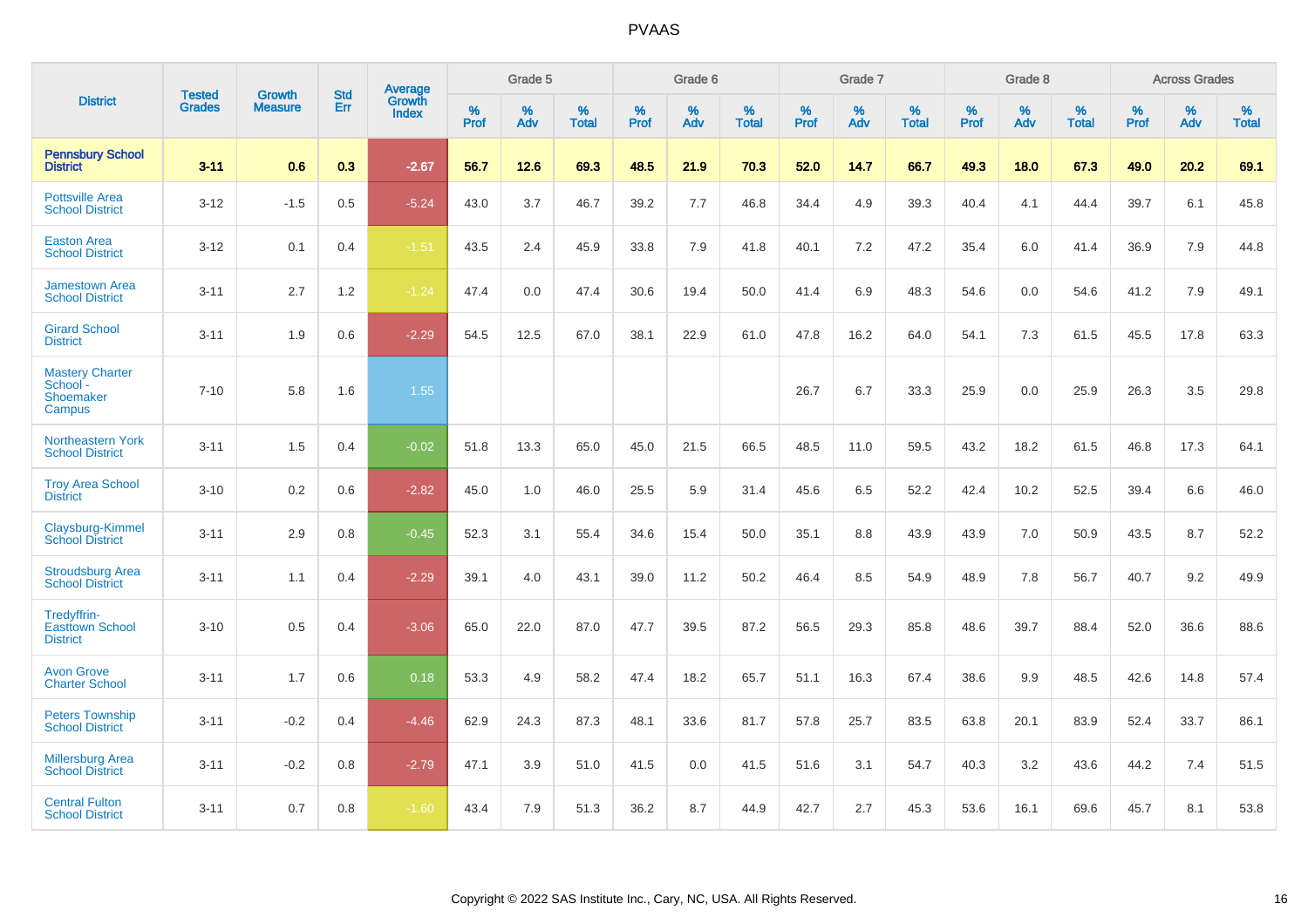| District | Tested Grades | Growth Measure | Std Err | Average Growth Index | Grade 5 | | | Grade 6 | | | Grade 7 | | | Grade 8 | | | Across Grades | | |
|---|---|---|---|---|---|---|---|---|---|---|---|---|---|---|---|---|---|---|---|
| | | | | | % Prof | % Adv | % Total | % Prof | % Adv | % Total | % Prof | % Adv | % Total | % Prof | % Adv | % Total | % Prof | % Adv | % Total |
| **Pennsbury School District** | **3-11** | **0.6** | **0.3** | **-2.67** | **56.7** | **12.6** | **69.3** | **48.5** | **21.9** | **70.3** | **52.0** | **14.7** | **66.7** | **49.3** | **18.0** | **67.3** | **49.0** | **20.2** | **69.1** |
| Pottsville Area School District | 3-12 | -1.5 | 0.5 | -5.24 | 43.0 | 3.7 | 46.7 | 39.2 | 7.7 | 46.8 | 34.4 | 4.9 | 39.3 | 40.4 | 4.1 | 44.4 | 39.7 | 6.1 | 45.8 |
| Easton Area School District | 3-12 | 0.1 | 0.4 | -1.51 | 43.5 | 2.4 | 45.9 | 33.8 | 7.9 | 41.8 | 40.1 | 7.2 | 47.2 | 35.4 | 6.0 | 41.4 | 36.9 | 7.9 | 44.8 |
| Jamestown Area School District | 3-11 | 2.7 | 1.2 | -1.24 | 47.4 | 0.0 | 47.4 | 30.6 | 19.4 | 50.0 | 41.4 | 6.9 | 48.3 | 54.6 | 0.0 | 54.6 | 41.2 | 7.9 | 49.1 |
| Girard School District | 3-11 | 1.9 | 0.6 | -2.29 | 54.5 | 12.5 | 67.0 | 38.1 | 22.9 | 61.0 | 47.8 | 16.2 | 64.0 | 54.1 | 7.3 | 61.5 | 45.5 | 17.8 | 63.3 |
| Mastery Charter School - Shoemaker Campus | 7-10 | 5.8 | 1.6 | 1.55 | | | | | | | 26.7 | 6.7 | 33.3 | 25.9 | 0.0 | 25.9 | 26.3 | 3.5 | 29.8 |
| Northeastern York School District | 3-11 | 1.5 | 0.4 | -0.02 | 51.8 | 13.3 | 65.0 | 45.0 | 21.5 | 66.5 | 48.5 | 11.0 | 59.5 | 43.2 | 18.2 | 61.5 | 46.8 | 17.3 | 64.1 |
| Troy Area School District | 3-10 | 0.2 | 0.6 | -2.82 | 45.0 | 1.0 | 46.0 | 25.5 | 5.9 | 31.4 | 45.6 | 6.5 | 52.2 | 42.4 | 10.2 | 52.5 | 39.4 | 6.6 | 46.0 |
| Claysburg-Kimmel School District | 3-11 | 2.9 | 0.8 | -0.45 | 52.3 | 3.1 | 55.4 | 34.6 | 15.4 | 50.0 | 35.1 | 8.8 | 43.9 | 43.9 | 7.0 | 50.9 | 43.5 | 8.7 | 52.2 |
| Stroudsburg Area School District | 3-11 | 1.1 | 0.4 | -2.29 | 39.1 | 4.0 | 43.1 | 39.0 | 11.2 | 50.2 | 46.4 | 8.5 | 54.9 | 48.9 | 7.8 | 56.7 | 40.7 | 9.2 | 49.9 |
| Tredyffrin-Easttown School District | 3-10 | 0.5 | 0.4 | -3.06 | 65.0 | 22.0 | 87.0 | 47.7 | 39.5 | 87.2 | 56.5 | 29.3 | 85.8 | 48.6 | 39.7 | 88.4 | 52.0 | 36.6 | 88.6 |
| Avon Grove Charter School | 3-11 | 1.7 | 0.6 | 0.18 | 53.3 | 4.9 | 58.2 | 47.4 | 18.2 | 65.7 | 51.1 | 16.3 | 67.4 | 38.6 | 9.9 | 48.5 | 42.6 | 14.8 | 57.4 |
| Peters Township School District | 3-11 | -0.2 | 0.4 | -4.46 | 62.9 | 24.3 | 87.3 | 48.1 | 33.6 | 81.7 | 57.8 | 25.7 | 83.5 | 63.8 | 20.1 | 83.9 | 52.4 | 33.7 | 86.1 |
| Millersburg Area School District | 3-11 | -0.2 | 0.8 | -2.79 | 47.1 | 3.9 | 51.0 | 41.5 | 0.0 | 41.5 | 51.6 | 3.1 | 54.7 | 40.3 | 3.2 | 43.6 | 44.2 | 7.4 | 51.5 |
| Central Fulton School District | 3-11 | 0.7 | 0.8 | -1.60 | 43.4 | 7.9 | 51.3 | 36.2 | 8.7 | 44.9 | 42.7 | 2.7 | 45.3 | 53.6 | 16.1 | 69.6 | 45.7 | 8.1 | 53.8 |

Copyright © 2022 SAS Institute Inc., Cary, NC, USA. All Rights Reserved.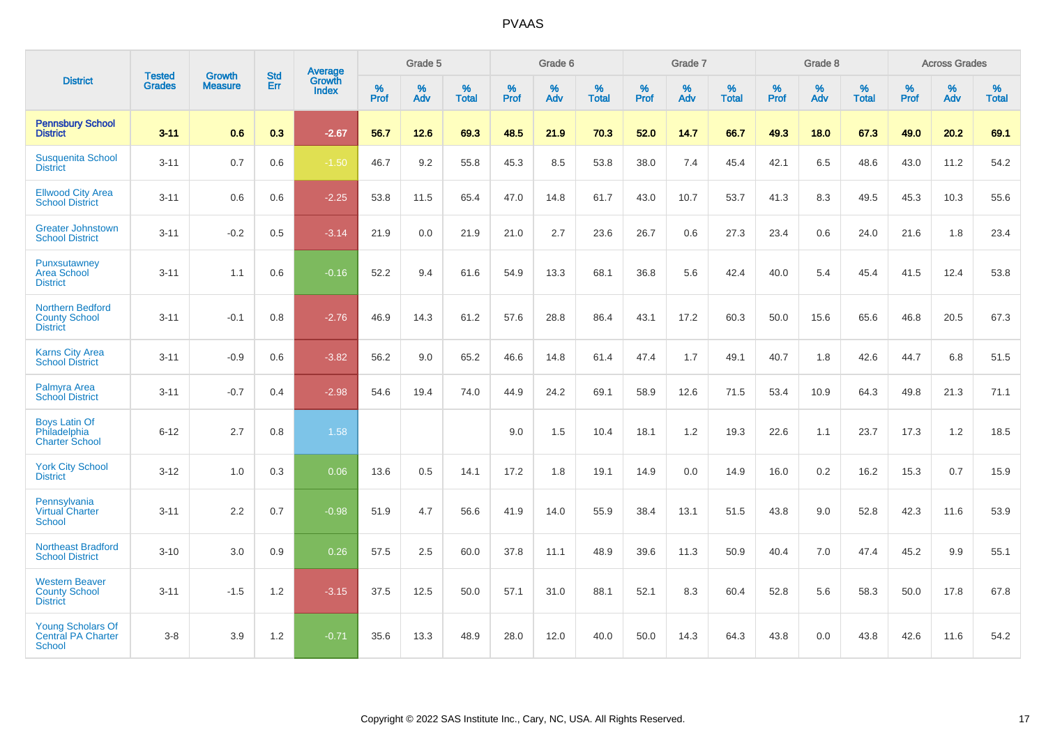# PVAAS

| District | Tested Grades | Growth Measure | Std Err | Average Growth Index | Grade 5 | | | Grade 6 | | | Grade 7 | | | Grade 8 | | | Across Grades | | |
|---|---|---|---|---|---|---|---|---|---|---|---|---|---|---|---|---|---|---|---|
| | | | | | % Prof | % Adv | % Total | % Prof | % Adv | % Total | % Prof | % Adv | % Total | % Prof | % Adv | % Total | % Prof | % Adv | % Total |
| **Pennsbury School District** | **3-11** | **0.6** | **0.3** | **-2.67** | **56.7** | **12.6** | **69.3** | **48.5** | **21.9** | **70.3** | **52.0** | **14.7** | **66.7** | **49.3** | **18.0** | **67.3** | **49.0** | **20.2** | **69.1** |
| Susquenita School District | 3-11 | 0.7 | 0.6 | -1.50 | 46.7 | 9.2 | 55.8 | 45.3 | 8.5 | 53.8 | 38.0 | 7.4 | 45.4 | 42.1 | 6.5 | 48.6 | 43.0 | 11.2 | 54.2 |
| Ellwood City Area School District | 3-11 | 0.6 | 0.6 | -2.25 | 53.8 | 11.5 | 65.4 | 47.0 | 14.8 | 61.7 | 43.0 | 10.7 | 53.7 | 41.3 | 8.3 | 49.5 | 45.3 | 10.3 | 55.6 |
| Greater Johnstown School District | 3-11 | -0.2 | 0.5 | -3.14 | 21.9 | 0.0 | 21.9 | 21.0 | 2.7 | 23.6 | 26.7 | 0.6 | 27.3 | 23.4 | 0.6 | 24.0 | 21.6 | 1.8 | 23.4 |
| Punxsutawney Area School District | 3-11 | 1.1 | 0.6 | -0.16 | 52.2 | 9.4 | 61.6 | 54.9 | 13.3 | 68.1 | 36.8 | 5.6 | 42.4 | 40.0 | 5.4 | 45.4 | 41.5 | 12.4 | 53.8 |
| Northern Bedford County School District | 3-11 | -0.1 | 0.8 | -2.76 | 46.9 | 14.3 | 61.2 | 57.6 | 28.8 | 86.4 | 43.1 | 17.2 | 60.3 | 50.0 | 15.6 | 65.6 | 46.8 | 20.5 | 67.3 |
| Karns City Area School District | 3-11 | -0.9 | 0.6 | -3.82 | 56.2 | 9.0 | 65.2 | 46.6 | 14.8 | 61.4 | 47.4 | 1.7 | 49.1 | 40.7 | 1.8 | 42.6 | 44.7 | 6.8 | 51.5 |
| Palmyra Area School District | 3-11 | -0.7 | 0.4 | -2.98 | 54.6 | 19.4 | 74.0 | 44.9 | 24.2 | 69.1 | 58.9 | 12.6 | 71.5 | 53.4 | 10.9 | 64.3 | 49.8 | 21.3 | 71.1 |
| Boys Latin Of Philadelphia Charter School | 6-12 | 2.7 | 0.8 | 1.58 | | | | 9.0 | 1.5 | 10.4 | 18.1 | 1.2 | 19.3 | 22.6 | 1.1 | 23.7 | 17.3 | 1.2 | 18.5 |
| York City School District | 3-12 | 1.0 | 0.3 | 0.06 | 13.6 | 0.5 | 14.1 | 17.2 | 1.8 | 19.1 | 14.9 | 0.0 | 14.9 | 16.0 | 0.2 | 16.2 | 15.3 | 0.7 | 15.9 |
| Pennsylvania Virtual Charter School | 3-11 | 2.2 | 0.7 | -0.98 | 51.9 | 4.7 | 56.6 | 41.9 | 14.0 | 55.9 | 38.4 | 13.1 | 51.5 | 43.8 | 9.0 | 52.8 | 42.3 | 11.6 | 53.9 |
| Northeast Bradford School District | 3-10 | 3.0 | 0.9 | 0.26 | 57.5 | 2.5 | 60.0 | 37.8 | 11.1 | 48.9 | 39.6 | 11.3 | 50.9 | 40.4 | 7.0 | 47.4 | 45.2 | 9.9 | 55.1 |
| Western Beaver County School District | 3-11 | -1.5 | 1.2 | -3.15 | 37.5 | 12.5 | 50.0 | 57.1 | 31.0 | 88.1 | 52.1 | 8.3 | 60.4 | 52.8 | 5.6 | 58.3 | 50.0 | 17.8 | 67.8 |
| Young Scholars Of Central PA Charter School | 3-8 | 3.9 | 1.2 | -0.71 | 35.6 | 13.3 | 48.9 | 28.0 | 12.0 | 40.0 | 50.0 | 14.3 | 64.3 | 43.8 | 0.0 | 43.8 | 42.6 | 11.6 | 54.2 |

Copyright © 2022 SAS Institute Inc., Cary, NC, USA. All Rights Reserved.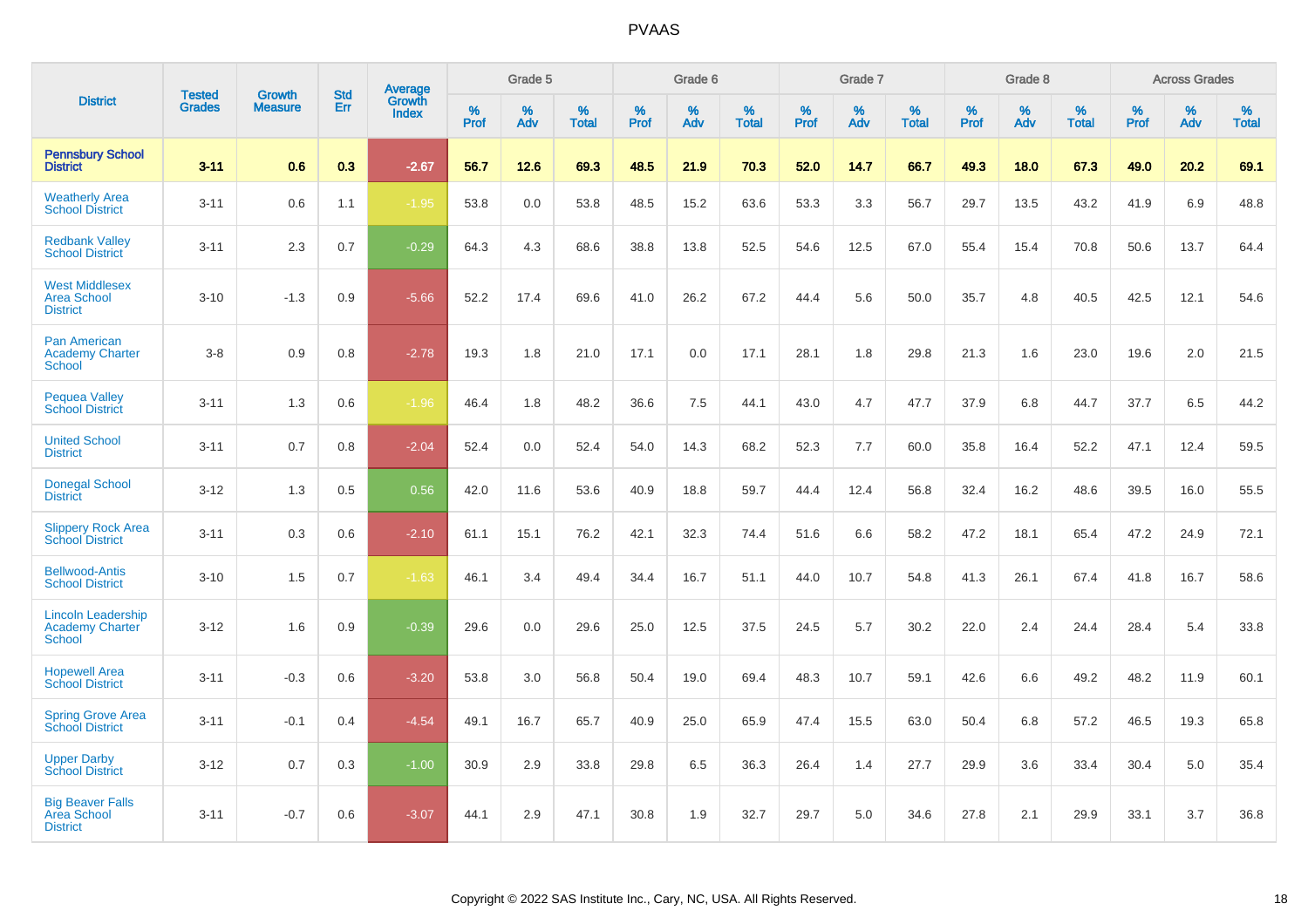# PVAAS

| District | Tested Grades | Growth Measure | Std Err | Average Growth Index | Grade 5 | | | Grade 6 | | | Grade 7 | | | Grade 8 | | | Across Grades | | |
|---|---|---|---|---|---|---|---|---|---|---|---|---|---|---|---|---|---|---|---|
| | | | | | % Prof | % Adv | % Total | % Prof | % Adv | % Total | % Prof | % Adv | % Total | % Prof | % Adv | % Total | % Prof | % Adv | % Total |
| **Pennsbury School District** | **3-11** | **0.6** | **0.3** | **-2.67** | **56.7** | **12.6** | **69.3** | **48.5** | **21.9** | **70.3** | **52.0** | **14.7** | **66.7** | **49.3** | **18.0** | **67.3** | **49.0** | **20.2** | **69.1** |
| Weatherly Area School District | 3-11 | 0.6 | 1.1 | -1.95 | 53.8 | 0.0 | 53.8 | 48.5 | 15.2 | 63.6 | 53.3 | 3.3 | 56.7 | 29.7 | 13.5 | 43.2 | 41.9 | 6.9 | 48.8 |
| Redbank Valley School District | 3-11 | 2.3 | 0.7 | -0.29 | 64.3 | 4.3 | 68.6 | 38.8 | 13.8 | 52.5 | 54.6 | 12.5 | 67.0 | 55.4 | 15.4 | 70.8 | 50.6 | 13.7 | 64.4 |
| West Middlesex Area School District | 3-10 | -1.3 | 0.9 | -5.66 | 52.2 | 17.4 | 69.6 | 41.0 | 26.2 | 67.2 | 44.4 | 5.6 | 50.0 | 35.7 | 4.8 | 40.5 | 42.5 | 12.1 | 54.6 |
| Pan American Academy Charter School | 3-8 | 0.9 | 0.8 | -2.78 | 19.3 | 1.8 | 21.0 | 17.1 | 0.0 | 17.1 | 28.1 | 1.8 | 29.8 | 21.3 | 1.6 | 23.0 | 19.6 | 2.0 | 21.5 |
| Pequea Valley School District | 3-11 | 1.3 | 0.6 | -1.96 | 46.4 | 1.8 | 48.2 | 36.6 | 7.5 | 44.1 | 43.0 | 4.7 | 47.7 | 37.9 | 6.8 | 44.7 | 37.7 | 6.5 | 44.2 |
| United School District | 3-11 | 0.7 | 0.8 | -2.04 | 52.4 | 0.0 | 52.4 | 54.0 | 14.3 | 68.2 | 52.3 | 7.7 | 60.0 | 35.8 | 16.4 | 52.2 | 47.1 | 12.4 | 59.5 |
| Donegal School District | 3-12 | 1.3 | 0.5 | 0.56 | 42.0 | 11.6 | 53.6 | 40.9 | 18.8 | 59.7 | 44.4 | 12.4 | 56.8 | 32.4 | 16.2 | 48.6 | 39.5 | 16.0 | 55.5 |
| Slippery Rock Area School District | 3-11 | 0.3 | 0.6 | -2.10 | 61.1 | 15.1 | 76.2 | 42.1 | 32.3 | 74.4 | 51.6 | 6.6 | 58.2 | 47.2 | 18.1 | 65.4 | 47.2 | 24.9 | 72.1 |
| Bellwood-Antis School District | 3-10 | 1.5 | 0.7 | -1.63 | 46.1 | 3.4 | 49.4 | 34.4 | 16.7 | 51.1 | 44.0 | 10.7 | 54.8 | 41.3 | 26.1 | 67.4 | 41.8 | 16.7 | 58.6 |
| Lincoln Leadership Academy Charter School | 3-12 | 1.6 | 0.9 | -0.39 | 29.6 | 0.0 | 29.6 | 25.0 | 12.5 | 37.5 | 24.5 | 5.7 | 30.2 | 22.0 | 2.4 | 24.4 | 28.4 | 5.4 | 33.8 |
| Hopewell Area School District | 3-11 | -0.3 | 0.6 | -3.20 | 53.8 | 3.0 | 56.8 | 50.4 | 19.0 | 69.4 | 48.3 | 10.7 | 59.1 | 42.6 | 6.6 | 49.2 | 48.2 | 11.9 | 60.1 |
| Spring Grove Area School District | 3-11 | -0.1 | 0.4 | -4.54 | 49.1 | 16.7 | 65.7 | 40.9 | 25.0 | 65.9 | 47.4 | 15.5 | 63.0 | 50.4 | 6.8 | 57.2 | 46.5 | 19.3 | 65.8 |
| Upper Darby School District | 3-12 | 0.7 | 0.3 | -1.00 | 30.9 | 2.9 | 33.8 | 29.8 | 6.5 | 36.3 | 26.4 | 1.4 | 27.7 | 29.9 | 3.6 | 33.4 | 30.4 | 5.0 | 35.4 |
| Big Beaver Falls Area School District | 3-11 | -0.7 | 0.6 | -3.07 | 44.1 | 2.9 | 47.1 | 30.8 | 1.9 | 32.7 | 29.7 | 5.0 | 34.6 | 27.8 | 2.1 | 29.9 | 33.1 | 3.7 | 36.8 |

Copyright © 2022 SAS Institute Inc., Cary, NC, USA. All Rights Reserved.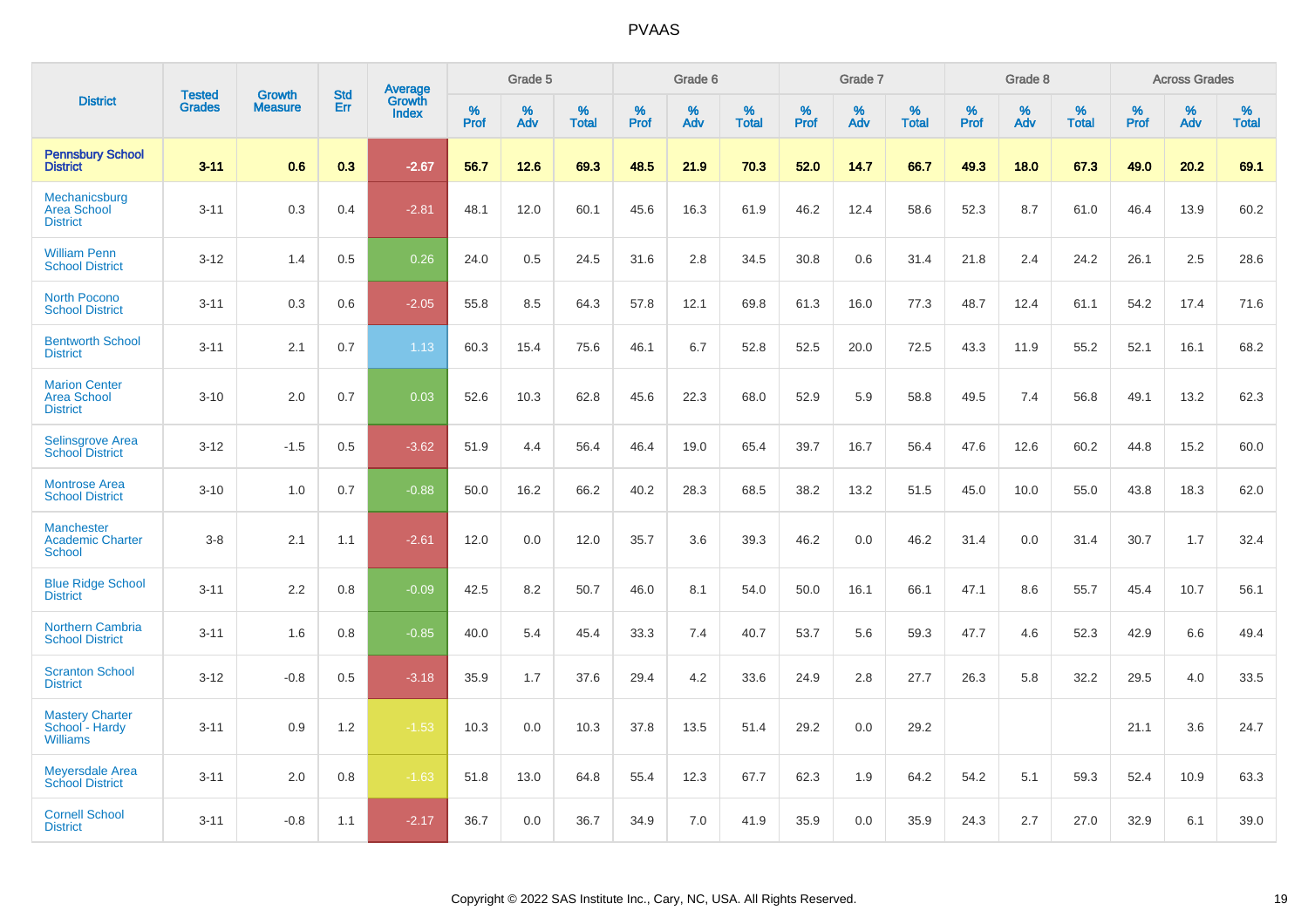# PVAAS

| District | Tested Grades | Growth Measure | Std Err | Average Growth Index | Grade 5 | | | Grade 6 | | | Grade 7 | | | Grade 8 | | | Across Grades | | |
|---|---|---|---|---|---|---|---|---|---|---|---|---|---|---|---|---|---|---|---|
| | | | | | % Prof | % Adv | % Total | % Prof | % Adv | % Total | % Prof | % Adv | % Total | % Prof | % Adv | % Total | % Prof | % Adv | % Total |
| **Pennsbury School District** | **3-11** | **0.6** | **0.3** | **-2.67** | **56.7** | **12.6** | **69.3** | **48.5** | **21.9** | **70.3** | **52.0** | **14.7** | **66.7** | **49.3** | **18.0** | **67.3** | **49.0** | **20.2** | **69.1** |
| Mechanicsburg Area School District | 3-11 | 0.3 | 0.4 | -2.81 | 48.1 | 12.0 | 60.1 | 45.6 | 16.3 | 61.9 | 46.2 | 12.4 | 58.6 | 52.3 | 8.7 | 61.0 | 46.4 | 13.9 | 60.2 |
| William Penn School District | 3-12 | 1.4 | 0.5 | 0.26 | 24.0 | 0.5 | 24.5 | 31.6 | 2.8 | 34.5 | 30.8 | 0.6 | 31.4 | 21.8 | 2.4 | 24.2 | 26.1 | 2.5 | 28.6 |
| North Pocono School District | 3-11 | 0.3 | 0.6 | -2.05 | 55.8 | 8.5 | 64.3 | 57.8 | 12.1 | 69.8 | 61.3 | 16.0 | 77.3 | 48.7 | 12.4 | 61.1 | 54.2 | 17.4 | 71.6 |
| Bentworth School District | 3-11 | 2.1 | 0.7 | 1.13 | 60.3 | 15.4 | 75.6 | 46.1 | 6.7 | 52.8 | 52.5 | 20.0 | 72.5 | 43.3 | 11.9 | 55.2 | 52.1 | 16.1 | 68.2 |
| Marion Center Area School District | 3-10 | 2.0 | 0.7 | 0.03 | 52.6 | 10.3 | 62.8 | 45.6 | 22.3 | 68.0 | 52.9 | 5.9 | 58.8 | 49.5 | 7.4 | 56.8 | 49.1 | 13.2 | 62.3 |
| Selinsgrove Area School District | 3-12 | -1.5 | 0.5 | -3.62 | 51.9 | 4.4 | 56.4 | 46.4 | 19.0 | 65.4 | 39.7 | 16.7 | 56.4 | 47.6 | 12.6 | 60.2 | 44.8 | 15.2 | 60.0 |
| Montrose Area School District | 3-10 | 1.0 | 0.7 | -0.88 | 50.0 | 16.2 | 66.2 | 40.2 | 28.3 | 68.5 | 38.2 | 13.2 | 51.5 | 45.0 | 10.0 | 55.0 | 43.8 | 18.3 | 62.0 |
| Manchester Academic Charter School | 3-8 | 2.1 | 1.1 | -2.61 | 12.0 | 0.0 | 12.0 | 35.7 | 3.6 | 39.3 | 46.2 | 0.0 | 46.2 | 31.4 | 0.0 | 31.4 | 30.7 | 1.7 | 32.4 |
| Blue Ridge School District | 3-11 | 2.2 | 0.8 | -0.09 | 42.5 | 8.2 | 50.7 | 46.0 | 8.1 | 54.0 | 50.0 | 16.1 | 66.1 | 47.1 | 8.6 | 55.7 | 45.4 | 10.7 | 56.1 |
| Northern Cambria School District | 3-11 | 1.6 | 0.8 | -0.85 | 40.0 | 5.4 | 45.4 | 33.3 | 7.4 | 40.7 | 53.7 | 5.6 | 59.3 | 47.7 | 4.6 | 52.3 | 42.9 | 6.6 | 49.4 |
| Scranton School District | 3-12 | -0.8 | 0.5 | -3.18 | 35.9 | 1.7 | 37.6 | 29.4 | 4.2 | 33.6 | 24.9 | 2.8 | 27.7 | 26.3 | 5.8 | 32.2 | 29.5 | 4.0 | 33.5 |
| Mastery Charter School - Hardy Williams | 3-11 | 0.9 | 1.2 | -1.53 | 10.3 | 0.0 | 10.3 | 37.8 | 13.5 | 51.4 | 29.2 | 0.0 | 29.2 | | | | 21.1 | 3.6 | 24.7 |
| Meyersdale Area School District | 3-11 | 2.0 | 0.8 | -1.63 | 51.8 | 13.0 | 64.8 | 55.4 | 12.3 | 67.7 | 62.3 | 1.9 | 64.2 | 54.2 | 5.1 | 59.3 | 52.4 | 10.9 | 63.3 |
| Cornell School District | 3-11 | -0.8 | 1.1 | -2.17 | 36.7 | 0.0 | 36.7 | 34.9 | 7.0 | 41.9 | 35.9 | 0.0 | 35.9 | 24.3 | 2.7 | 27.0 | 32.9 | 6.1 | 39.0 |

Copyright © 2022 SAS Institute Inc., Cary, NC, USA. All Rights Reserved.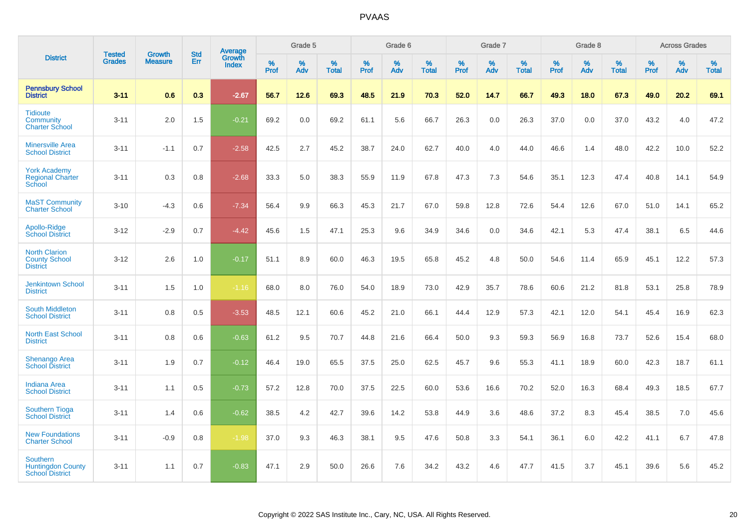# PVAAS

| District | Tested Grades | Growth Measure | Std Err | Average Growth Index | Grade 5 | | | Grade 6 | | | Grade 7 | | | Grade 8 | | | Across Grades | | |
|---|---|---|---|---|---|---|---|---|---|---|---|---|---|---|---|---|---|---|---|
| | | | | | % Prof | % Adv | % Total | % Prof | % Adv | % Total | % Prof | % Adv | % Total | % Prof | % Adv | % Total | % Prof | % Adv | % Total |
| **Pennsbury School District** | **3-11** | **0.6** | **0.3** | **-2.67** | **56.7** | **12.6** | **69.3** | **48.5** | **21.9** | **70.3** | **52.0** | **14.7** | **66.7** | **49.3** | **18.0** | **67.3** | **49.0** | **20.2** | **69.1** |
| Tidioute Community Charter School | 3-11 | 2.0 | 1.5 | -0.21 | 69.2 | 0.0 | 69.2 | 61.1 | 5.6 | 66.7 | 26.3 | 0.0 | 26.3 | 37.0 | 0.0 | 37.0 | 43.2 | 4.0 | 47.2 |
| Minersville Area School District | 3-11 | -1.1 | 0.7 | -2.58 | 42.5 | 2.7 | 45.2 | 38.7 | 24.0 | 62.7 | 40.0 | 4.0 | 44.0 | 46.6 | 1.4 | 48.0 | 42.2 | 10.0 | 52.2 |
| York Academy Regional Charter School | 3-11 | 0.3 | 0.8 | -2.68 | 33.3 | 5.0 | 38.3 | 55.9 | 11.9 | 67.8 | 47.3 | 7.3 | 54.6 | 35.1 | 12.3 | 47.4 | 40.8 | 14.1 | 54.9 |
| MaST Community Charter School | 3-10 | -4.3 | 0.6 | -7.34 | 56.4 | 9.9 | 66.3 | 45.3 | 21.7 | 67.0 | 59.8 | 12.8 | 72.6 | 54.4 | 12.6 | 67.0 | 51.0 | 14.1 | 65.2 |
| Apollo-Ridge School District | 3-12 | -2.9 | 0.7 | -4.42 | 45.6 | 1.5 | 47.1 | 25.3 | 9.6 | 34.9 | 34.6 | 0.0 | 34.6 | 42.1 | 5.3 | 47.4 | 38.1 | 6.5 | 44.6 |
| North Clarion County School District | 3-12 | 2.6 | 1.0 | -0.17 | 51.1 | 8.9 | 60.0 | 46.3 | 19.5 | 65.8 | 45.2 | 4.8 | 50.0 | 54.6 | 11.4 | 65.9 | 45.1 | 12.2 | 57.3 |
| Jenkintown School District | 3-11 | 1.5 | 1.0 | -1.16 | 68.0 | 8.0 | 76.0 | 54.0 | 18.9 | 73.0 | 42.9 | 35.7 | 78.6 | 60.6 | 21.2 | 81.8 | 53.1 | 25.8 | 78.9 |
| South Middleton School District | 3-11 | 0.8 | 0.5 | -3.53 | 48.5 | 12.1 | 60.6 | 45.2 | 21.0 | 66.1 | 44.4 | 12.9 | 57.3 | 42.1 | 12.0 | 54.1 | 45.4 | 16.9 | 62.3 |
| North East School District | 3-11 | 0.8 | 0.6 | -0.63 | 61.2 | 9.5 | 70.7 | 44.8 | 21.6 | 66.4 | 50.0 | 9.3 | 59.3 | 56.9 | 16.8 | 73.7 | 52.6 | 15.4 | 68.0 |
| Shenango Area School District | 3-11 | 1.9 | 0.7 | -0.12 | 46.4 | 19.0 | 65.5 | 37.5 | 25.0 | 62.5 | 45.7 | 9.6 | 55.3 | 41.1 | 18.9 | 60.0 | 42.3 | 18.7 | 61.1 |
| Indiana Area School District | 3-11 | 1.1 | 0.5 | -0.73 | 57.2 | 12.8 | 70.0 | 37.5 | 22.5 | 60.0 | 53.6 | 16.6 | 70.2 | 52.0 | 16.3 | 68.4 | 49.3 | 18.5 | 67.7 |
| Southern Tioga School District | 3-11 | 1.4 | 0.6 | -0.62 | 38.5 | 4.2 | 42.7 | 39.6 | 14.2 | 53.8 | 44.9 | 3.6 | 48.6 | 37.2 | 8.3 | 45.4 | 38.5 | 7.0 | 45.6 |
| New Foundations Charter School | 3-11 | -0.9 | 0.8 | -1.98 | 37.0 | 9.3 | 46.3 | 38.1 | 9.5 | 47.6 | 50.8 | 3.3 | 54.1 | 36.1 | 6.0 | 42.2 | 41.1 | 6.7 | 47.8 |
| Southern Huntingdon County School District | 3-11 | 1.1 | 0.7 | -0.83 | 47.1 | 2.9 | 50.0 | 26.6 | 7.6 | 34.2 | 43.2 | 4.6 | 47.7 | 41.5 | 3.7 | 45.1 | 39.6 | 5.6 | 45.2 |

Copyright © 2022 SAS Institute Inc., Cary, NC, USA. All Rights Reserved.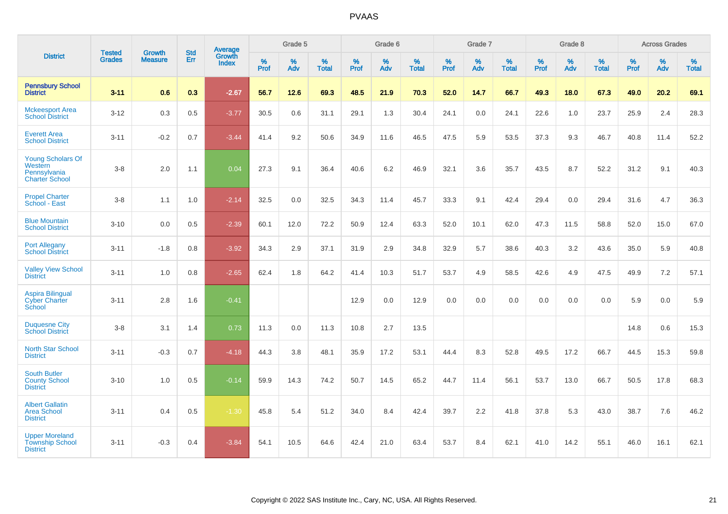# PVAAS

| District | Tested Grades | Growth Measure | Std Err | Average Growth Index | Grade 5 | | | Grade 6 | | | Grade 7 | | | Grade 8 | | | Across Grades | | |
|---|---|---|---|---|---|---|---|---|---|---|---|---|---|---|---|---|---|---|---|
| | | | | | % Prof | % Adv | % Total | % Prof | % Adv | % Total | % Prof | % Adv | % Total | % Prof | % Adv | % Total | % Prof | % Adv | % Total |
| **Pennsbury School District** | **3-11** | **0.6** | **0.3** | **-2.67** | **56.7** | **12.6** | **69.3** | **48.5** | **21.9** | **70.3** | **52.0** | **14.7** | **66.7** | **49.3** | **18.0** | **67.3** | **49.0** | **20.2** | **69.1** |
| Mckeesport Area School District | 3-12 | 0.3 | 0.5 | -3.77 | 30.5 | 0.6 | 31.1 | 29.1 | 1.3 | 30.4 | 24.1 | 0.0 | 24.1 | 22.6 | 1.0 | 23.7 | 25.9 | 2.4 | 28.3 |
| Everett Area School District | 3-11 | -0.2 | 0.7 | -3.44 | 41.4 | 9.2 | 50.6 | 34.9 | 11.6 | 46.5 | 47.5 | 5.9 | 53.5 | 37.3 | 9.3 | 46.7 | 40.8 | 11.4 | 52.2 |
| Young Scholars Of Western Pennsylvania Charter School | 3-8 | 2.0 | 1.1 | 0.04 | 27.3 | 9.1 | 36.4 | 40.6 | 6.2 | 46.9 | 32.1 | 3.6 | 35.7 | 43.5 | 8.7 | 52.2 | 31.2 | 9.1 | 40.3 |
| Propel Charter School - East | 3-8 | 1.1 | 1.0 | -2.14 | 32.5 | 0.0 | 32.5 | 34.3 | 11.4 | 45.7 | 33.3 | 9.1 | 42.4 | 29.4 | 0.0 | 29.4 | 31.6 | 4.7 | 36.3 |
| Blue Mountain School District | 3-10 | 0.0 | 0.5 | -2.39 | 60.1 | 12.0 | 72.2 | 50.9 | 12.4 | 63.3 | 52.0 | 10.1 | 62.0 | 47.3 | 11.5 | 58.8 | 52.0 | 15.0 | 67.0 |
| Port Allegany School District | 3-11 | -1.8 | 0.8 | -3.92 | 34.3 | 2.9 | 37.1 | 31.9 | 2.9 | 34.8 | 32.9 | 5.7 | 38.6 | 40.3 | 3.2 | 43.6 | 35.0 | 5.9 | 40.8 |
| Valley View School District | 3-11 | 1.0 | 0.8 | -2.65 | 62.4 | 1.8 | 64.2 | 41.4 | 10.3 | 51.7 | 53.7 | 4.9 | 58.5 | 42.6 | 4.9 | 47.5 | 49.9 | 7.2 | 57.1 |
| Aspira Bilingual Cyber Charter School | 3-11 | 2.8 | 1.6 | -0.41 | | | | 12.9 | 0.0 | 12.9 | 0.0 | 0.0 | 0.0 | 0.0 | 0.0 | 0.0 | 5.9 | 0.0 | 5.9 |
| Duquesne City School District | 3-8 | 3.1 | 1.4 | 0.73 | 11.3 | 0.0 | 11.3 | 10.8 | 2.7 | 13.5 | | | | | | | 14.8 | 0.6 | 15.3 |
| North Star School District | 3-11 | -0.3 | 0.7 | -4.18 | 44.3 | 3.8 | 48.1 | 35.9 | 17.2 | 53.1 | 44.4 | 8.3 | 52.8 | 49.5 | 17.2 | 66.7 | 44.5 | 15.3 | 59.8 |
| South Butler County School District | 3-10 | 1.0 | 0.5 | -0.14 | 59.9 | 14.3 | 74.2 | 50.7 | 14.5 | 65.2 | 44.7 | 11.4 | 56.1 | 53.7 | 13.0 | 66.7 | 50.5 | 17.8 | 68.3 |
| Albert Gallatin Area School District | 3-11 | 0.4 | 0.5 | -1.30 | 45.8 | 5.4 | 51.2 | 34.0 | 8.4 | 42.4 | 39.7 | 2.2 | 41.8 | 37.8 | 5.3 | 43.0 | 38.7 | 7.6 | 46.2 |
| Upper Moreland Township School District | 3-11 | -0.3 | 0.4 | -3.84 | 54.1 | 10.5 | 64.6 | 42.4 | 21.0 | 63.4 | 53.7 | 8.4 | 62.1 | 41.0 | 14.2 | 55.1 | 46.0 | 16.1 | 62.1 |

Copyright © 2022 SAS Institute Inc., Cary, NC, USA. All Rights Reserved.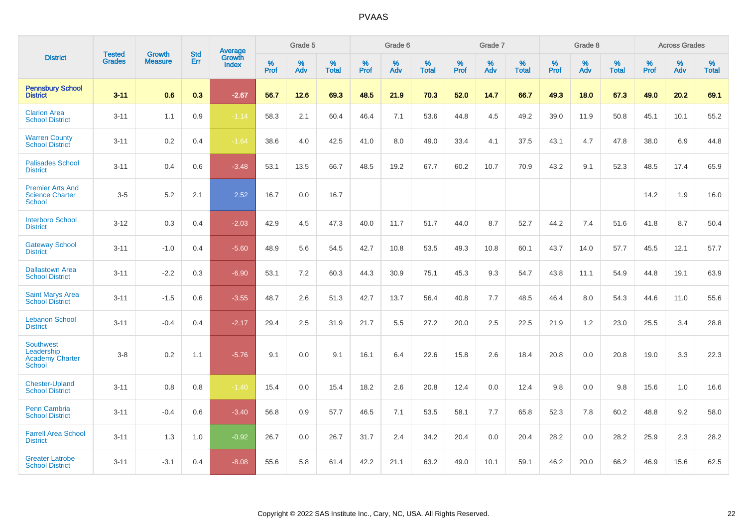PVAAS

| District | Tested Grades | Growth Measure | Std Err | Average Growth Index | Grade 5 | | | Grade 6 | | | Grade 7 | | | Grade 8 | | | Across Grades | | |
|---|---|---|---|---|---|---|---|---|---|---|---|---|---|---|---|---|---|---|---|
| | | | | | % Prof | % Adv | % Total | % Prof | % Adv | % Total | % Prof | % Adv | % Total | % Prof | % Adv | % Total | % Prof | % Adv | % Total |
| **Pennsbury School District** | **3-11** | **0.6** | **0.3** | **-2.67** | **56.7** | **12.6** | **69.3** | **48.5** | **21.9** | **70.3** | **52.0** | **14.7** | **66.7** | **49.3** | **18.0** | **67.3** | **49.0** | **20.2** | **69.1** |
| Clarion Area School District | 3-11 | 1.1 | 0.9 | -1.14 | 58.3 | 2.1 | 60.4 | 46.4 | 7.1 | 53.6 | 44.8 | 4.5 | 49.2 | 39.0 | 11.9 | 50.8 | 45.1 | 10.1 | 55.2 |
| Warren County School District | 3-11 | 0.2 | 0.4 | -1.64 | 38.6 | 4.0 | 42.5 | 41.0 | 8.0 | 49.0 | 33.4 | 4.1 | 37.5 | 43.1 | 4.7 | 47.8 | 38.0 | 6.9 | 44.8 |
| Palisades School District | 3-11 | 0.4 | 0.6 | -3.48 | 53.1 | 13.5 | 66.7 | 48.5 | 19.2 | 67.7 | 60.2 | 10.7 | 70.9 | 43.2 | 9.1 | 52.3 | 48.5 | 17.4 | 65.9 |
| Premier Arts And Science Charter School | 3-5 | 5.2 | 2.1 | 2.52 | 16.7 | 0.0 | 16.7 | | | | | | | | | | 14.2 | 1.9 | 16.0 |
| Interboro School District | 3-12 | 0.3 | 0.4 | -2.03 | 42.9 | 4.5 | 47.3 | 40.0 | 11.7 | 51.7 | 44.0 | 8.7 | 52.7 | 44.2 | 7.4 | 51.6 | 41.8 | 8.7 | 50.4 |
| Gateway School District | 3-11 | -1.0 | 0.4 | -5.60 | 48.9 | 5.6 | 54.5 | 42.7 | 10.8 | 53.5 | 49.3 | 10.8 | 60.1 | 43.7 | 14.0 | 57.7 | 45.5 | 12.1 | 57.7 |
| Dallastown Area School District | 3-11 | -2.2 | 0.3 | -6.90 | 53.1 | 7.2 | 60.3 | 44.3 | 30.9 | 75.1 | 45.3 | 9.3 | 54.7 | 43.8 | 11.1 | 54.9 | 44.8 | 19.1 | 63.9 |
| Saint Marys Area School District | 3-11 | -1.5 | 0.6 | -3.55 | 48.7 | 2.6 | 51.3 | 42.7 | 13.7 | 56.4 | 40.8 | 7.7 | 48.5 | 46.4 | 8.0 | 54.3 | 44.6 | 11.0 | 55.6 |
| Lebanon School District | 3-11 | -0.4 | 0.4 | -2.17 | 29.4 | 2.5 | 31.9 | 21.7 | 5.5 | 27.2 | 20.0 | 2.5 | 22.5 | 21.9 | 1.2 | 23.0 | 25.5 | 3.4 | 28.8 |
| Southwest Leadership Academy Charter School | 3-8 | 0.2 | 1.1 | -5.76 | 9.1 | 0.0 | 9.1 | 16.1 | 6.4 | 22.6 | 15.8 | 2.6 | 18.4 | 20.8 | 0.0 | 20.8 | 19.0 | 3.3 | 22.3 |
| Chester-Upland School District | 3-11 | 0.8 | 0.8 | -1.40 | 15.4 | 0.0 | 15.4 | 18.2 | 2.6 | 20.8 | 12.4 | 0.0 | 12.4 | 9.8 | 0.0 | 9.8 | 15.6 | 1.0 | 16.6 |
| Penn Cambria School District | 3-11 | -0.4 | 0.6 | -3.40 | 56.8 | 0.9 | 57.7 | 46.5 | 7.1 | 53.5 | 58.1 | 7.7 | 65.8 | 52.3 | 7.8 | 60.2 | 48.8 | 9.2 | 58.0 |
| Farrell Area School District | 3-11 | 1.3 | 1.0 | -0.92 | 26.7 | 0.0 | 26.7 | 31.7 | 2.4 | 34.2 | 20.4 | 0.0 | 20.4 | 28.2 | 0.0 | 28.2 | 25.9 | 2.3 | 28.2 |
| Greater Latrobe School District | 3-11 | -3.1 | 0.4 | -8.08 | 55.6 | 5.8 | 61.4 | 42.2 | 21.1 | 63.2 | 49.0 | 10.1 | 59.1 | 46.2 | 20.0 | 66.2 | 46.9 | 15.6 | 62.5 |

Copyright © 2022 SAS Institute Inc., Cary, NC, USA. All Rights Reserved.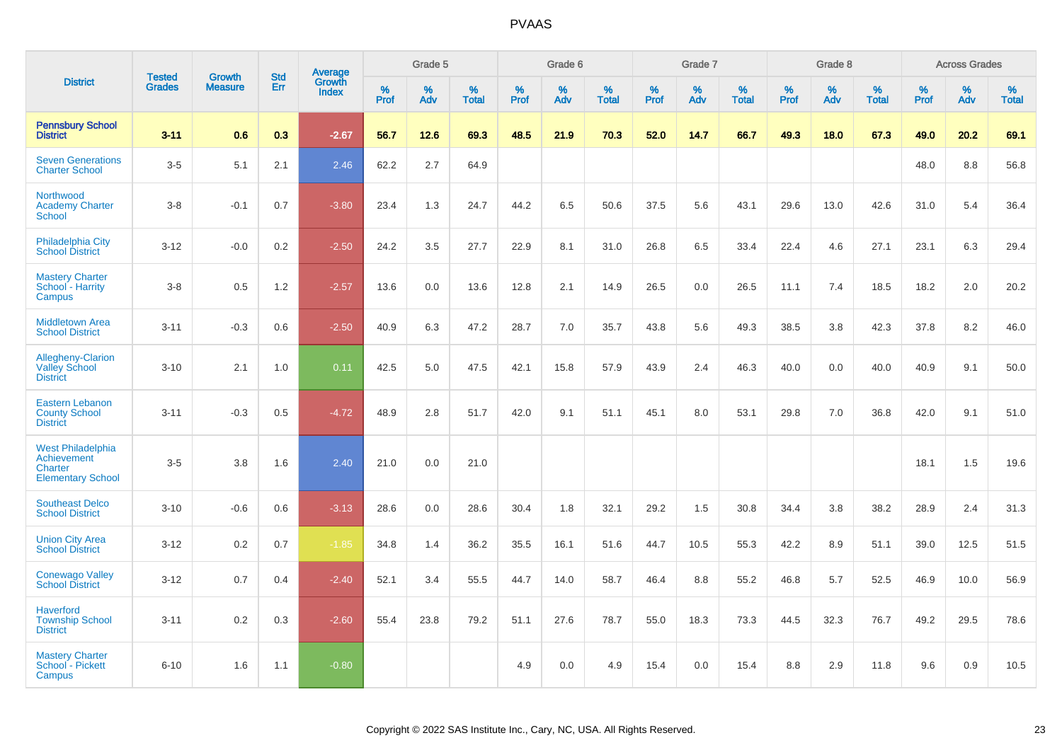# PVAAS

| District | Tested Grades | Growth Measure | Std Err | Average Growth Index | Grade 5 | | | Grade 6 | | | Grade 7 | | | Grade 8 | | | Across Grades | | |
|---|---|---|---|---|---|---|---|---|---|---|---|---|---|---|---|---|---|---|---|
| | | | | | % Prof | % Adv | % Total | % Prof | % Adv | % Total | % Prof | % Adv | % Total | % Prof | % Adv | % Total | % Prof | % Adv | % Total |
| **Pennsbury School District** | **3-11** | **0.6** | **0.3** | **-2.67** | **56.7** | **12.6** | **69.3** | **48.5** | **21.9** | **70.3** | **52.0** | **14.7** | **66.7** | **49.3** | **18.0** | **67.3** | **49.0** | **20.2** | **69.1** |
| Seven Generations Charter School | 3-5 | 5.1 | 2.1 | 2.46 | 62.2 | 2.7 | 64.9 | | | | | | | | | | 48.0 | 8.8 | 56.8 |
| Northwood Academy Charter School | 3-8 | -0.1 | 0.7 | -3.80 | 23.4 | 1.3 | 24.7 | 44.2 | 6.5 | 50.6 | 37.5 | 5.6 | 43.1 | 29.6 | 13.0 | 42.6 | 31.0 | 5.4 | 36.4 |
| Philadelphia City School District | 3-12 | -0.0 | 0.2 | -2.50 | 24.2 | 3.5 | 27.7 | 22.9 | 8.1 | 31.0 | 26.8 | 6.5 | 33.4 | 22.4 | 4.6 | 27.1 | 23.1 | 6.3 | 29.4 |
| Mastery Charter School - Harrity Campus | 3-8 | 0.5 | 1.2 | -2.57 | 13.6 | 0.0 | 13.6 | 12.8 | 2.1 | 14.9 | 26.5 | 0.0 | 26.5 | 11.1 | 7.4 | 18.5 | 18.2 | 2.0 | 20.2 |
| Middletown Area School District | 3-11 | -0.3 | 0.6 | -2.50 | 40.9 | 6.3 | 47.2 | 28.7 | 7.0 | 35.7 | 43.8 | 5.6 | 49.3 | 38.5 | 3.8 | 42.3 | 37.8 | 8.2 | 46.0 |
| Allegheny-Clarion Valley School District | 3-10 | 2.1 | 1.0 | 0.11 | 42.5 | 5.0 | 47.5 | 42.1 | 15.8 | 57.9 | 43.9 | 2.4 | 46.3 | 40.0 | 0.0 | 40.0 | 40.9 | 9.1 | 50.0 |
| Eastern Lebanon County School District | 3-11 | -0.3 | 0.5 | -4.72 | 48.9 | 2.8 | 51.7 | 42.0 | 9.1 | 51.1 | 45.1 | 8.0 | 53.1 | 29.8 | 7.0 | 36.8 | 42.0 | 9.1 | 51.0 |
| West Philadelphia Achievement Charter Elementary School | 3-5 | 3.8 | 1.6 | 2.40 | 21.0 | 0.0 | 21.0 | | | | | | | | | | 18.1 | 1.5 | 19.6 |
| Southeast Delco School District | 3-10 | -0.6 | 0.6 | -3.13 | 28.6 | 0.0 | 28.6 | 30.4 | 1.8 | 32.1 | 29.2 | 1.5 | 30.8 | 34.4 | 3.8 | 38.2 | 28.9 | 2.4 | 31.3 |
| Union City Area School District | 3-12 | 0.2 | 0.7 | -1.85 | 34.8 | 1.4 | 36.2 | 35.5 | 16.1 | 51.6 | 44.7 | 10.5 | 55.3 | 42.2 | 8.9 | 51.1 | 39.0 | 12.5 | 51.5 |
| Conewago Valley School District | 3-12 | 0.7 | 0.4 | -2.40 | 52.1 | 3.4 | 55.5 | 44.7 | 14.0 | 58.7 | 46.4 | 8.8 | 55.2 | 46.8 | 5.7 | 52.5 | 46.9 | 10.0 | 56.9 |
| Haverford Township School District | 3-11 | 0.2 | 0.3 | -2.60 | 55.4 | 23.8 | 79.2 | 51.1 | 27.6 | 78.7 | 55.0 | 18.3 | 73.3 | 44.5 | 32.3 | 76.7 | 49.2 | 29.5 | 78.6 |
| Mastery Charter School - Pickett Campus | 6-10 | 1.6 | 1.1 | -0.80 | | | | 4.9 | 0.0 | 4.9 | 15.4 | 0.0 | 15.4 | 8.8 | 2.9 | 11.8 | 9.6 | 0.9 | 10.5 |

Copyright © 2022 SAS Institute Inc., Cary, NC, USA. All Rights Reserved.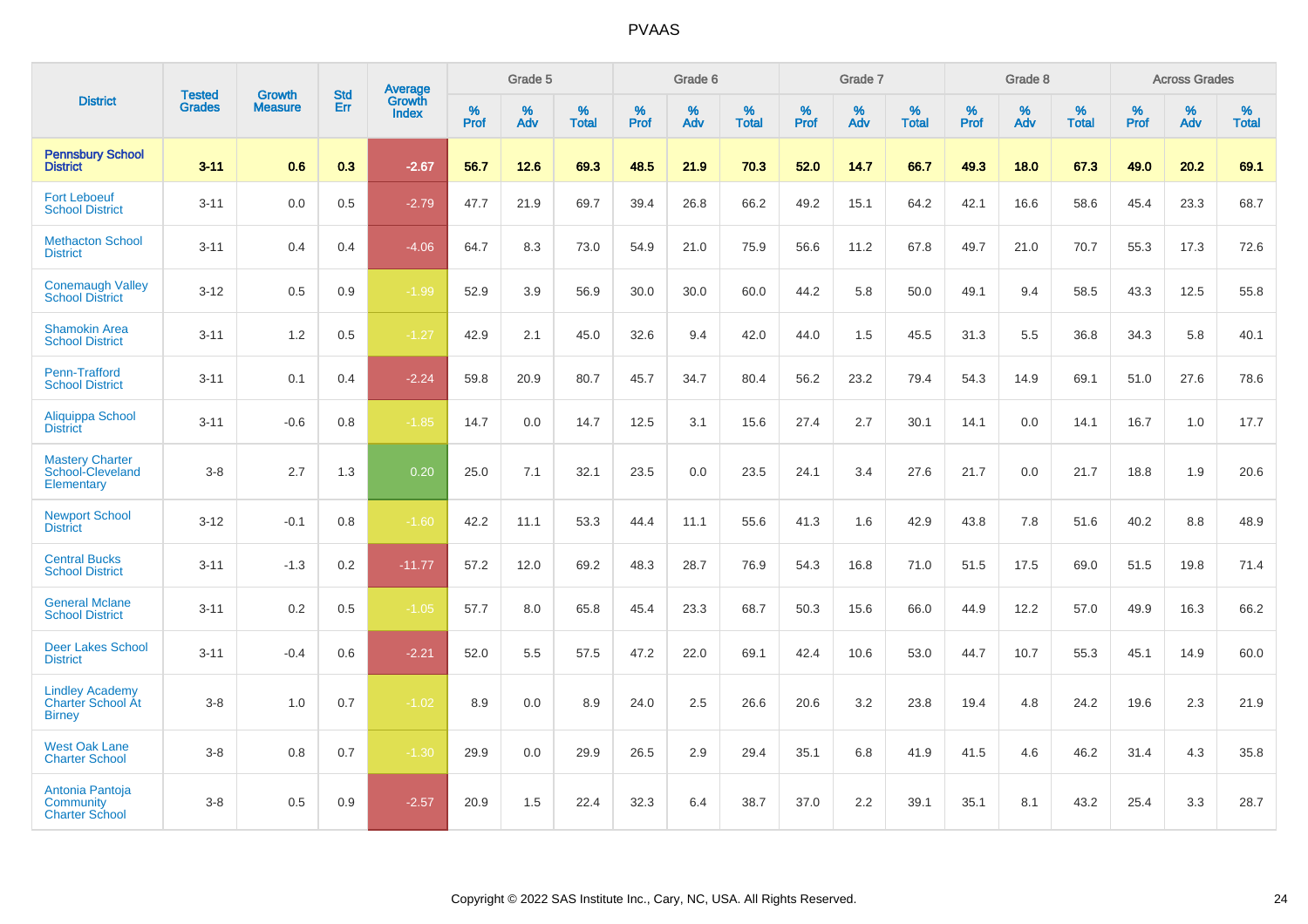# PVAAS

| District | Tested Grades | Growth Measure | Std Err | Average Growth Index | Grade 5 | | | Grade 6 | | | Grade 7 | | | Grade 8 | | | Across Grades | | |
|---|---|---|---|---|---|---|---|---|---|---|---|---|---|---|---|---|---|---|---|
| | | | | | % Prof | % Adv | % Total | % Prof | % Adv | % Total | % Prof | % Adv | % Total | % Prof | % Adv | % Total | % Prof | % Adv | % Total |
| **Pennsbury School District** | **3-11** | **0.6** | **0.3** | **-2.67** | **56.7** | **12.6** | **69.3** | **48.5** | **21.9** | **70.3** | **52.0** | **14.7** | **66.7** | **49.3** | **18.0** | **67.3** | **49.0** | **20.2** | **69.1** |
| Fort Leboeuf School District | 3-11 | 0.0 | 0.5 | -2.79 | 47.7 | 21.9 | 69.7 | 39.4 | 26.8 | 66.2 | 49.2 | 15.1 | 64.2 | 42.1 | 16.6 | 58.6 | 45.4 | 23.3 | 68.7 |
| Methacton School District | 3-11 | 0.4 | 0.4 | -4.06 | 64.7 | 8.3 | 73.0 | 54.9 | 21.0 | 75.9 | 56.6 | 11.2 | 67.8 | 49.7 | 21.0 | 70.7 | 55.3 | 17.3 | 72.6 |
| Conemaugh Valley School District | 3-12 | 0.5 | 0.9 | -1.99 | 52.9 | 3.9 | 56.9 | 30.0 | 30.0 | 60.0 | 44.2 | 5.8 | 50.0 | 49.1 | 9.4 | 58.5 | 43.3 | 12.5 | 55.8 |
| Shamokin Area School District | 3-11 | 1.2 | 0.5 | -1.27 | 42.9 | 2.1 | 45.0 | 32.6 | 9.4 | 42.0 | 44.0 | 1.5 | 45.5 | 31.3 | 5.5 | 36.8 | 34.3 | 5.8 | 40.1 |
| Penn-Trafford School District | 3-11 | 0.1 | 0.4 | -2.24 | 59.8 | 20.9 | 80.7 | 45.7 | 34.7 | 80.4 | 56.2 | 23.2 | 79.4 | 54.3 | 14.9 | 69.1 | 51.0 | 27.6 | 78.6 |
| Aliquippa School District | 3-11 | -0.6 | 0.8 | -1.85 | 14.7 | 0.0 | 14.7 | 12.5 | 3.1 | 15.6 | 27.4 | 2.7 | 30.1 | 14.1 | 0.0 | 14.1 | 16.7 | 1.0 | 17.7 |
| Mastery Charter School-Cleveland Elementary | 3-8 | 2.7 | 1.3 | 0.20 | 25.0 | 7.1 | 32.1 | 23.5 | 0.0 | 23.5 | 24.1 | 3.4 | 27.6 | 21.7 | 0.0 | 21.7 | 18.8 | 1.9 | 20.6 |
| Newport School District | 3-12 | -0.1 | 0.8 | -1.60 | 42.2 | 11.1 | 53.3 | 44.4 | 11.1 | 55.6 | 41.3 | 1.6 | 42.9 | 43.8 | 7.8 | 51.6 | 40.2 | 8.8 | 48.9 |
| Central Bucks School District | 3-11 | -1.3 | 0.2 | -11.77 | 57.2 | 12.0 | 69.2 | 48.3 | 28.7 | 76.9 | 54.3 | 16.8 | 71.0 | 51.5 | 17.5 | 69.0 | 51.5 | 19.8 | 71.4 |
| General Mclane School District | 3-11 | 0.2 | 0.5 | -1.05 | 57.7 | 8.0 | 65.8 | 45.4 | 23.3 | 68.7 | 50.3 | 15.6 | 66.0 | 44.9 | 12.2 | 57.0 | 49.9 | 16.3 | 66.2 |
| Deer Lakes School District | 3-11 | -0.4 | 0.6 | -2.21 | 52.0 | 5.5 | 57.5 | 47.2 | 22.0 | 69.1 | 42.4 | 10.6 | 53.0 | 44.7 | 10.7 | 55.3 | 45.1 | 14.9 | 60.0 |
| Lindley Academy Charter School At Birney | 3-8 | 1.0 | 0.7 | -1.02 | 8.9 | 0.0 | 8.9 | 24.0 | 2.5 | 26.6 | 20.6 | 3.2 | 23.8 | 19.4 | 4.8 | 24.2 | 19.6 | 2.3 | 21.9 |
| West Oak Lane Charter School | 3-8 | 0.8 | 0.7 | -1.30 | 29.9 | 0.0 | 29.9 | 26.5 | 2.9 | 29.4 | 35.1 | 6.8 | 41.9 | 41.5 | 4.6 | 46.2 | 31.4 | 4.3 | 35.8 |
| Antonia Pantoja Community Charter School | 3-8 | 0.5 | 0.9 | -2.57 | 20.9 | 1.5 | 22.4 | 32.3 | 6.4 | 38.7 | 37.0 | 2.2 | 39.1 | 35.1 | 8.1 | 43.2 | 25.4 | 3.3 | 28.7 |

Copyright © 2022 SAS Institute Inc., Cary, NC, USA. All Rights Reserved.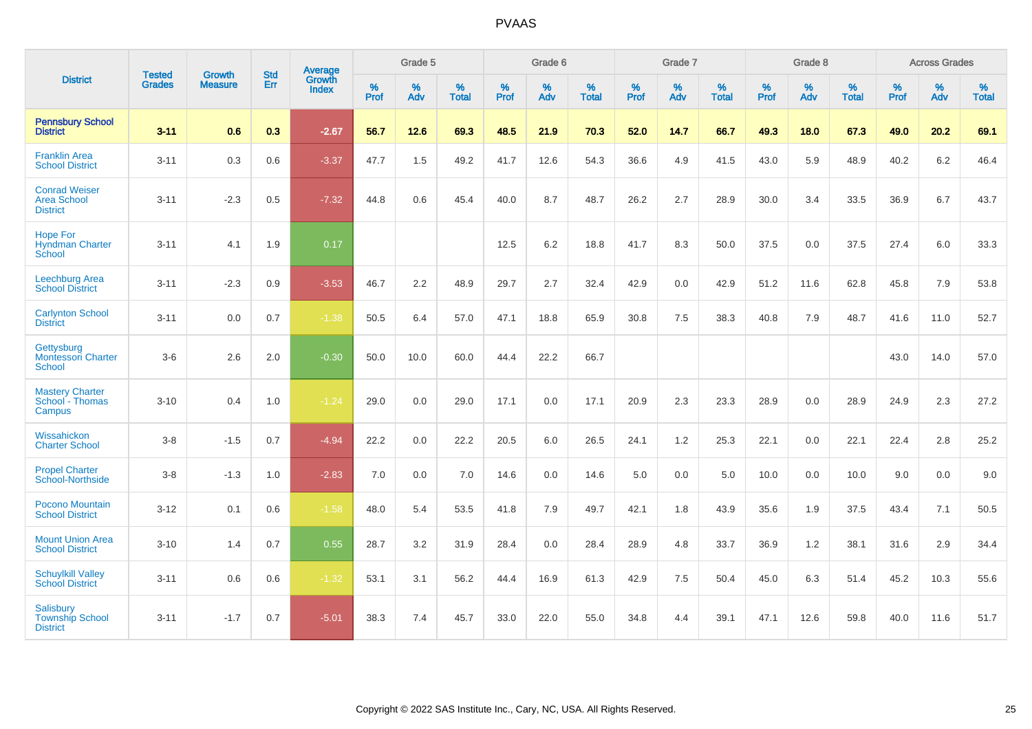PVAAS

| District | Tested Grades | Growth Measure | Std Err | Average Growth Index | Grade 5 | | | Grade 6 | | | Grade 7 | | | Grade 8 | | | Across Grades | | |
|---|---|---|---|---|---|---|---|---|---|---|---|---|---|---|---|---|---|---|---|
| | | | | | % Prof | % Adv | % Total | % Prof | % Adv | % Total | % Prof | % Adv | % Total | % Prof | % Adv | % Total | % Prof | % Adv | % Total |
| **Pennsbury School District** | **3-11** | **0.6** | **0.3** | **-2.67** | **56.7** | **12.6** | **69.3** | **48.5** | **21.9** | **70.3** | **52.0** | **14.7** | **66.7** | **49.3** | **18.0** | **67.3** | **49.0** | **20.2** | **69.1** |
| Franklin Area School District | 3-11 | 0.3 | 0.6 | -3.37 | 47.7 | 1.5 | 49.2 | 41.7 | 12.6 | 54.3 | 36.6 | 4.9 | 41.5 | 43.0 | 5.9 | 48.9 | 40.2 | 6.2 | 46.4 |
| Conrad Weiser Area School District | 3-11 | -2.3 | 0.5 | -7.32 | 44.8 | 0.6 | 45.4 | 40.0 | 8.7 | 48.7 | 26.2 | 2.7 | 28.9 | 30.0 | 3.4 | 33.5 | 36.9 | 6.7 | 43.7 |
| Hope For Hyndman Charter School | 3-11 | 4.1 | 1.9 | 0.17 | | | | 12.5 | 6.2 | 18.8 | 41.7 | 8.3 | 50.0 | 37.5 | 0.0 | 37.5 | 27.4 | 6.0 | 33.3 |
| Leechburg Area School District | 3-11 | -2.3 | 0.9 | -3.53 | 46.7 | 2.2 | 48.9 | 29.7 | 2.7 | 32.4 | 42.9 | 0.0 | 42.9 | 51.2 | 11.6 | 62.8 | 45.8 | 7.9 | 53.8 |
| Carlynton School District | 3-11 | 0.0 | 0.7 | -1.38 | 50.5 | 6.4 | 57.0 | 47.1 | 18.8 | 65.9 | 30.8 | 7.5 | 38.3 | 40.8 | 7.9 | 48.7 | 41.6 | 11.0 | 52.7 |
| Gettysburg Montessori Charter School | 3-6 | 2.6 | 2.0 | -0.30 | 50.0 | 10.0 | 60.0 | 44.4 | 22.2 | 66.7 | | | | | | | 43.0 | 14.0 | 57.0 |
| Mastery Charter School - Thomas Campus | 3-10 | 0.4 | 1.0 | -1.24 | 29.0 | 0.0 | 29.0 | 17.1 | 0.0 | 17.1 | 20.9 | 2.3 | 23.3 | 28.9 | 0.0 | 28.9 | 24.9 | 2.3 | 27.2 |
| Wissahickon Charter School | 3-8 | -1.5 | 0.7 | -4.94 | 22.2 | 0.0 | 22.2 | 20.5 | 6.0 | 26.5 | 24.1 | 1.2 | 25.3 | 22.1 | 0.0 | 22.1 | 22.4 | 2.8 | 25.2 |
| Propel Charter School-Northside | 3-8 | -1.3 | 1.0 | -2.83 | 7.0 | 0.0 | 7.0 | 14.6 | 0.0 | 14.6 | 5.0 | 0.0 | 5.0 | 10.0 | 0.0 | 10.0 | 9.0 | 0.0 | 9.0 |
| Pocono Mountain School District | 3-12 | 0.1 | 0.6 | -1.58 | 48.0 | 5.4 | 53.5 | 41.8 | 7.9 | 49.7 | 42.1 | 1.8 | 43.9 | 35.6 | 1.9 | 37.5 | 43.4 | 7.1 | 50.5 |
| Mount Union Area School District | 3-10 | 1.4 | 0.7 | 0.55 | 28.7 | 3.2 | 31.9 | 28.4 | 0.0 | 28.4 | 28.9 | 4.8 | 33.7 | 36.9 | 1.2 | 38.1 | 31.6 | 2.9 | 34.4 |
| Schuylkill Valley School District | 3-11 | 0.6 | 0.6 | -1.32 | 53.1 | 3.1 | 56.2 | 44.4 | 16.9 | 61.3 | 42.9 | 7.5 | 50.4 | 45.0 | 6.3 | 51.4 | 45.2 | 10.3 | 55.6 |
| Salisbury Township School District | 3-11 | -1.7 | 0.7 | -5.01 | 38.3 | 7.4 | 45.7 | 33.0 | 22.0 | 55.0 | 34.8 | 4.4 | 39.1 | 47.1 | 12.6 | 59.8 | 40.0 | 11.6 | 51.7 |

Copyright © 2022 SAS Institute Inc., Cary, NC, USA. All Rights Reserved.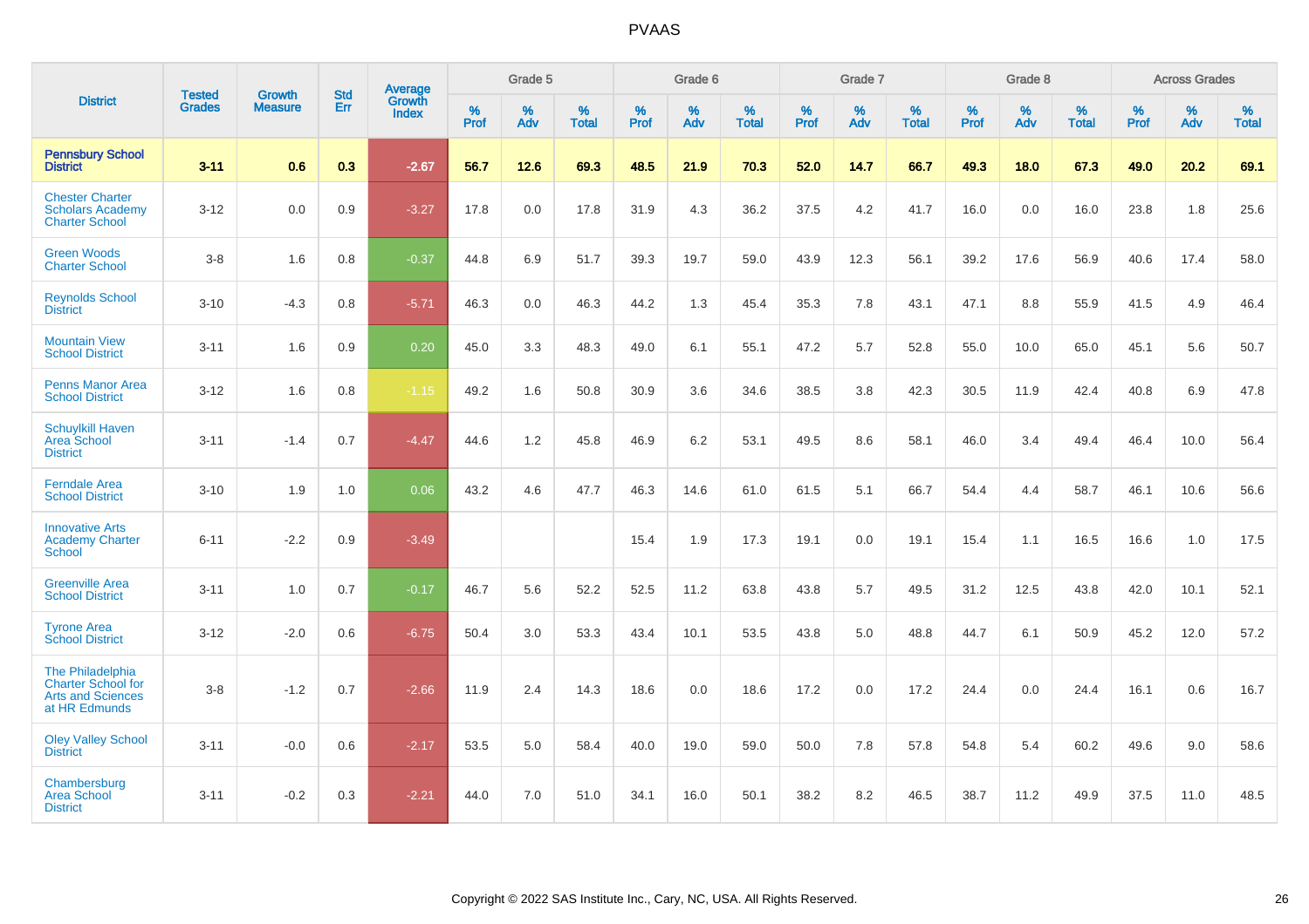| District | Tested Grades | Growth Measure | Std Err | Average Growth Index | Grade 5 | | | Grade 6 | | | Grade 7 | | | Grade 8 | | | Across Grades | | |
|---|---|---|---|---|---|---|---|---|---|---|---|---|---|---|---|---|---|---|---|
| | | | | | % Prof | % Adv | % Total | % Prof | % Adv | % Total | % Prof | % Adv | % Total | % Prof | % Adv | % Total | % Prof | % Adv | % Total |
| **Pennsbury School District** | **3-11** | **0.6** | **0.3** | **-2.67** | **56.7** | **12.6** | **69.3** | **48.5** | **21.9** | **70.3** | **52.0** | **14.7** | **66.7** | **49.3** | **18.0** | **67.3** | **49.0** | **20.2** | **69.1** |
| Chester Charter Scholars Academy Charter School | 3-12 | 0.0 | 0.9 | -3.27 | 17.8 | 0.0 | 17.8 | 31.9 | 4.3 | 36.2 | 37.5 | 4.2 | 41.7 | 16.0 | 0.0 | 16.0 | 23.8 | 1.8 | 25.6 |
| Green Woods Charter School | 3-8 | 1.6 | 0.8 | -0.37 | 44.8 | 6.9 | 51.7 | 39.3 | 19.7 | 59.0 | 43.9 | 12.3 | 56.1 | 39.2 | 17.6 | 56.9 | 40.6 | 17.4 | 58.0 |
| Reynolds School District | 3-10 | -4.3 | 0.8 | -5.71 | 46.3 | 0.0 | 46.3 | 44.2 | 1.3 | 45.4 | 35.3 | 7.8 | 43.1 | 47.1 | 8.8 | 55.9 | 41.5 | 4.9 | 46.4 |
| Mountain View School District | 3-11 | 1.6 | 0.9 | 0.20 | 45.0 | 3.3 | 48.3 | 49.0 | 6.1 | 55.1 | 47.2 | 5.7 | 52.8 | 55.0 | 10.0 | 65.0 | 45.1 | 5.6 | 50.7 |
| Penns Manor Area School District | 3-12 | 1.6 | 0.8 | -1.15 | 49.2 | 1.6 | 50.8 | 30.9 | 3.6 | 34.6 | 38.5 | 3.8 | 42.3 | 30.5 | 11.9 | 42.4 | 40.8 | 6.9 | 47.8 |
| Schuylkill Haven Area School District | 3-11 | -1.4 | 0.7 | -4.47 | 44.6 | 1.2 | 45.8 | 46.9 | 6.2 | 53.1 | 49.5 | 8.6 | 58.1 | 46.0 | 3.4 | 49.4 | 46.4 | 10.0 | 56.4 |
| Ferndale Area School District | 3-10 | 1.9 | 1.0 | 0.06 | 43.2 | 4.6 | 47.7 | 46.3 | 14.6 | 61.0 | 61.5 | 5.1 | 66.7 | 54.4 | 4.4 | 58.7 | 46.1 | 10.6 | 56.6 |
| Innovative Arts Academy Charter School | 6-11 | -2.2 | 0.9 | -3.49 | | | | 15.4 | 1.9 | 17.3 | 19.1 | 0.0 | 19.1 | 15.4 | 1.1 | 16.5 | 16.6 | 1.0 | 17.5 |
| Greenville Area School District | 3-11 | 1.0 | 0.7 | -0.17 | 46.7 | 5.6 | 52.2 | 52.5 | 11.2 | 63.8 | 43.8 | 5.7 | 49.5 | 31.2 | 12.5 | 43.8 | 42.0 | 10.1 | 52.1 |
| Tyrone Area School District | 3-12 | -2.0 | 0.6 | -6.75 | 50.4 | 3.0 | 53.3 | 43.4 | 10.1 | 53.5 | 43.8 | 5.0 | 48.8 | 44.7 | 6.1 | 50.9 | 45.2 | 12.0 | 57.2 |
| The Philadelphia Charter School for Arts and Sciences at HR Edmunds | 3-8 | -1.2 | 0.7 | -2.66 | 11.9 | 2.4 | 14.3 | 18.6 | 0.0 | 18.6 | 17.2 | 0.0 | 17.2 | 24.4 | 0.0 | 24.4 | 16.1 | 0.6 | 16.7 |
| Oley Valley School District | 3-11 | -0.0 | 0.6 | -2.17 | 53.5 | 5.0 | 58.4 | 40.0 | 19.0 | 59.0 | 50.0 | 7.8 | 57.8 | 54.8 | 5.4 | 60.2 | 49.6 | 9.0 | 58.6 |
| Chambersburg Area School District | 3-11 | -0.2 | 0.3 | -2.21 | 44.0 | 7.0 | 51.0 | 34.1 | 16.0 | 50.1 | 38.2 | 8.2 | 46.5 | 38.7 | 11.2 | 49.9 | 37.5 | 11.0 | 48.5 |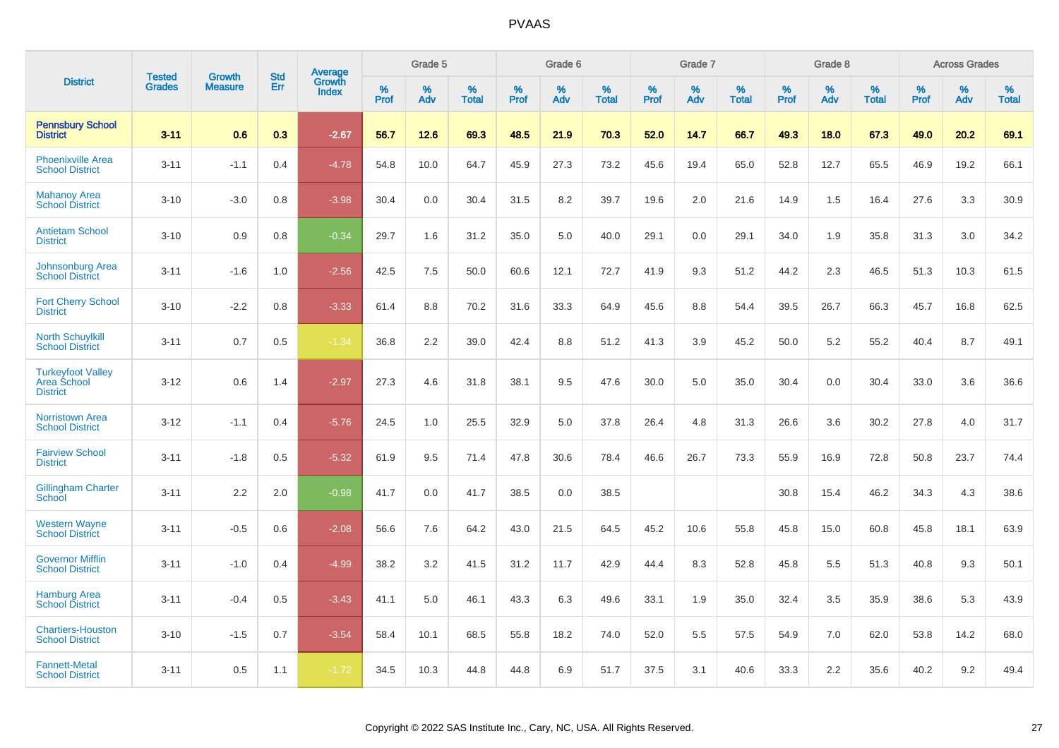# PVAAS

| District | Tested Grades | Growth Measure | Std Err | Average Growth Index | Grade 5 | | | Grade 6 | | | Grade 7 | | | Grade 8 | | | Across Grades | | |
|---|---|---|---|---|---|---|---|---|---|---|---|---|---|---|---|---|---|---|---|
| | | | | | % Prof | % Adv | % Total | % Prof | % Adv | % Total | % Prof | % Adv | % Total | % Prof | % Adv | % Total | % Prof | % Adv | % Total |
| **Pennsbury School District** | **3-11** | **0.6** | **0.3** | **-2.67** | **56.7** | **12.6** | **69.3** | **48.5** | **21.9** | **70.3** | **52.0** | **14.7** | **66.7** | **49.3** | **18.0** | **67.3** | **49.0** | **20.2** | **69.1** |
| Phoenixville Area School District | 3-11 | -1.1 | 0.4 | -4.78 | 54.8 | 10.0 | 64.7 | 45.9 | 27.3 | 73.2 | 45.6 | 19.4 | 65.0 | 52.8 | 12.7 | 65.5 | 46.9 | 19.2 | 66.1 |
| Mahanoy Area School District | 3-10 | -3.0 | 0.8 | -3.98 | 30.4 | 0.0 | 30.4 | 31.5 | 8.2 | 39.7 | 19.6 | 2.0 | 21.6 | 14.9 | 1.5 | 16.4 | 27.6 | 3.3 | 30.9 |
| Antietam School District | 3-10 | 0.9 | 0.8 | -0.34 | 29.7 | 1.6 | 31.2 | 35.0 | 5.0 | 40.0 | 29.1 | 0.0 | 29.1 | 34.0 | 1.9 | 35.8 | 31.3 | 3.0 | 34.2 |
| Johnsonburg Area School District | 3-11 | -1.6 | 1.0 | -2.56 | 42.5 | 7.5 | 50.0 | 60.6 | 12.1 | 72.7 | 41.9 | 9.3 | 51.2 | 44.2 | 2.3 | 46.5 | 51.3 | 10.3 | 61.5 |
| Fort Cherry School District | 3-10 | -2.2 | 0.8 | -3.33 | 61.4 | 8.8 | 70.2 | 31.6 | 33.3 | 64.9 | 45.6 | 8.8 | 54.4 | 39.5 | 26.7 | 66.3 | 45.7 | 16.8 | 62.5 |
| North Schuylkill School District | 3-11 | 0.7 | 0.5 | -1.34 | 36.8 | 2.2 | 39.0 | 42.4 | 8.8 | 51.2 | 41.3 | 3.9 | 45.2 | 50.0 | 5.2 | 55.2 | 40.4 | 8.7 | 49.1 |
| Turkeyfoot Valley Area School District | 3-12 | 0.6 | 1.4 | -2.97 | 27.3 | 4.6 | 31.8 | 38.1 | 9.5 | 47.6 | 30.0 | 5.0 | 35.0 | 30.4 | 0.0 | 30.4 | 33.0 | 3.6 | 36.6 |
| Norristown Area School District | 3-12 | -1.1 | 0.4 | -5.76 | 24.5 | 1.0 | 25.5 | 32.9 | 5.0 | 37.8 | 26.4 | 4.8 | 31.3 | 26.6 | 3.6 | 30.2 | 27.8 | 4.0 | 31.7 |
| Fairview School District | 3-11 | -1.8 | 0.5 | -5.32 | 61.9 | 9.5 | 71.4 | 47.8 | 30.6 | 78.4 | 46.6 | 26.7 | 73.3 | 55.9 | 16.9 | 72.8 | 50.8 | 23.7 | 74.4 |
| Gillingham Charter School | 3-11 | 2.2 | 2.0 | -0.98 | 41.7 | 0.0 | 41.7 | 38.5 | 0.0 | 38.5 | | | | 30.8 | 15.4 | 46.2 | 34.3 | 4.3 | 38.6 |
| Western Wayne School District | 3-11 | -0.5 | 0.6 | -2.08 | 56.6 | 7.6 | 64.2 | 43.0 | 21.5 | 64.5 | 45.2 | 10.6 | 55.8 | 45.8 | 15.0 | 60.8 | 45.8 | 18.1 | 63.9 |
| Governor Mifflin School District | 3-11 | -1.0 | 0.4 | -4.99 | 38.2 | 3.2 | 41.5 | 31.2 | 11.7 | 42.9 | 44.4 | 8.3 | 52.8 | 45.8 | 5.5 | 51.3 | 40.8 | 9.3 | 50.1 |
| Hamburg Area School District | 3-11 | -0.4 | 0.5 | -3.43 | 41.1 | 5.0 | 46.1 | 43.3 | 6.3 | 49.6 | 33.1 | 1.9 | 35.0 | 32.4 | 3.5 | 35.9 | 38.6 | 5.3 | 43.9 |
| Chartiers-Houston School District | 3-10 | -1.5 | 0.7 | -3.54 | 58.4 | 10.1 | 68.5 | 55.8 | 18.2 | 74.0 | 52.0 | 5.5 | 57.5 | 54.9 | 7.0 | 62.0 | 53.8 | 14.2 | 68.0 |
| Fannett-Metal School District | 3-11 | 0.5 | 1.1 | -1.72 | 34.5 | 10.3 | 44.8 | 44.8 | 6.9 | 51.7 | 37.5 | 3.1 | 40.6 | 33.3 | 2.2 | 35.6 | 40.2 | 9.2 | 49.4 |

Copyright © 2022 SAS Institute Inc., Cary, NC, USA. All Rights Reserved.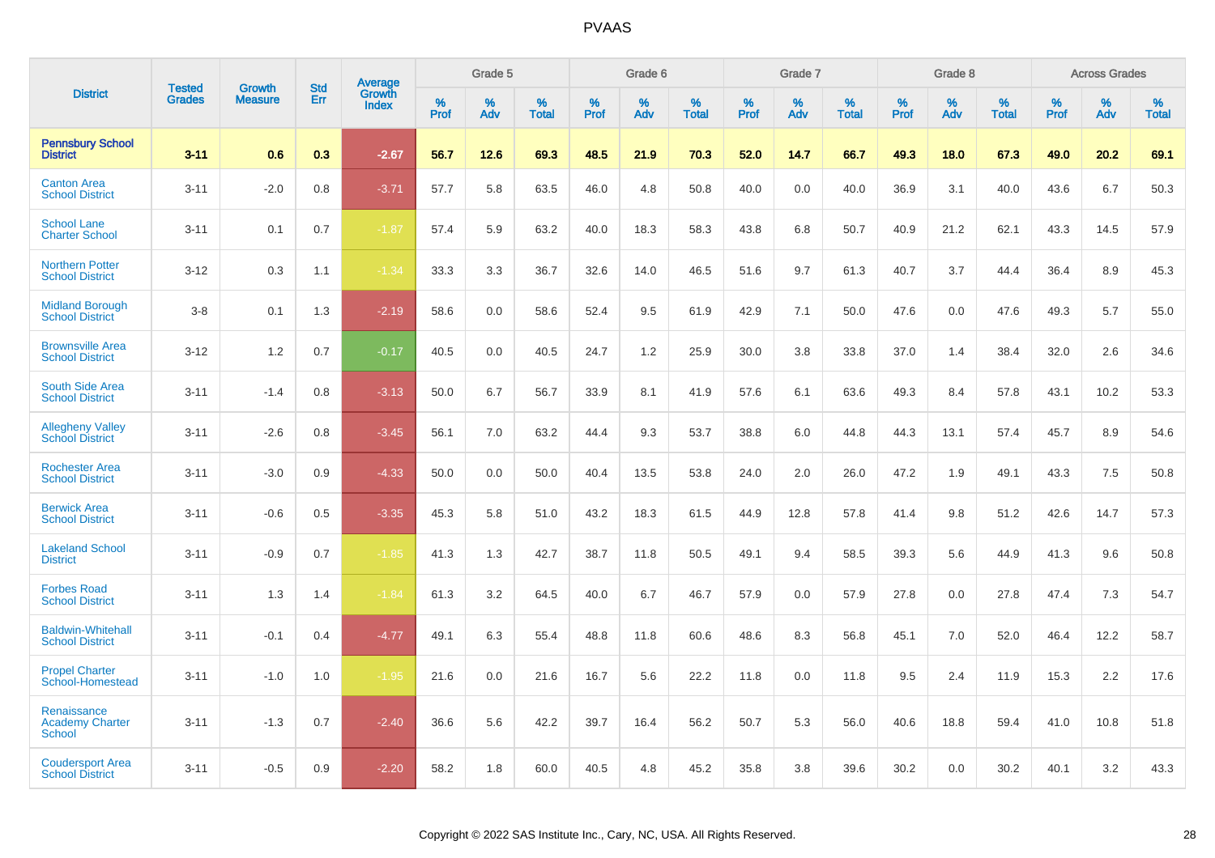# PVAAS

| District | Tested Grades | Growth Measure | Std Err | Average Growth Index | Grade 5 | | | Grade 6 | | | Grade 7 | | | Grade 8 | | | Across Grades | | |
|---|---|---|---|---|---|---|---|---|---|---|---|---|---|---|---|---|---|---|---|
| | | | | | % Prof | % Adv | % Total | % Prof | % Adv | % Total | % Prof | % Adv | % Total | % Prof | % Adv | % Total | % Prof | % Adv | % Total |
| **Pennsbury School District** | **3-11** | **0.6** | **0.3** | **-2.67** | **56.7** | **12.6** | **69.3** | **48.5** | **21.9** | **70.3** | **52.0** | **14.7** | **66.7** | **49.3** | **18.0** | **67.3** | **49.0** | **20.2** | **69.1** |
| Canton Area School District | 3-11 | -2.0 | 0.8 | -3.71 | 57.7 | 5.8 | 63.5 | 46.0 | 4.8 | 50.8 | 40.0 | 0.0 | 40.0 | 36.9 | 3.1 | 40.0 | 43.6 | 6.7 | 50.3 |
| School Lane Charter School | 3-11 | 0.1 | 0.7 | -1.87 | 57.4 | 5.9 | 63.2 | 40.0 | 18.3 | 58.3 | 43.8 | 6.8 | 50.7 | 40.9 | 21.2 | 62.1 | 43.3 | 14.5 | 57.9 |
| Northern Potter School District | 3-12 | 0.3 | 1.1 | -1.34 | 33.3 | 3.3 | 36.7 | 32.6 | 14.0 | 46.5 | 51.6 | 9.7 | 61.3 | 40.7 | 3.7 | 44.4 | 36.4 | 8.9 | 45.3 |
| Midland Borough School District | 3-8 | 0.1 | 1.3 | -2.19 | 58.6 | 0.0 | 58.6 | 52.4 | 9.5 | 61.9 | 42.9 | 7.1 | 50.0 | 47.6 | 0.0 | 47.6 | 49.3 | 5.7 | 55.0 |
| Brownsville Area School District | 3-12 | 1.2 | 0.7 | -0.17 | 40.5 | 0.0 | 40.5 | 24.7 | 1.2 | 25.9 | 30.0 | 3.8 | 33.8 | 37.0 | 1.4 | 38.4 | 32.0 | 2.6 | 34.6 |
| South Side Area School District | 3-11 | -1.4 | 0.8 | -3.13 | 50.0 | 6.7 | 56.7 | 33.9 | 8.1 | 41.9 | 57.6 | 6.1 | 63.6 | 49.3 | 8.4 | 57.8 | 43.1 | 10.2 | 53.3 |
| Allegheny Valley School District | 3-11 | -2.6 | 0.8 | -3.45 | 56.1 | 7.0 | 63.2 | 44.4 | 9.3 | 53.7 | 38.8 | 6.0 | 44.8 | 44.3 | 13.1 | 57.4 | 45.7 | 8.9 | 54.6 |
| Rochester Area School District | 3-11 | -3.0 | 0.9 | -4.33 | 50.0 | 0.0 | 50.0 | 40.4 | 13.5 | 53.8 | 24.0 | 2.0 | 26.0 | 47.2 | 1.9 | 49.1 | 43.3 | 7.5 | 50.8 |
| Berwick Area School District | 3-11 | -0.6 | 0.5 | -3.35 | 45.3 | 5.8 | 51.0 | 43.2 | 18.3 | 61.5 | 44.9 | 12.8 | 57.8 | 41.4 | 9.8 | 51.2 | 42.6 | 14.7 | 57.3 |
| Lakeland School District | 3-11 | -0.9 | 0.7 | -1.85 | 41.3 | 1.3 | 42.7 | 38.7 | 11.8 | 50.5 | 49.1 | 9.4 | 58.5 | 39.3 | 5.6 | 44.9 | 41.3 | 9.6 | 50.8 |
| Forbes Road School District | 3-11 | 1.3 | 1.4 | -1.84 | 61.3 | 3.2 | 64.5 | 40.0 | 6.7 | 46.7 | 57.9 | 0.0 | 57.9 | 27.8 | 0.0 | 27.8 | 47.4 | 7.3 | 54.7 |
| Baldwin-Whitehall School District | 3-11 | -0.1 | 0.4 | -4.77 | 49.1 | 6.3 | 55.4 | 48.8 | 11.8 | 60.6 | 48.6 | 8.3 | 56.8 | 45.1 | 7.0 | 52.0 | 46.4 | 12.2 | 58.7 |
| Propel Charter School-Homestead | 3-11 | -1.0 | 1.0 | -1.95 | 21.6 | 0.0 | 21.6 | 16.7 | 5.6 | 22.2 | 11.8 | 0.0 | 11.8 | 9.5 | 2.4 | 11.9 | 15.3 | 2.2 | 17.6 |
| Renaissance Academy Charter School | 3-11 | -1.3 | 0.7 | -2.40 | 36.6 | 5.6 | 42.2 | 39.7 | 16.4 | 56.2 | 50.7 | 5.3 | 56.0 | 40.6 | 18.8 | 59.4 | 41.0 | 10.8 | 51.8 |
| Coudersport Area School District | 3-11 | -0.5 | 0.9 | -2.20 | 58.2 | 1.8 | 60.0 | 40.5 | 4.8 | 45.2 | 35.8 | 3.8 | 39.6 | 30.2 | 0.0 | 30.2 | 40.1 | 3.2 | 43.3 |

Copyright © 2022 SAS Institute Inc., Cary, NC, USA. All Rights Reserved.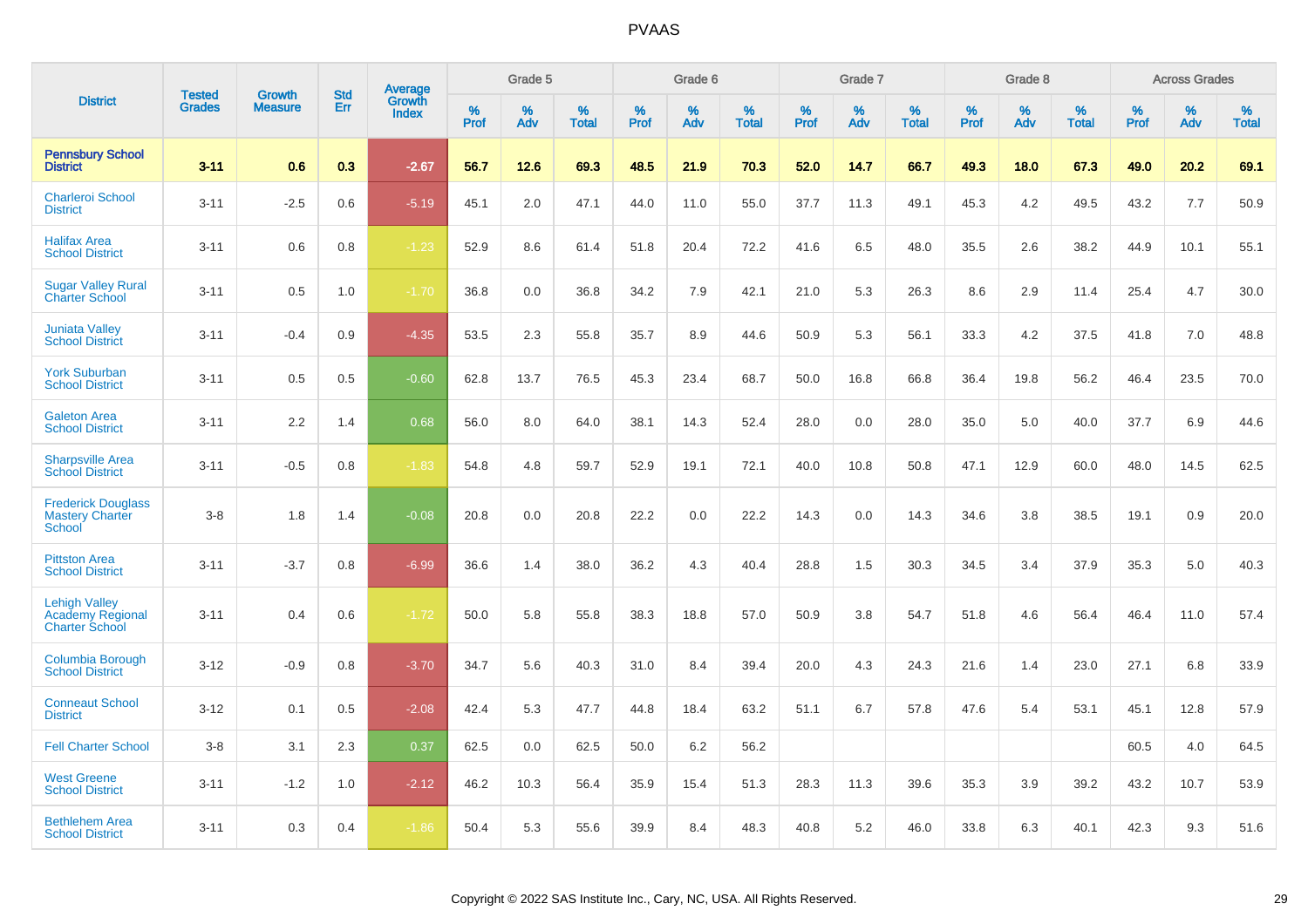# PVAAS

| District | Tested Grades | Growth Measure | Std Err | Average Growth Index | Grade 5 | | | Grade 6 | | | Grade 7 | | | Grade 8 | | | Across Grades | | |
|---|---|---|---|---|---|---|---|---|---|---|---|---|---|---|---|---|---|---|---|
| | | | | | % Prof | % Adv | % Total | % Prof | % Adv | % Total | % Prof | % Adv | % Total | % Prof | % Adv | % Total | % Prof | % Adv | % Total |
| **Pennsbury School District** | **3-11** | **0.6** | **0.3** | **-2.67** | **56.7** | **12.6** | **69.3** | **48.5** | **21.9** | **70.3** | **52.0** | **14.7** | **66.7** | **49.3** | **18.0** | **67.3** | **49.0** | **20.2** | **69.1** |
| Charleroi School District | 3-11 | -2.5 | 0.6 | -5.19 | 45.1 | 2.0 | 47.1 | 44.0 | 11.0 | 55.0 | 37.7 | 11.3 | 49.1 | 45.3 | 4.2 | 49.5 | 43.2 | 7.7 | 50.9 |
| Halifax Area School District | 3-11 | 0.6 | 0.8 | -1.23 | 52.9 | 8.6 | 61.4 | 51.8 | 20.4 | 72.2 | 41.6 | 6.5 | 48.0 | 35.5 | 2.6 | 38.2 | 44.9 | 10.1 | 55.1 |
| Sugar Valley Rural Charter School | 3-11 | 0.5 | 1.0 | -1.70 | 36.8 | 0.0 | 36.8 | 34.2 | 7.9 | 42.1 | 21.0 | 5.3 | 26.3 | 8.6 | 2.9 | 11.4 | 25.4 | 4.7 | 30.0 |
| Juniata Valley School District | 3-11 | -0.4 | 0.9 | -4.35 | 53.5 | 2.3 | 55.8 | 35.7 | 8.9 | 44.6 | 50.9 | 5.3 | 56.1 | 33.3 | 4.2 | 37.5 | 41.8 | 7.0 | 48.8 |
| York Suburban School District | 3-11 | 0.5 | 0.5 | -0.60 | 62.8 | 13.7 | 76.5 | 45.3 | 23.4 | 68.7 | 50.0 | 16.8 | 66.8 | 36.4 | 19.8 | 56.2 | 46.4 | 23.5 | 70.0 |
| Galeton Area School District | 3-11 | 2.2 | 1.4 | 0.68 | 56.0 | 8.0 | 64.0 | 38.1 | 14.3 | 52.4 | 28.0 | 0.0 | 28.0 | 35.0 | 5.0 | 40.0 | 37.7 | 6.9 | 44.6 |
| Sharpsville Area School District | 3-11 | -0.5 | 0.8 | -1.83 | 54.8 | 4.8 | 59.7 | 52.9 | 19.1 | 72.1 | 40.0 | 10.8 | 50.8 | 47.1 | 12.9 | 60.0 | 48.0 | 14.5 | 62.5 |
| Frederick Douglass Mastery Charter School | 3-8 | 1.8 | 1.4 | -0.08 | 20.8 | 0.0 | 20.8 | 22.2 | 0.0 | 22.2 | 14.3 | 0.0 | 14.3 | 34.6 | 3.8 | 38.5 | 19.1 | 0.9 | 20.0 |
| Pittston Area School District | 3-11 | -3.7 | 0.8 | -6.99 | 36.6 | 1.4 | 38.0 | 36.2 | 4.3 | 40.4 | 28.8 | 1.5 | 30.3 | 34.5 | 3.4 | 37.9 | 35.3 | 5.0 | 40.3 |
| Lehigh Valley Academy Regional Charter School | 3-11 | 0.4 | 0.6 | -1.72 | 50.0 | 5.8 | 55.8 | 38.3 | 18.8 | 57.0 | 50.9 | 3.8 | 54.7 | 51.8 | 4.6 | 56.4 | 46.4 | 11.0 | 57.4 |
| Columbia Borough School District | 3-12 | -0.9 | 0.8 | -3.70 | 34.7 | 5.6 | 40.3 | 31.0 | 8.4 | 39.4 | 20.0 | 4.3 | 24.3 | 21.6 | 1.4 | 23.0 | 27.1 | 6.8 | 33.9 |
| Conneaut School District | 3-12 | 0.1 | 0.5 | -2.08 | 42.4 | 5.3 | 47.7 | 44.8 | 18.4 | 63.2 | 51.1 | 6.7 | 57.8 | 47.6 | 5.4 | 53.1 | 45.1 | 12.8 | 57.9 |
| Fell Charter School | 3-8 | 3.1 | 2.3 | 0.37 | 62.5 | 0.0 | 62.5 | 50.0 | 6.2 | 56.2 | | | | | | | 60.5 | 4.0 | 64.5 |
| West Greene School District | 3-11 | -1.2 | 1.0 | -2.12 | 46.2 | 10.3 | 56.4 | 35.9 | 15.4 | 51.3 | 28.3 | 11.3 | 39.6 | 35.3 | 3.9 | 39.2 | 43.2 | 10.7 | 53.9 |
| Bethlehem Area School District | 3-11 | 0.3 | 0.4 | -1.86 | 50.4 | 5.3 | 55.6 | 39.9 | 8.4 | 48.3 | 40.8 | 5.2 | 46.0 | 33.8 | 6.3 | 40.1 | 42.3 | 9.3 | 51.6 |

Copyright © 2022 SAS Institute Inc., Cary, NC, USA. All Rights Reserved.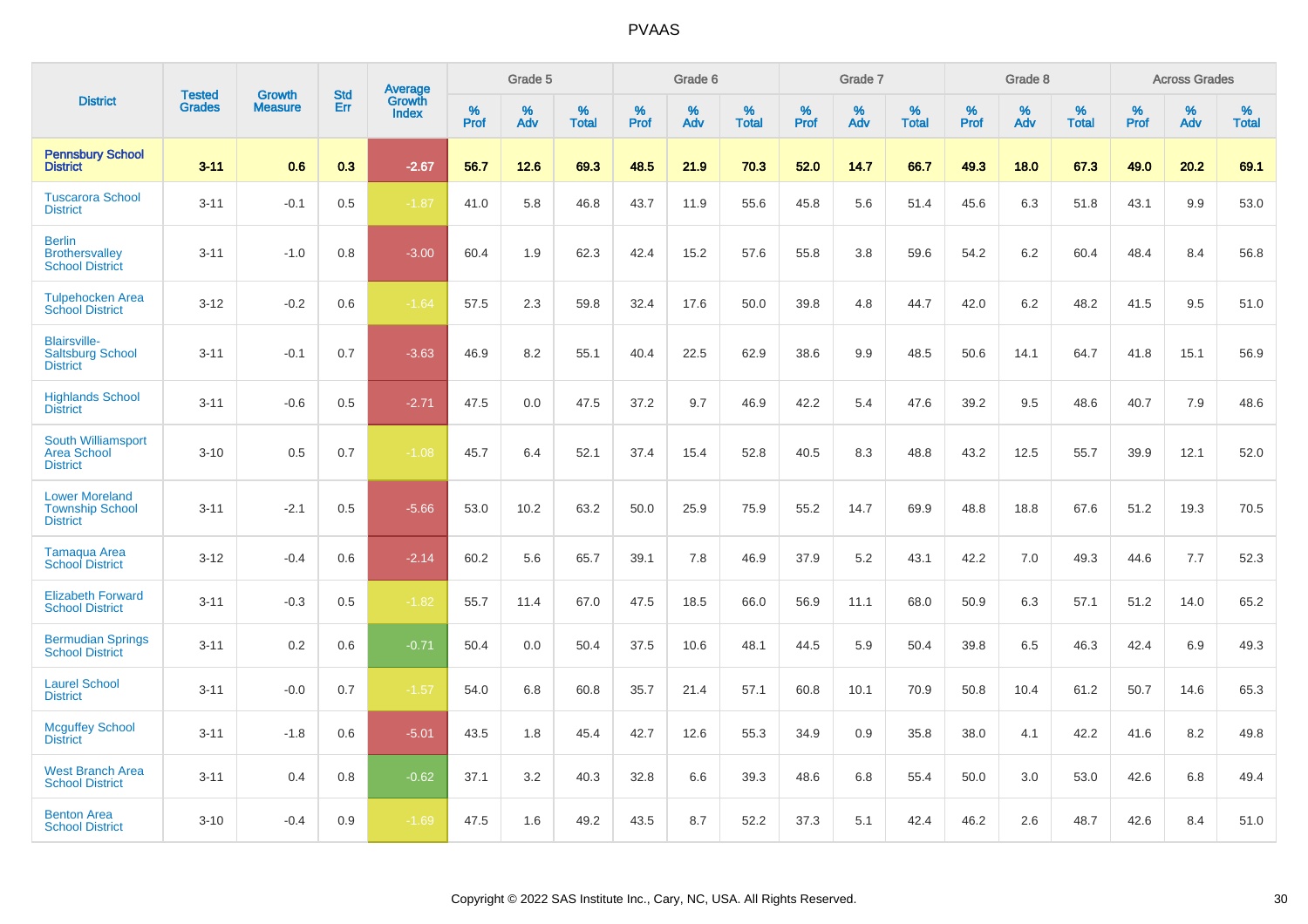# PVAAS

| District | Tested Grades | Growth Measure | Std Err | Average Growth Index | Grade 5 | | | Grade 6 | | | Grade 7 | | | Grade 8 | | | Across Grades | | |
|---|---|---|---|---|---|---|---|---|---|---|---|---|---|---|---|---|---|---|---|
| | | | | | % Prof | % Adv | % Total | % Prof | % Adv | % Total | % Prof | % Adv | % Total | % Prof | % Adv | % Total | % Prof | % Adv | % Total |
| **Pennsbury School District** | **3-11** | **0.6** | **0.3** | **-2.67** | **56.7** | **12.6** | **69.3** | **48.5** | **21.9** | **70.3** | **52.0** | **14.7** | **66.7** | **49.3** | **18.0** | **67.3** | **49.0** | **20.2** | **69.1** |
| Tuscarora School District | 3-11 | -0.1 | 0.5 | -1.87 | 41.0 | 5.8 | 46.8 | 43.7 | 11.9 | 55.6 | 45.8 | 5.6 | 51.4 | 45.6 | 6.3 | 51.8 | 43.1 | 9.9 | 53.0 |
| Berlin Brothersvalley School District | 3-11 | -1.0 | 0.8 | -3.00 | 60.4 | 1.9 | 62.3 | 42.4 | 15.2 | 57.6 | 55.8 | 3.8 | 59.6 | 54.2 | 6.2 | 60.4 | 48.4 | 8.4 | 56.8 |
| Tulpehocken Area School District | 3-12 | -0.2 | 0.6 | -1.64 | 57.5 | 2.3 | 59.8 | 32.4 | 17.6 | 50.0 | 39.8 | 4.8 | 44.7 | 42.0 | 6.2 | 48.2 | 41.5 | 9.5 | 51.0 |
| Blairsville-Saltsburg School District | 3-11 | -0.1 | 0.7 | -3.63 | 46.9 | 8.2 | 55.1 | 40.4 | 22.5 | 62.9 | 38.6 | 9.9 | 48.5 | 50.6 | 14.1 | 64.7 | 41.8 | 15.1 | 56.9 |
| Highlands School District | 3-11 | -0.6 | 0.5 | -2.71 | 47.5 | 0.0 | 47.5 | 37.2 | 9.7 | 46.9 | 42.2 | 5.4 | 47.6 | 39.2 | 9.5 | 48.6 | 40.7 | 7.9 | 48.6 |
| South Williamsport Area School District | 3-10 | 0.5 | 0.7 | -1.08 | 45.7 | 6.4 | 52.1 | 37.4 | 15.4 | 52.8 | 40.5 | 8.3 | 48.8 | 43.2 | 12.5 | 55.7 | 39.9 | 12.1 | 52.0 |
| Lower Moreland Township School District | 3-11 | -2.1 | 0.5 | -5.66 | 53.0 | 10.2 | 63.2 | 50.0 | 25.9 | 75.9 | 55.2 | 14.7 | 69.9 | 48.8 | 18.8 | 67.6 | 51.2 | 19.3 | 70.5 |
| Tamaqua Area School District | 3-12 | -0.4 | 0.6 | -2.14 | 60.2 | 5.6 | 65.7 | 39.1 | 7.8 | 46.9 | 37.9 | 5.2 | 43.1 | 42.2 | 7.0 | 49.3 | 44.6 | 7.7 | 52.3 |
| Elizabeth Forward School District | 3-11 | -0.3 | 0.5 | -1.82 | 55.7 | 11.4 | 67.0 | 47.5 | 18.5 | 66.0 | 56.9 | 11.1 | 68.0 | 50.9 | 6.3 | 57.1 | 51.2 | 14.0 | 65.2 |
| Bermudian Springs School District | 3-11 | 0.2 | 0.6 | -0.71 | 50.4 | 0.0 | 50.4 | 37.5 | 10.6 | 48.1 | 44.5 | 5.9 | 50.4 | 39.8 | 6.5 | 46.3 | 42.4 | 6.9 | 49.3 |
| Laurel School District | 3-11 | -0.0 | 0.7 | -1.57 | 54.0 | 6.8 | 60.8 | 35.7 | 21.4 | 57.1 | 60.8 | 10.1 | 70.9 | 50.8 | 10.4 | 61.2 | 50.7 | 14.6 | 65.3 |
| Mcguffey School District | 3-11 | -1.8 | 0.6 | -5.01 | 43.5 | 1.8 | 45.4 | 42.7 | 12.6 | 55.3 | 34.9 | 0.9 | 35.8 | 38.0 | 4.1 | 42.2 | 41.6 | 8.2 | 49.8 |
| West Branch Area School District | 3-11 | 0.4 | 0.8 | -0.62 | 37.1 | 3.2 | 40.3 | 32.8 | 6.6 | 39.3 | 48.6 | 6.8 | 55.4 | 50.0 | 3.0 | 53.0 | 42.6 | 6.8 | 49.4 |
| Benton Area School District | 3-10 | -0.4 | 0.9 | -1.69 | 47.5 | 1.6 | 49.2 | 43.5 | 8.7 | 52.2 | 37.3 | 5.1 | 42.4 | 46.2 | 2.6 | 48.7 | 42.6 | 8.4 | 51.0 |

Copyright © 2022 SAS Institute Inc., Cary, NC, USA. All Rights Reserved.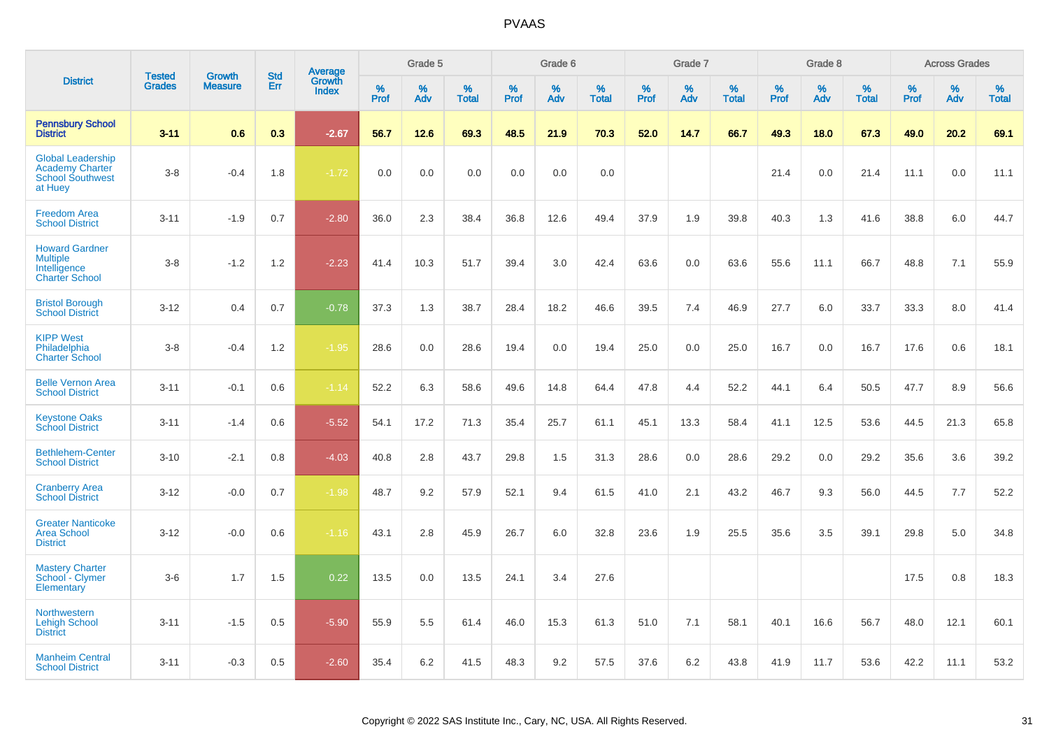# PVAAS

| District | Tested Grades | Growth Measure | Std Err | Average Growth Index | Grade 5 | | | Grade 6 | | | Grade 7 | | | Grade 8 | | | Across Grades | | |
|---|---|---|---|---|---|---|---|---|---|---|---|---|---|---|---|---|---|---|---|
| | | | | | % Prof | % Adv | % Total | % Prof | % Adv | % Total | % Prof | % Adv | % Total | % Prof | % Adv | % Total | % Prof | % Adv | % Total |
| **Pennsbury School District** | **3-11** | **0.6** | **0.3** | **-2.67** | **56.7** | **12.6** | **69.3** | **48.5** | **21.9** | **70.3** | **52.0** | **14.7** | **66.7** | **49.3** | **18.0** | **67.3** | **49.0** | **20.2** | **69.1** |
| Global Leadership Academy Charter School Southwest at Huey | 3-8 | -0.4 | 1.8 | -1.72 | 0.0 | 0.0 | 0.0 | 0.0 | 0.0 | 0.0 | | | | 21.4 | 0.0 | 21.4 | 11.1 | 0.0 | 11.1 |
| Freedom Area School District | 3-11 | -1.9 | 0.7 | -2.80 | 36.0 | 2.3 | 38.4 | 36.8 | 12.6 | 49.4 | 37.9 | 1.9 | 39.8 | 40.3 | 1.3 | 41.6 | 38.8 | 6.0 | 44.7 |
| Howard Gardner Multiple Intelligence Charter School | 3-8 | -1.2 | 1.2 | -2.23 | 41.4 | 10.3 | 51.7 | 39.4 | 3.0 | 42.4 | 63.6 | 0.0 | 63.6 | 55.6 | 11.1 | 66.7 | 48.8 | 7.1 | 55.9 |
| Bristol Borough School District | 3-12 | 0.4 | 0.7 | -0.78 | 37.3 | 1.3 | 38.7 | 28.4 | 18.2 | 46.6 | 39.5 | 7.4 | 46.9 | 27.7 | 6.0 | 33.7 | 33.3 | 8.0 | 41.4 |
| KIPP West Philadelphia Charter School | 3-8 | -0.4 | 1.2 | -1.95 | 28.6 | 0.0 | 28.6 | 19.4 | 0.0 | 19.4 | 25.0 | 0.0 | 25.0 | 16.7 | 0.0 | 16.7 | 17.6 | 0.6 | 18.1 |
| Belle Vernon Area School District | 3-11 | -0.1 | 0.6 | -1.14 | 52.2 | 6.3 | 58.6 | 49.6 | 14.8 | 64.4 | 47.8 | 4.4 | 52.2 | 44.1 | 6.4 | 50.5 | 47.7 | 8.9 | 56.6 |
| Keystone Oaks School District | 3-11 | -1.4 | 0.6 | -5.52 | 54.1 | 17.2 | 71.3 | 35.4 | 25.7 | 61.1 | 45.1 | 13.3 | 58.4 | 41.1 | 12.5 | 53.6 | 44.5 | 21.3 | 65.8 |
| Bethlehem-Center School District | 3-10 | -2.1 | 0.8 | -4.03 | 40.8 | 2.8 | 43.7 | 29.8 | 1.5 | 31.3 | 28.6 | 0.0 | 28.6 | 29.2 | 0.0 | 29.2 | 35.6 | 3.6 | 39.2 |
| Cranberry Area School District | 3-12 | -0.0 | 0.7 | -1.98 | 48.7 | 9.2 | 57.9 | 52.1 | 9.4 | 61.5 | 41.0 | 2.1 | 43.2 | 46.7 | 9.3 | 56.0 | 44.5 | 7.7 | 52.2 |
| Greater Nanticoke Area School District | 3-12 | -0.0 | 0.6 | -1.16 | 43.1 | 2.8 | 45.9 | 26.7 | 6.0 | 32.8 | 23.6 | 1.9 | 25.5 | 35.6 | 3.5 | 39.1 | 29.8 | 5.0 | 34.8 |
| Mastery Charter School - Clymer Elementary | 3-6 | 1.7 | 1.5 | 0.22 | 13.5 | 0.0 | 13.5 | 24.1 | 3.4 | 27.6 | | | | | | | 17.5 | 0.8 | 18.3 |
| Northwestern Lehigh School District | 3-11 | -1.5 | 0.5 | -5.90 | 55.9 | 5.5 | 61.4 | 46.0 | 15.3 | 61.3 | 51.0 | 7.1 | 58.1 | 40.1 | 16.6 | 56.7 | 48.0 | 12.1 | 60.1 |
| Manheim Central School District | 3-11 | -0.3 | 0.5 | -2.60 | 35.4 | 6.2 | 41.5 | 48.3 | 9.2 | 57.5 | 37.6 | 6.2 | 43.8 | 41.9 | 11.7 | 53.6 | 42.2 | 11.1 | 53.2 |

Copyright © 2022 SAS Institute Inc., Cary, NC, USA. All Rights Reserved.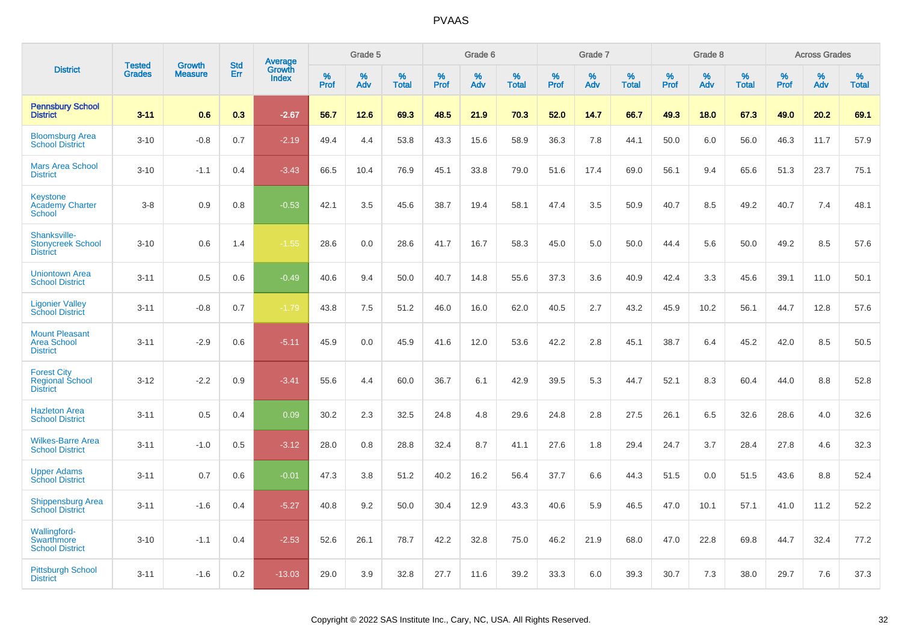# PVAAS

| District | Tested Grades | Growth Measure | Std Err | Average Growth Index | Grade 5 | | | Grade 6 | | | Grade 7 | | | Grade 8 | | | Across Grades | | |
|---|---|---|---|---|---|---|---|---|---|---|---|---|---|---|---|---|---|---|---|
| | | | | | % Prof | % Adv | % Total | % Prof | % Adv | % Total | % Prof | % Adv | % Total | % Prof | % Adv | % Total | % Prof | % Adv | % Total |
| **Pennsbury School District** | **3-11** | **0.6** | **0.3** | **-2.67** | **56.7** | **12.6** | **69.3** | **48.5** | **21.9** | **70.3** | **52.0** | **14.7** | **66.7** | **49.3** | **18.0** | **67.3** | **49.0** | **20.2** | **69.1** |
| Bloomsburg Area School District | 3-10 | -0.8 | 0.7 | -2.19 | 49.4 | 4.4 | 53.8 | 43.3 | 15.6 | 58.9 | 36.3 | 7.8 | 44.1 | 50.0 | 6.0 | 56.0 | 46.3 | 11.7 | 57.9 |
| Mars Area School District | 3-10 | -1.1 | 0.4 | -3.43 | 66.5 | 10.4 | 76.9 | 45.1 | 33.8 | 79.0 | 51.6 | 17.4 | 69.0 | 56.1 | 9.4 | 65.6 | 51.3 | 23.7 | 75.1 |
| Keystone Academy Charter School | 3-8 | 0.9 | 0.8 | -0.53 | 42.1 | 3.5 | 45.6 | 38.7 | 19.4 | 58.1 | 47.4 | 3.5 | 50.9 | 40.7 | 8.5 | 49.2 | 40.7 | 7.4 | 48.1 |
| Shanksville-Stonycreek School District | 3-10 | 0.6 | 1.4 | -1.55 | 28.6 | 0.0 | 28.6 | 41.7 | 16.7 | 58.3 | 45.0 | 5.0 | 50.0 | 44.4 | 5.6 | 50.0 | 49.2 | 8.5 | 57.6 |
| Uniontown Area School District | 3-11 | 0.5 | 0.6 | -0.49 | 40.6 | 9.4 | 50.0 | 40.7 | 14.8 | 55.6 | 37.3 | 3.6 | 40.9 | 42.4 | 3.3 | 45.6 | 39.1 | 11.0 | 50.1 |
| Ligonier Valley School District | 3-11 | -0.8 | 0.7 | -1.79 | 43.8 | 7.5 | 51.2 | 46.0 | 16.0 | 62.0 | 40.5 | 2.7 | 43.2 | 45.9 | 10.2 | 56.1 | 44.7 | 12.8 | 57.6 |
| Mount Pleasant Area School District | 3-11 | -2.9 | 0.6 | -5.11 | 45.9 | 0.0 | 45.9 | 41.6 | 12.0 | 53.6 | 42.2 | 2.8 | 45.1 | 38.7 | 6.4 | 45.2 | 42.0 | 8.5 | 50.5 |
| Forest City Regional School District | 3-12 | -2.2 | 0.9 | -3.41 | 55.6 | 4.4 | 60.0 | 36.7 | 6.1 | 42.9 | 39.5 | 5.3 | 44.7 | 52.1 | 8.3 | 60.4 | 44.0 | 8.8 | 52.8 |
| Hazleton Area School District | 3-11 | 0.5 | 0.4 | 0.09 | 30.2 | 2.3 | 32.5 | 24.8 | 4.8 | 29.6 | 24.8 | 2.8 | 27.5 | 26.1 | 6.5 | 32.6 | 28.6 | 4.0 | 32.6 |
| Wilkes-Barre Area School District | 3-11 | -1.0 | 0.5 | -3.12 | 28.0 | 0.8 | 28.8 | 32.4 | 8.7 | 41.1 | 27.6 | 1.8 | 29.4 | 24.7 | 3.7 | 28.4 | 27.8 | 4.6 | 32.3 |
| Upper Adams School District | 3-11 | 0.7 | 0.6 | -0.01 | 47.3 | 3.8 | 51.2 | 40.2 | 16.2 | 56.4 | 37.7 | 6.6 | 44.3 | 51.5 | 0.0 | 51.5 | 43.6 | 8.8 | 52.4 |
| Shippensburg Area School District | 3-11 | -1.6 | 0.4 | -5.27 | 40.8 | 9.2 | 50.0 | 30.4 | 12.9 | 43.3 | 40.6 | 5.9 | 46.5 | 47.0 | 10.1 | 57.1 | 41.0 | 11.2 | 52.2 |
| Wallingford-Swarthmore School District | 3-10 | -1.1 | 0.4 | -2.53 | 52.6 | 26.1 | 78.7 | 42.2 | 32.8 | 75.0 | 46.2 | 21.9 | 68.0 | 47.0 | 22.8 | 69.8 | 44.7 | 32.4 | 77.2 |
| Pittsburgh School District | 3-11 | -1.6 | 0.2 | -13.03 | 29.0 | 3.9 | 32.8 | 27.7 | 11.6 | 39.2 | 33.3 | 6.0 | 39.3 | 30.7 | 7.3 | 38.0 | 29.7 | 7.6 | 37.3 |

Copyright © 2022 SAS Institute Inc., Cary, NC, USA. All Rights Reserved.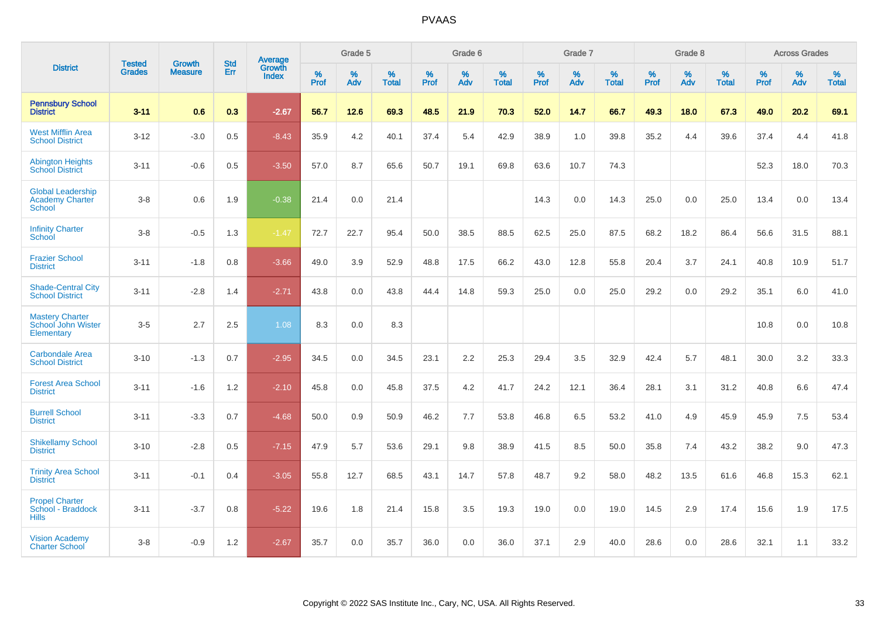# PVAAS

| District | Tested Grades | Growth Measure | Std Err | Average Growth Index | Grade 5 | | | Grade 6 | | | Grade 7 | | | Grade 8 | | | Across Grades | | |
|---|---|---|---|---|---|---|---|---|---|---|---|---|---|---|---|---|---|---|---|
| | | | | | % Prof | % Adv | % Total | % Prof | % Adv | % Total | % Prof | % Adv | % Total | % Prof | % Adv | % Total | % Prof | % Adv | % Total |
| **Pennsbury School District** | **3-11** | **0.6** | **0.3** | **-2.67** | **56.7** | **12.6** | **69.3** | **48.5** | **21.9** | **70.3** | **52.0** | **14.7** | **66.7** | **49.3** | **18.0** | **67.3** | **49.0** | **20.2** | **69.1** |
| West Mifflin Area School District | 3-12 | -3.0 | 0.5 | -8.43 | 35.9 | 4.2 | 40.1 | 37.4 | 5.4 | 42.9 | 38.9 | 1.0 | 39.8 | 35.2 | 4.4 | 39.6 | 37.4 | 4.4 | 41.8 |
| Abington Heights School District | 3-11 | -0.6 | 0.5 | -3.50 | 57.0 | 8.7 | 65.6 | 50.7 | 19.1 | 69.8 | 63.6 | 10.7 | 74.3 | | | | 52.3 | 18.0 | 70.3 |
| Global Leadership Academy Charter School | 3-8 | 0.6 | 1.9 | -0.38 | 21.4 | 0.0 | 21.4 | | | | 14.3 | 0.0 | 14.3 | 25.0 | 0.0 | 25.0 | 13.4 | 0.0 | 13.4 |
| Infinity Charter School | 3-8 | -0.5 | 1.3 | -1.47 | 72.7 | 22.7 | 95.4 | 50.0 | 38.5 | 88.5 | 62.5 | 25.0 | 87.5 | 68.2 | 18.2 | 86.4 | 56.6 | 31.5 | 88.1 |
| Frazier School District | 3-11 | -1.8 | 0.8 | -3.66 | 49.0 | 3.9 | 52.9 | 48.8 | 17.5 | 66.2 | 43.0 | 12.8 | 55.8 | 20.4 | 3.7 | 24.1 | 40.8 | 10.9 | 51.7 |
| Shade-Central City School District | 3-11 | -2.8 | 1.4 | -2.71 | 43.8 | 0.0 | 43.8 | 44.4 | 14.8 | 59.3 | 25.0 | 0.0 | 25.0 | 29.2 | 0.0 | 29.2 | 35.1 | 6.0 | 41.0 |
| Mastery Charter School John Wister Elementary | 3-5 | 2.7 | 2.5 | 1.08 | 8.3 | 0.0 | 8.3 | | | | | | | | | | 10.8 | 0.0 | 10.8 |
| Carbondale Area School District | 3-10 | -1.3 | 0.7 | -2.95 | 34.5 | 0.0 | 34.5 | 23.1 | 2.2 | 25.3 | 29.4 | 3.5 | 32.9 | 42.4 | 5.7 | 48.1 | 30.0 | 3.2 | 33.3 |
| Forest Area School District | 3-11 | -1.6 | 1.2 | -2.10 | 45.8 | 0.0 | 45.8 | 37.5 | 4.2 | 41.7 | 24.2 | 12.1 | 36.4 | 28.1 | 3.1 | 31.2 | 40.8 | 6.6 | 47.4 |
| Burrell School District | 3-11 | -3.3 | 0.7 | -4.68 | 50.0 | 0.9 | 50.9 | 46.2 | 7.7 | 53.8 | 46.8 | 6.5 | 53.2 | 41.0 | 4.9 | 45.9 | 45.9 | 7.5 | 53.4 |
| Shikellamy School District | 3-10 | -2.8 | 0.5 | -7.15 | 47.9 | 5.7 | 53.6 | 29.1 | 9.8 | 38.9 | 41.5 | 8.5 | 50.0 | 35.8 | 7.4 | 43.2 | 38.2 | 9.0 | 47.3 |
| Trinity Area School District | 3-11 | -0.1 | 0.4 | -3.05 | 55.8 | 12.7 | 68.5 | 43.1 | 14.7 | 57.8 | 48.7 | 9.2 | 58.0 | 48.2 | 13.5 | 61.6 | 46.8 | 15.3 | 62.1 |
| Propel Charter School - Braddock Hills | 3-11 | -3.7 | 0.8 | -5.22 | 19.6 | 1.8 | 21.4 | 15.8 | 3.5 | 19.3 | 19.0 | 0.0 | 19.0 | 14.5 | 2.9 | 17.4 | 15.6 | 1.9 | 17.5 |
| Vision Academy Charter School | 3-8 | -0.9 | 1.2 | -2.67 | 35.7 | 0.0 | 35.7 | 36.0 | 0.0 | 36.0 | 37.1 | 2.9 | 40.0 | 28.6 | 0.0 | 28.6 | 32.1 | 1.1 | 33.2 |

Copyright © 2022 SAS Institute Inc., Cary, NC, USA. All Rights Reserved.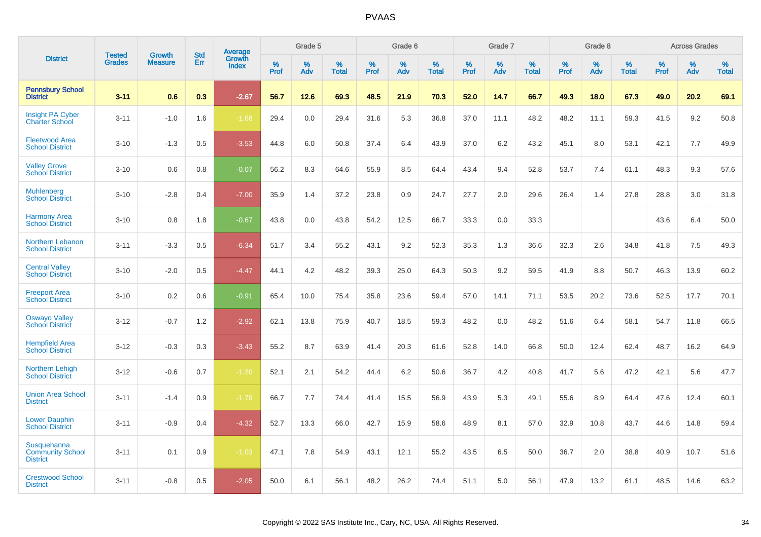# PVAAS

| District | Tested Grades | Growth Measure | Std Err | Average Growth Index | Grade 5 | | | Grade 6 | | | Grade 7 | | | Grade 8 | | | Across Grades | | |
|---|---|---|---|---|---|---|---|---|---|---|---|---|---|---|---|---|---|---|---|
| | | | | | % Prof | % Adv | % Total | % Prof | % Adv | % Total | % Prof | % Adv | % Total | % Prof | % Adv | % Total | % Prof | % Adv | % Total |
| **Pennsbury School District** | **3-11** | **0.6** | **0.3** | **-2.67** | **56.7** | **12.6** | **69.3** | **48.5** | **21.9** | **70.3** | **52.0** | **14.7** | **66.7** | **49.3** | **18.0** | **67.3** | **49.0** | **20.2** | **69.1** |
| Insight PA Cyber Charter School | 3-11 | -1.0 | 1.6 | -1.68 | 29.4 | 0.0 | 29.4 | 31.6 | 5.3 | 36.8 | 37.0 | 11.1 | 48.2 | 48.2 | 11.1 | 59.3 | 41.5 | 9.2 | 50.8 |
| Fleetwood Area School District | 3-10 | -1.3 | 0.5 | -3.53 | 44.8 | 6.0 | 50.8 | 37.4 | 6.4 | 43.9 | 37.0 | 6.2 | 43.2 | 45.1 | 8.0 | 53.1 | 42.1 | 7.7 | 49.9 |
| Valley Grove School District | 3-10 | 0.6 | 0.8 | -0.07 | 56.2 | 8.3 | 64.6 | 55.9 | 8.5 | 64.4 | 43.4 | 9.4 | 52.8 | 53.7 | 7.4 | 61.1 | 48.3 | 9.3 | 57.6 |
| Muhlenberg School District | 3-10 | -2.8 | 0.4 | -7.00 | 35.9 | 1.4 | 37.2 | 23.8 | 0.9 | 24.7 | 27.7 | 2.0 | 29.6 | 26.4 | 1.4 | 27.8 | 28.8 | 3.0 | 31.8 |
| Harmony Area School District | 3-10 | 0.8 | 1.8 | -0.67 | 43.8 | 0.0 | 43.8 | 54.2 | 12.5 | 66.7 | 33.3 | 0.0 | 33.3 | | | | 43.6 | 6.4 | 50.0 |
| Northern Lebanon School District | 3-11 | -3.3 | 0.5 | -6.34 | 51.7 | 3.4 | 55.2 | 43.1 | 9.2 | 52.3 | 35.3 | 1.3 | 36.6 | 32.3 | 2.6 | 34.8 | 41.8 | 7.5 | 49.3 |
| Central Valley School District | 3-10 | -2.0 | 0.5 | -4.47 | 44.1 | 4.2 | 48.2 | 39.3 | 25.0 | 64.3 | 50.3 | 9.2 | 59.5 | 41.9 | 8.8 | 50.7 | 46.3 | 13.9 | 60.2 |
| Freeport Area School District | 3-10 | 0.2 | 0.6 | -0.91 | 65.4 | 10.0 | 75.4 | 35.8 | 23.6 | 59.4 | 57.0 | 14.1 | 71.1 | 53.5 | 20.2 | 73.6 | 52.5 | 17.7 | 70.1 |
| Oswayo Valley School District | 3-12 | -0.7 | 1.2 | -2.92 | 62.1 | 13.8 | 75.9 | 40.7 | 18.5 | 59.3 | 48.2 | 0.0 | 48.2 | 51.6 | 6.4 | 58.1 | 54.7 | 11.8 | 66.5 |
| Hempfield Area School District | 3-12 | -0.3 | 0.3 | -3.43 | 55.2 | 8.7 | 63.9 | 41.4 | 20.3 | 61.6 | 52.8 | 14.0 | 66.8 | 50.0 | 12.4 | 62.4 | 48.7 | 16.2 | 64.9 |
| Northern Lehigh School District | 3-12 | -0.6 | 0.7 | -1.20 | 52.1 | 2.1 | 54.2 | 44.4 | 6.2 | 50.6 | 36.7 | 4.2 | 40.8 | 41.7 | 5.6 | 47.2 | 42.1 | 5.6 | 47.7 |
| Union Area School District | 3-11 | -1.4 | 0.9 | -1.79 | 66.7 | 7.7 | 74.4 | 41.4 | 15.5 | 56.9 | 43.9 | 5.3 | 49.1 | 55.6 | 8.9 | 64.4 | 47.6 | 12.4 | 60.1 |
| Lower Dauphin School District | 3-11 | -0.9 | 0.4 | -4.32 | 52.7 | 13.3 | 66.0 | 42.7 | 15.9 | 58.6 | 48.9 | 8.1 | 57.0 | 32.9 | 10.8 | 43.7 | 44.6 | 14.8 | 59.4 |
| Susquehanna Community School District | 3-11 | 0.1 | 0.9 | -1.03 | 47.1 | 7.8 | 54.9 | 43.1 | 12.1 | 55.2 | 43.5 | 6.5 | 50.0 | 36.7 | 2.0 | 38.8 | 40.9 | 10.7 | 51.6 |
| Crestwood School District | 3-11 | -0.8 | 0.5 | -2.05 | 50.0 | 6.1 | 56.1 | 48.2 | 26.2 | 74.4 | 51.1 | 5.0 | 56.1 | 47.9 | 13.2 | 61.1 | 48.5 | 14.6 | 63.2 |

Copyright © 2022 SAS Institute Inc., Cary, NC, USA. All Rights Reserved.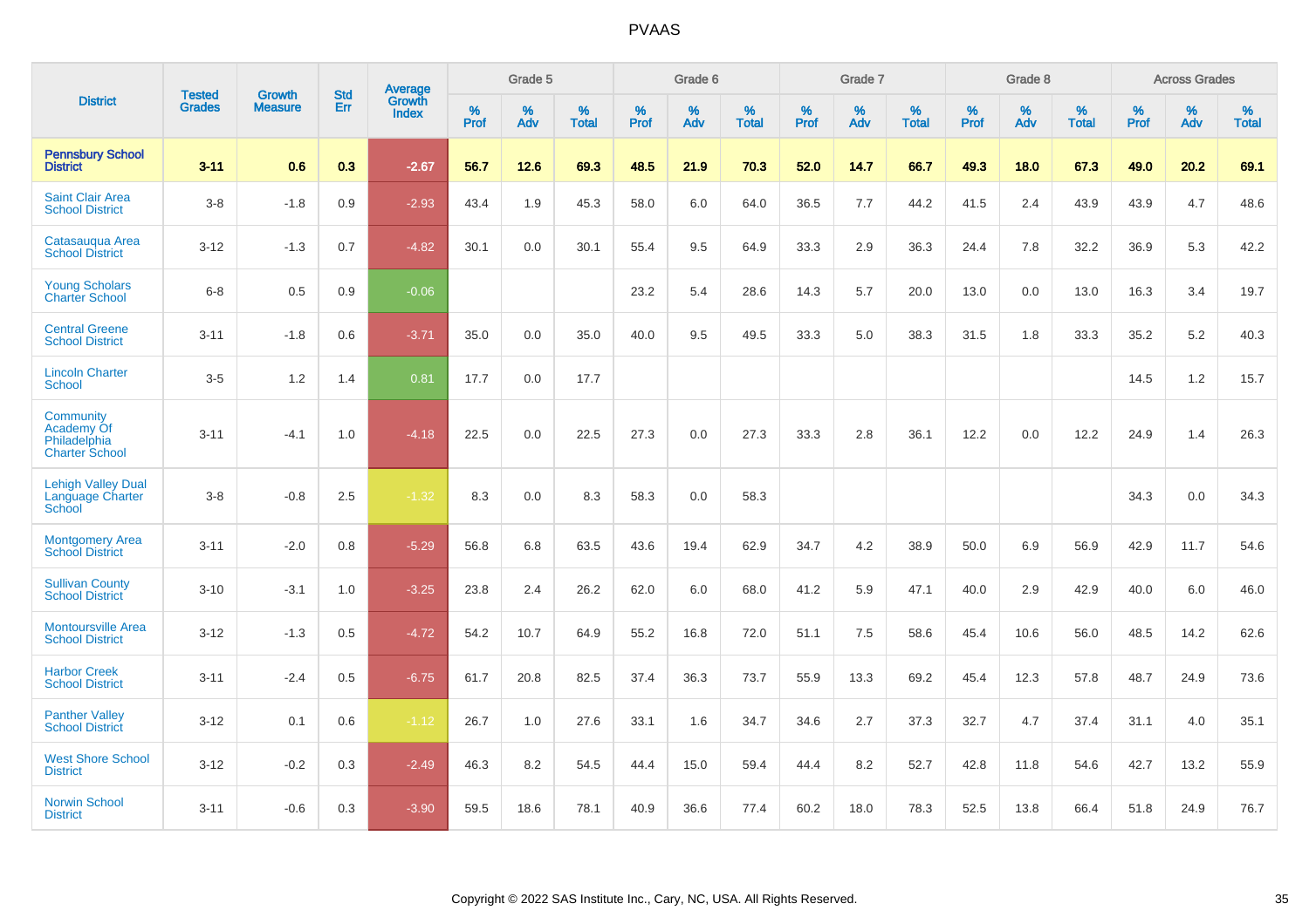| District | Tested Grades | Growth Measure | Std Err | Average Growth Index | Grade 5 | | | Grade 6 | | | Grade 7 | | | Grade 8 | | | Across Grades | | |
|---|---|---|---|---|---|---|---|---|---|---|---|---|---|---|---|---|---|---|---|
| | | | | | % Prof | % Adv | % Total | % Prof | % Adv | % Total | % Prof | % Adv | % Total | % Prof | % Adv | % Total | % Prof | % Adv | % Total |
| **Pennsbury School District** | **3-11** | **0.6** | **0.3** | **-2.67** | **56.7** | **12.6** | **69.3** | **48.5** | **21.9** | **70.3** | **52.0** | **14.7** | **66.7** | **49.3** | **18.0** | **67.3** | **49.0** | **20.2** | **69.1** |
| Saint Clair Area School District | 3-8 | -1.8 | 0.9 | -2.93 | 43.4 | 1.9 | 45.3 | 58.0 | 6.0 | 64.0 | 36.5 | 7.7 | 44.2 | 41.5 | 2.4 | 43.9 | 43.9 | 4.7 | 48.6 |
| Catasauqua Area School District | 3-12 | -1.3 | 0.7 | -4.82 | 30.1 | 0.0 | 30.1 | 55.4 | 9.5 | 64.9 | 33.3 | 2.9 | 36.3 | 24.4 | 7.8 | 32.2 | 36.9 | 5.3 | 42.2 |
| Young Scholars Charter School | 6-8 | 0.5 | 0.9 | -0.06 | | | | 23.2 | 5.4 | 28.6 | 14.3 | 5.7 | 20.0 | 13.0 | 0.0 | 13.0 | 16.3 | 3.4 | 19.7 |
| Central Greene School District | 3-11 | -1.8 | 0.6 | -3.71 | 35.0 | 0.0 | 35.0 | 40.0 | 9.5 | 49.5 | 33.3 | 5.0 | 38.3 | 31.5 | 1.8 | 33.3 | 35.2 | 5.2 | 40.3 |
| Lincoln Charter School | 3-5 | 1.2 | 1.4 | 0.81 | 17.7 | 0.0 | 17.7 | | | | | | | | | | 14.5 | 1.2 | 15.7 |
| Community Academy Of Philadelphia Charter School | 3-11 | -4.1 | 1.0 | -4.18 | 22.5 | 0.0 | 22.5 | 27.3 | 0.0 | 27.3 | 33.3 | 2.8 | 36.1 | 12.2 | 0.0 | 12.2 | 24.9 | 1.4 | 26.3 |
| Lehigh Valley Dual Language Charter School | 3-8 | -0.8 | 2.5 | -1.32 | 8.3 | 0.0 | 8.3 | 58.3 | 0.0 | 58.3 | | | | | | | 34.3 | 0.0 | 34.3 |
| Montgomery Area School District | 3-11 | -2.0 | 0.8 | -5.29 | 56.8 | 6.8 | 63.5 | 43.6 | 19.4 | 62.9 | 34.7 | 4.2 | 38.9 | 50.0 | 6.9 | 56.9 | 42.9 | 11.7 | 54.6 |
| Sullivan County School District | 3-10 | -3.1 | 1.0 | -3.25 | 23.8 | 2.4 | 26.2 | 62.0 | 6.0 | 68.0 | 41.2 | 5.9 | 47.1 | 40.0 | 2.9 | 42.9 | 40.0 | 6.0 | 46.0 |
| Montoursville Area School District | 3-12 | -1.3 | 0.5 | -4.72 | 54.2 | 10.7 | 64.9 | 55.2 | 16.8 | 72.0 | 51.1 | 7.5 | 58.6 | 45.4 | 10.6 | 56.0 | 48.5 | 14.2 | 62.6 |
| Harbor Creek School District | 3-11 | -2.4 | 0.5 | -6.75 | 61.7 | 20.8 | 82.5 | 37.4 | 36.3 | 73.7 | 55.9 | 13.3 | 69.2 | 45.4 | 12.3 | 57.8 | 48.7 | 24.9 | 73.6 |
| Panther Valley School District | 3-12 | 0.1 | 0.6 | -1.12 | 26.7 | 1.0 | 27.6 | 33.1 | 1.6 | 34.7 | 34.6 | 2.7 | 37.3 | 32.7 | 4.7 | 37.4 | 31.1 | 4.0 | 35.1 |
| West Shore School District | 3-12 | -0.2 | 0.3 | -2.49 | 46.3 | 8.2 | 54.5 | 44.4 | 15.0 | 59.4 | 44.4 | 8.2 | 52.7 | 42.8 | 11.8 | 54.6 | 42.7 | 13.2 | 55.9 |
| Norwin School District | 3-11 | -0.6 | 0.3 | -3.90 | 59.5 | 18.6 | 78.1 | 40.9 | 36.6 | 77.4 | 60.2 | 18.0 | 78.3 | 52.5 | 13.8 | 66.4 | 51.8 | 24.9 | 76.7 |

Copyright © 2022 SAS Institute Inc., Cary, NC, USA. All Rights Reserved.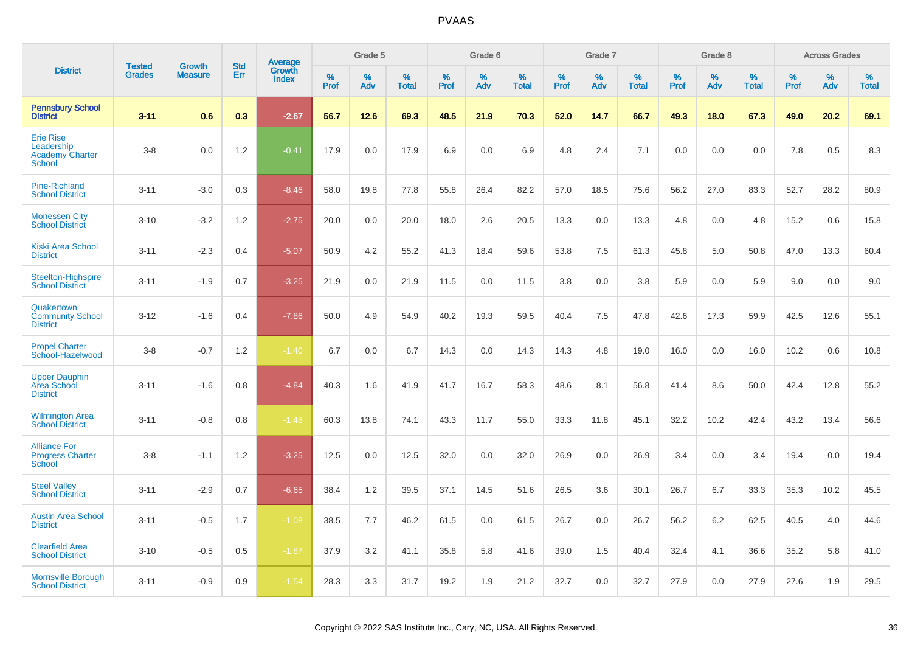PVAAS

| District | Tested Grades | Growth Measure | Std Err | Average Growth Index | Grade 5 | | | Grade 6 | | | Grade 7 | | | Grade 8 | | | Across Grades | | |
|---|---|---|---|---|---|---|---|---|---|---|---|---|---|---|---|---|---|---|---|
| | | | | | % Prof | % Adv | % Total | % Prof | % Adv | % Total | % Prof | % Adv | % Total | % Prof | % Adv | % Total | % Prof | % Adv | % Total |
| **Pennsbury School District** | **3-11** | **0.6** | **0.3** | **-2.67** | **56.7** | **12.6** | **69.3** | **48.5** | **21.9** | **70.3** | **52.0** | **14.7** | **66.7** | **49.3** | **18.0** | **67.3** | **49.0** | **20.2** | **69.1** |
| Erie Rise Leadership Academy Charter School | 3-8 | 0.0 | 1.2 | -0.41 | 17.9 | 0.0 | 17.9 | 6.9 | 0.0 | 6.9 | 4.8 | 2.4 | 7.1 | 0.0 | 0.0 | 0.0 | 7.8 | 0.5 | 8.3 |
| Pine-Richland School District | 3-11 | -3.0 | 0.3 | -8.46 | 58.0 | 19.8 | 77.8 | 55.8 | 26.4 | 82.2 | 57.0 | 18.5 | 75.6 | 56.2 | 27.0 | 83.3 | 52.7 | 28.2 | 80.9 |
| Monessen City School District | 3-10 | -3.2 | 1.2 | -2.75 | 20.0 | 0.0 | 20.0 | 18.0 | 2.6 | 20.5 | 13.3 | 0.0 | 13.3 | 4.8 | 0.0 | 4.8 | 15.2 | 0.6 | 15.8 |
| Kiski Area School District | 3-11 | -2.3 | 0.4 | -5.07 | 50.9 | 4.2 | 55.2 | 41.3 | 18.4 | 59.6 | 53.8 | 7.5 | 61.3 | 45.8 | 5.0 | 50.8 | 47.0 | 13.3 | 60.4 |
| Steelton-Highspire School District | 3-11 | -1.9 | 0.7 | -3.25 | 21.9 | 0.0 | 21.9 | 11.5 | 0.0 | 11.5 | 3.8 | 0.0 | 3.8 | 5.9 | 0.0 | 5.9 | 9.0 | 0.0 | 9.0 |
| Quakertown Community School District | 3-12 | -1.6 | 0.4 | -7.86 | 50.0 | 4.9 | 54.9 | 40.2 | 19.3 | 59.5 | 40.4 | 7.5 | 47.8 | 42.6 | 17.3 | 59.9 | 42.5 | 12.6 | 55.1 |
| Propel Charter School-Hazelwood | 3-8 | -0.7 | 1.2 | -1.40 | 6.7 | 0.0 | 6.7 | 14.3 | 0.0 | 14.3 | 14.3 | 4.8 | 19.0 | 16.0 | 0.0 | 16.0 | 10.2 | 0.6 | 10.8 |
| Upper Dauphin Area School District | 3-11 | -1.6 | 0.8 | -4.84 | 40.3 | 1.6 | 41.9 | 41.7 | 16.7 | 58.3 | 48.6 | 8.1 | 56.8 | 41.4 | 8.6 | 50.0 | 42.4 | 12.8 | 55.2 |
| Wilmington Area School District | 3-11 | -0.8 | 0.8 | -1.48 | 60.3 | 13.8 | 74.1 | 43.3 | 11.7 | 55.0 | 33.3 | 11.8 | 45.1 | 32.2 | 10.2 | 42.4 | 43.2 | 13.4 | 56.6 |
| Alliance For Progress Charter School | 3-8 | -1.1 | 1.2 | -3.25 | 12.5 | 0.0 | 12.5 | 32.0 | 0.0 | 32.0 | 26.9 | 0.0 | 26.9 | 3.4 | 0.0 | 3.4 | 19.4 | 0.0 | 19.4 |
| Steel Valley School District | 3-11 | -2.9 | 0.7 | -6.65 | 38.4 | 1.2 | 39.5 | 37.1 | 14.5 | 51.6 | 26.5 | 3.6 | 30.1 | 26.7 | 6.7 | 33.3 | 35.3 | 10.2 | 45.5 |
| Austin Area School District | 3-11 | -0.5 | 1.7 | -1.08 | 38.5 | 7.7 | 46.2 | 61.5 | 0.0 | 61.5 | 26.7 | 0.0 | 26.7 | 56.2 | 6.2 | 62.5 | 40.5 | 4.0 | 44.6 |
| Clearfield Area School District | 3-10 | -0.5 | 0.5 | -1.87 | 37.9 | 3.2 | 41.1 | 35.8 | 5.8 | 41.6 | 39.0 | 1.5 | 40.4 | 32.4 | 4.1 | 36.6 | 35.2 | 5.8 | 41.0 |
| Morrisville Borough School District | 3-11 | -0.9 | 0.9 | -1.54 | 28.3 | 3.3 | 31.7 | 19.2 | 1.9 | 21.2 | 32.7 | 0.0 | 32.7 | 27.9 | 0.0 | 27.9 | 27.6 | 1.9 | 29.5 |

Copyright © 2022 SAS Institute Inc., Cary, NC, USA. All Rights Reserved.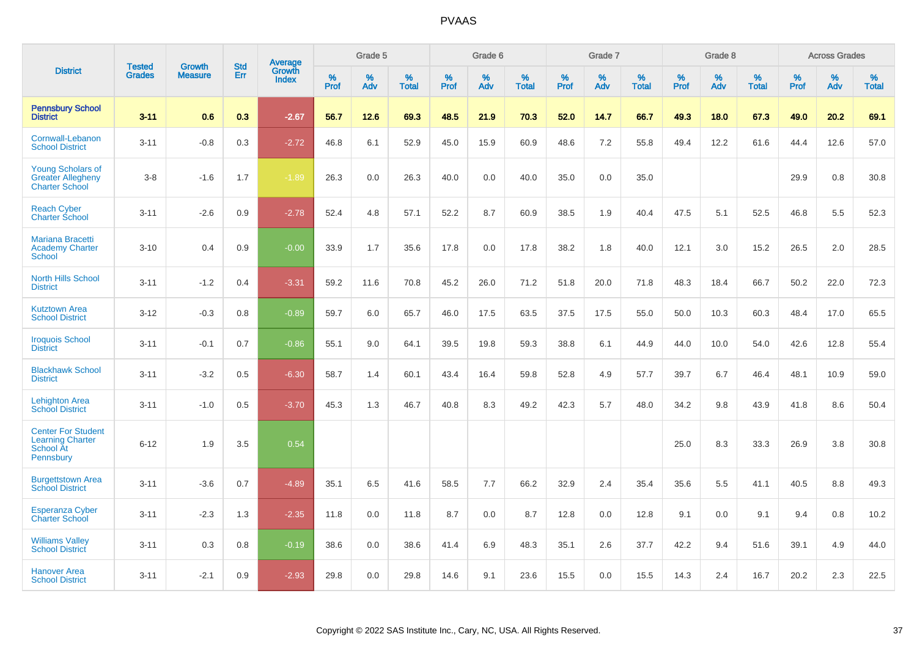PVAAS

| District | Tested Grades | Growth Measure | Std Err | Average Growth Index | Grade 5 | | | Grade 6 | | | Grade 7 | | | Grade 8 | | | Across Grades | | |
|---|---|---|---|---|---|---|---|---|---|---|---|---|---|---|---|---|---|---|---|
| | | | | | % Prof | % Adv | % Total | % Prof | % Adv | % Total | % Prof | % Adv | % Total | % Prof | % Adv | % Total | % Prof | % Adv | % Total |
| **Pennsbury School District** | **3-11** | **0.6** | **0.3** | **-2.67** | **56.7** | **12.6** | **69.3** | **48.5** | **21.9** | **70.3** | **52.0** | **14.7** | **66.7** | **49.3** | **18.0** | **67.3** | **49.0** | **20.2** | **69.1** |
| Cornwall-Lebanon School District | 3-11 | -0.8 | 0.3 | -2.72 | 46.8 | 6.1 | 52.9 | 45.0 | 15.9 | 60.9 | 48.6 | 7.2 | 55.8 | 49.4 | 12.2 | 61.6 | 44.4 | 12.6 | 57.0 |
| Young Scholars of Greater Allegheny Charter School | 3-8 | -1.6 | 1.7 | -1.89 | 26.3 | 0.0 | 26.3 | 40.0 | 0.0 | 40.0 | 35.0 | 0.0 | 35.0 | | | | 29.9 | 0.8 | 30.8 |
| Reach Cyber Charter School | 3-11 | -2.6 | 0.9 | -2.78 | 52.4 | 4.8 | 57.1 | 52.2 | 8.7 | 60.9 | 38.5 | 1.9 | 40.4 | 47.5 | 5.1 | 52.5 | 46.8 | 5.5 | 52.3 |
| Mariana Bracetti Academy Charter School | 3-10 | 0.4 | 0.9 | -0.00 | 33.9 | 1.7 | 35.6 | 17.8 | 0.0 | 17.8 | 38.2 | 1.8 | 40.0 | 12.1 | 3.0 | 15.2 | 26.5 | 2.0 | 28.5 |
| North Hills School District | 3-11 | -1.2 | 0.4 | -3.31 | 59.2 | 11.6 | 70.8 | 45.2 | 26.0 | 71.2 | 51.8 | 20.0 | 71.8 | 48.3 | 18.4 | 66.7 | 50.2 | 22.0 | 72.3 |
| Kutztown Area School District | 3-12 | -0.3 | 0.8 | -0.89 | 59.7 | 6.0 | 65.7 | 46.0 | 17.5 | 63.5 | 37.5 | 17.5 | 55.0 | 50.0 | 10.3 | 60.3 | 48.4 | 17.0 | 65.5 |
| Iroquois School District | 3-11 | -0.1 | 0.7 | -0.86 | 55.1 | 9.0 | 64.1 | 39.5 | 19.8 | 59.3 | 38.8 | 6.1 | 44.9 | 44.0 | 10.0 | 54.0 | 42.6 | 12.8 | 55.4 |
| Blackhawk School District | 3-11 | -3.2 | 0.5 | -6.30 | 58.7 | 1.4 | 60.1 | 43.4 | 16.4 | 59.8 | 52.8 | 4.9 | 57.7 | 39.7 | 6.7 | 46.4 | 48.1 | 10.9 | 59.0 |
| Lehighton Area School District | 3-11 | -1.0 | 0.5 | -3.70 | 45.3 | 1.3 | 46.7 | 40.8 | 8.3 | 49.2 | 42.3 | 5.7 | 48.0 | 34.2 | 9.8 | 43.9 | 41.8 | 8.6 | 50.4 |
| Center For Student Learning Charter School At Pennsbury | 6-12 | 1.9 | 3.5 | 0.54 | | | | | | | | | | 25.0 | 8.3 | 33.3 | 26.9 | 3.8 | 30.8 |
| Burgettstown Area School District | 3-11 | -3.6 | 0.7 | -4.89 | 35.1 | 6.5 | 41.6 | 58.5 | 7.7 | 66.2 | 32.9 | 2.4 | 35.4 | 35.6 | 5.5 | 41.1 | 40.5 | 8.8 | 49.3 |
| Esperanza Cyber Charter School | 3-11 | -2.3 | 1.3 | -2.35 | 11.8 | 0.0 | 11.8 | 8.7 | 0.0 | 8.7 | 12.8 | 0.0 | 12.8 | 9.1 | 0.0 | 9.1 | 9.4 | 0.8 | 10.2 |
| Williams Valley School District | 3-11 | 0.3 | 0.8 | -0.19 | 38.6 | 0.0 | 38.6 | 41.4 | 6.9 | 48.3 | 35.1 | 2.6 | 37.7 | 42.2 | 9.4 | 51.6 | 39.1 | 4.9 | 44.0 |
| Hanover Area School District | 3-11 | -2.1 | 0.9 | -2.93 | 29.8 | 0.0 | 29.8 | 14.6 | 9.1 | 23.6 | 15.5 | 0.0 | 15.5 | 14.3 | 2.4 | 16.7 | 20.2 | 2.3 | 22.5 |

Copyright © 2022 SAS Institute Inc., Cary, NC, USA. All Rights Reserved.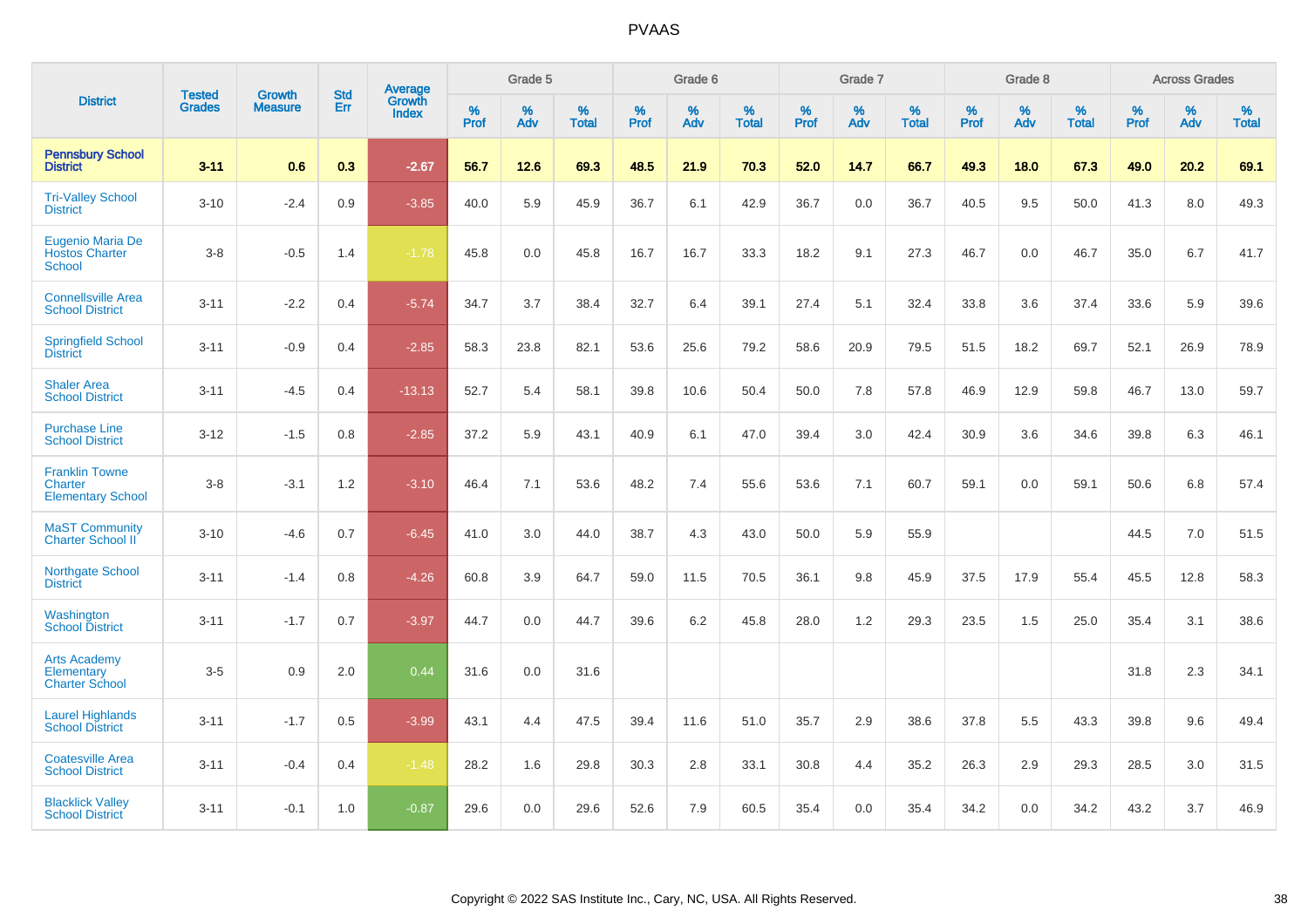PVAAS

| District | Tested Grades | Growth Measure | Std Err | Average Growth Index | Grade 5 | | | Grade 6 | | | Grade 7 | | | Grade 8 | | | Across Grades | | |
|---|---|---|---|---|---|---|---|---|---|---|---|---|---|---|---|---|---|---|---|
| | | | | | % Prof | % Adv | % Total | % Prof | % Adv | % Total | % Prof | % Adv | % Total | % Prof | % Adv | % Total | % Prof | % Adv | % Total |
| **Pennsbury School District** | **3-11** | **0.6** | **0.3** | **-2.67** | **56.7** | **12.6** | **69.3** | **48.5** | **21.9** | **70.3** | **52.0** | **14.7** | **66.7** | **49.3** | **18.0** | **67.3** | **49.0** | **20.2** | **69.1** |
| Tri-Valley School District | 3-10 | -2.4 | 0.9 | -3.85 | 40.0 | 5.9 | 45.9 | 36.7 | 6.1 | 42.9 | 36.7 | 0.0 | 36.7 | 40.5 | 9.5 | 50.0 | 41.3 | 8.0 | 49.3 |
| Eugenio Maria De Hostos Charter School | 3-8 | -0.5 | 1.4 | -1.78 | 45.8 | 0.0 | 45.8 | 16.7 | 16.7 | 33.3 | 18.2 | 9.1 | 27.3 | 46.7 | 0.0 | 46.7 | 35.0 | 6.7 | 41.7 |
| Connellsville Area School District | 3-11 | -2.2 | 0.4 | -5.74 | 34.7 | 3.7 | 38.4 | 32.7 | 6.4 | 39.1 | 27.4 | 5.1 | 32.4 | 33.8 | 3.6 | 37.4 | 33.6 | 5.9 | 39.6 |
| Springfield School District | 3-11 | -0.9 | 0.4 | -2.85 | 58.3 | 23.8 | 82.1 | 53.6 | 25.6 | 79.2 | 58.6 | 20.9 | 79.5 | 51.5 | 18.2 | 69.7 | 52.1 | 26.9 | 78.9 |
| Shaler Area School District | 3-11 | -4.5 | 0.4 | -13.13 | 52.7 | 5.4 | 58.1 | 39.8 | 10.6 | 50.4 | 50.0 | 7.8 | 57.8 | 46.9 | 12.9 | 59.8 | 46.7 | 13.0 | 59.7 |
| Purchase Line School District | 3-12 | -1.5 | 0.8 | -2.85 | 37.2 | 5.9 | 43.1 | 40.9 | 6.1 | 47.0 | 39.4 | 3.0 | 42.4 | 30.9 | 3.6 | 34.6 | 39.8 | 6.3 | 46.1 |
| Franklin Towne Charter Elementary School | 3-8 | -3.1 | 1.2 | -3.10 | 46.4 | 7.1 | 53.6 | 48.2 | 7.4 | 55.6 | 53.6 | 7.1 | 60.7 | 59.1 | 0.0 | 59.1 | 50.6 | 6.8 | 57.4 |
| MaST Community Charter School II | 3-10 | -4.6 | 0.7 | -6.45 | 41.0 | 3.0 | 44.0 | 38.7 | 4.3 | 43.0 | 50.0 | 5.9 | 55.9 | | | | 44.5 | 7.0 | 51.5 |
| Northgate School District | 3-11 | -1.4 | 0.8 | -4.26 | 60.8 | 3.9 | 64.7 | 59.0 | 11.5 | 70.5 | 36.1 | 9.8 | 45.9 | 37.5 | 17.9 | 55.4 | 45.5 | 12.8 | 58.3 |
| Washington School District | 3-11 | -1.7 | 0.7 | -3.97 | 44.7 | 0.0 | 44.7 | 39.6 | 6.2 | 45.8 | 28.0 | 1.2 | 29.3 | 23.5 | 1.5 | 25.0 | 35.4 | 3.1 | 38.6 |
| Arts Academy Elementary Charter School | 3-5 | 0.9 | 2.0 | 0.44 | 31.6 | 0.0 | 31.6 | | | | | | | | | | 31.8 | 2.3 | 34.1 |
| Laurel Highlands School District | 3-11 | -1.7 | 0.5 | -3.99 | 43.1 | 4.4 | 47.5 | 39.4 | 11.6 | 51.0 | 35.7 | 2.9 | 38.6 | 37.8 | 5.5 | 43.3 | 39.8 | 9.6 | 49.4 |
| Coatesville Area School District | 3-11 | -0.4 | 0.4 | -1.48 | 28.2 | 1.6 | 29.8 | 30.3 | 2.8 | 33.1 | 30.8 | 4.4 | 35.2 | 26.3 | 2.9 | 29.3 | 28.5 | 3.0 | 31.5 |
| Blacklick Valley School District | 3-11 | -0.1 | 1.0 | -0.87 | 29.6 | 0.0 | 29.6 | 52.6 | 7.9 | 60.5 | 35.4 | 0.0 | 35.4 | 34.2 | 0.0 | 34.2 | 43.2 | 3.7 | 46.9 |

Copyright © 2022 SAS Institute Inc., Cary, NC, USA. All Rights Reserved.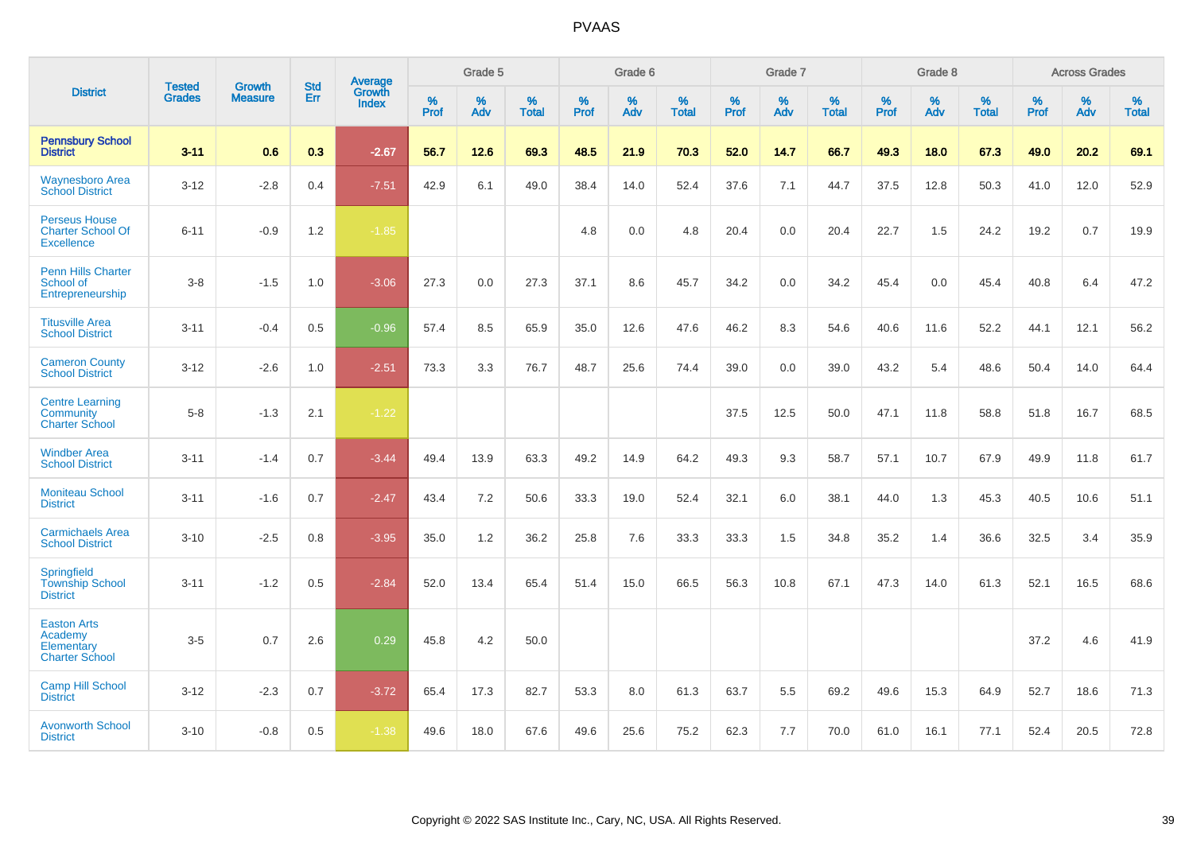# PVAAS

| District | Tested Grades | Growth Measure | Std Err | Average Growth Index | Grade 5 | | | Grade 6 | | | Grade 7 | | | Grade 8 | | | Across Grades | | |
|---|---|---|---|---|---|---|---|---|---|---|---|---|---|---|---|---|---|---|---|
| | | | | | % Prof | % Adv | % Total | % Prof | % Adv | % Total | % Prof | % Adv | % Total | % Prof | % Adv | % Total | % Prof | % Adv | % Total |
| **Pennsbury School District** | **3-11** | **0.6** | **0.3** | **-2.67** | **56.7** | **12.6** | **69.3** | **48.5** | **21.9** | **70.3** | **52.0** | **14.7** | **66.7** | **49.3** | **18.0** | **67.3** | **49.0** | **20.2** | **69.1** |
| Waynesboro Area School District | 3-12 | -2.8 | 0.4 | -7.51 | 42.9 | 6.1 | 49.0 | 38.4 | 14.0 | 52.4 | 37.6 | 7.1 | 44.7 | 37.5 | 12.8 | 50.3 | 41.0 | 12.0 | 52.9 |
| Perseus House Charter School Of Excellence | 6-11 | -0.9 | 1.2 | -1.85 | | | | 4.8 | 0.0 | 4.8 | 20.4 | 0.0 | 20.4 | 22.7 | 1.5 | 24.2 | 19.2 | 0.7 | 19.9 |
| Penn Hills Charter School of Entrepreneurship | 3-8 | -1.5 | 1.0 | -3.06 | 27.3 | 0.0 | 27.3 | 37.1 | 8.6 | 45.7 | 34.2 | 0.0 | 34.2 | 45.4 | 0.0 | 45.4 | 40.8 | 6.4 | 47.2 |
| Titusville Area School District | 3-11 | -0.4 | 0.5 | -0.96 | 57.4 | 8.5 | 65.9 | 35.0 | 12.6 | 47.6 | 46.2 | 8.3 | 54.6 | 40.6 | 11.6 | 52.2 | 44.1 | 12.1 | 56.2 |
| Cameron County School District | 3-12 | -2.6 | 1.0 | -2.51 | 73.3 | 3.3 | 76.7 | 48.7 | 25.6 | 74.4 | 39.0 | 0.0 | 39.0 | 43.2 | 5.4 | 48.6 | 50.4 | 14.0 | 64.4 |
| Centre Learning Community Charter School | 5-8 | -1.3 | 2.1 | -1.22 | | | | | | | 37.5 | 12.5 | 50.0 | 47.1 | 11.8 | 58.8 | 51.8 | 16.7 | 68.5 |
| Windber Area School District | 3-11 | -1.4 | 0.7 | -3.44 | 49.4 | 13.9 | 63.3 | 49.2 | 14.9 | 64.2 | 49.3 | 9.3 | 58.7 | 57.1 | 10.7 | 67.9 | 49.9 | 11.8 | 61.7 |
| Moniteau School District | 3-11 | -1.6 | 0.7 | -2.47 | 43.4 | 7.2 | 50.6 | 33.3 | 19.0 | 52.4 | 32.1 | 6.0 | 38.1 | 44.0 | 1.3 | 45.3 | 40.5 | 10.6 | 51.1 |
| Carmichaels Area School District | 3-10 | -2.5 | 0.8 | -3.95 | 35.0 | 1.2 | 36.2 | 25.8 | 7.6 | 33.3 | 33.3 | 1.5 | 34.8 | 35.2 | 1.4 | 36.6 | 32.5 | 3.4 | 35.9 |
| Springfield Township School District | 3-11 | -1.2 | 0.5 | -2.84 | 52.0 | 13.4 | 65.4 | 51.4 | 15.0 | 66.5 | 56.3 | 10.8 | 67.1 | 47.3 | 14.0 | 61.3 | 52.1 | 16.5 | 68.6 |
| Easton Arts Academy Elementary Charter School | 3-5 | 0.7 | 2.6 | 0.29 | 45.8 | 4.2 | 50.0 | | | | | | | | | | 37.2 | 4.6 | 41.9 |
| Camp Hill School District | 3-12 | -2.3 | 0.7 | -3.72 | 65.4 | 17.3 | 82.7 | 53.3 | 8.0 | 61.3 | 63.7 | 5.5 | 69.2 | 49.6 | 15.3 | 64.9 | 52.7 | 18.6 | 71.3 |
| Avonworth School District | 3-10 | -0.8 | 0.5 | -1.38 | 49.6 | 18.0 | 67.6 | 49.6 | 25.6 | 75.2 | 62.3 | 7.7 | 70.0 | 61.0 | 16.1 | 77.1 | 52.4 | 20.5 | 72.8 |

Copyright © 2022 SAS Institute Inc., Cary, NC, USA. All Rights Reserved.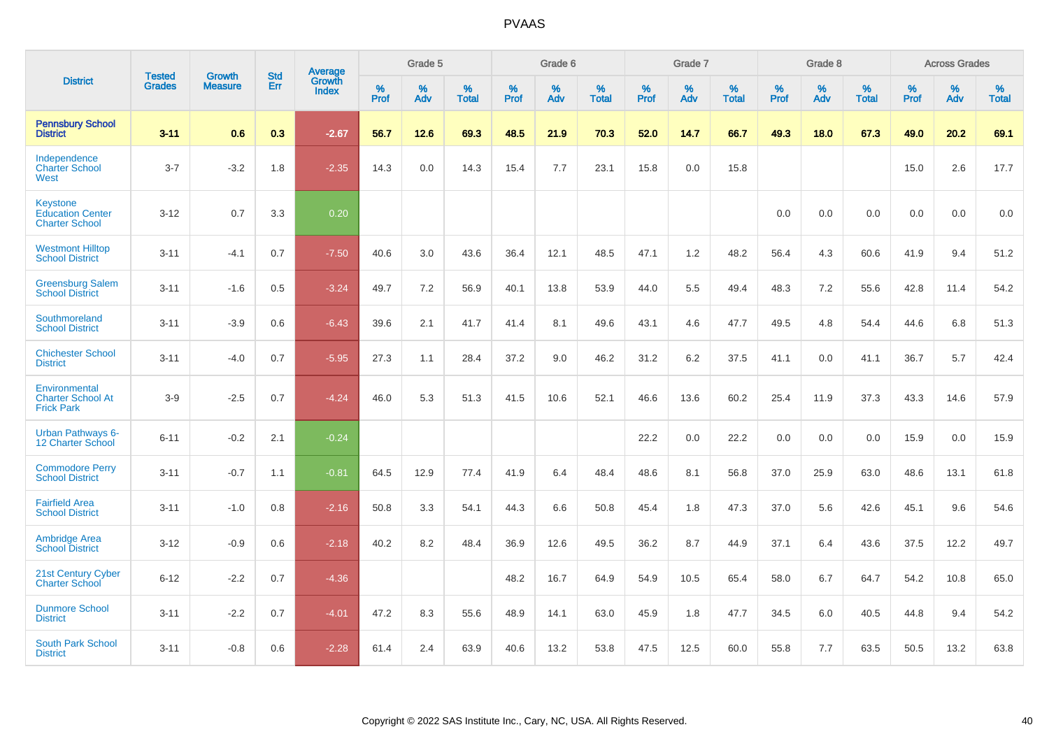| District | Tested Grades | Growth Measure | Std Err | Average Growth Index | Grade 5 | | | Grade 6 | | | Grade 7 | | | Grade 8 | | | Across Grades | | |
|---|---|---|---|---|---|---|---|---|---|---|---|---|---|---|---|---|---|---|---|
| | | | | | % Prof | % Adv | % Total | % Prof | % Adv | % Total | % Prof | % Adv | % Total | % Prof | % Adv | % Total | % Prof | % Adv | % Total |
| **Pennsbury School District** | **3-11** | **0.6** | **0.3** | **-2.67** | **56.7** | **12.6** | **69.3** | **48.5** | **21.9** | **70.3** | **52.0** | **14.7** | **66.7** | **49.3** | **18.0** | **67.3** | **49.0** | **20.2** | **69.1** |
| Independence Charter School West | 3-7 | -3.2 | 1.8 | -2.35 | 14.3 | 0.0 | 14.3 | 15.4 | 7.7 | 23.1 | 15.8 | 0.0 | 15.8 | | | | 15.0 | 2.6 | 17.7 |
| Keystone Education Center Charter School | 3-12 | 0.7 | 3.3 | 0.20 | | | | | | | | | | 0.0 | 0.0 | 0.0 | 0.0 | 0.0 | 0.0 |
| Westmont Hilltop School District | 3-11 | -4.1 | 0.7 | -7.50 | 40.6 | 3.0 | 43.6 | 36.4 | 12.1 | 48.5 | 47.1 | 1.2 | 48.2 | 56.4 | 4.3 | 60.6 | 41.9 | 9.4 | 51.2 |
| Greensburg Salem School District | 3-11 | -1.6 | 0.5 | -3.24 | 49.7 | 7.2 | 56.9 | 40.1 | 13.8 | 53.9 | 44.0 | 5.5 | 49.4 | 48.3 | 7.2 | 55.6 | 42.8 | 11.4 | 54.2 |
| Southmoreland School District | 3-11 | -3.9 | 0.6 | -6.43 | 39.6 | 2.1 | 41.7 | 41.4 | 8.1 | 49.6 | 43.1 | 4.6 | 47.7 | 49.5 | 4.8 | 54.4 | 44.6 | 6.8 | 51.3 |
| Chichester School District | 3-11 | -4.0 | 0.7 | -5.95 | 27.3 | 1.1 | 28.4 | 37.2 | 9.0 | 46.2 | 31.2 | 6.2 | 37.5 | 41.1 | 0.0 | 41.1 | 36.7 | 5.7 | 42.4 |
| Environmental Charter School At Frick Park | 3-9 | -2.5 | 0.7 | -4.24 | 46.0 | 5.3 | 51.3 | 41.5 | 10.6 | 52.1 | 46.6 | 13.6 | 60.2 | 25.4 | 11.9 | 37.3 | 43.3 | 14.6 | 57.9 |
| Urban Pathways 6-12 Charter School | 6-11 | -0.2 | 2.1 | -0.24 | | | | | | | 22.2 | 0.0 | 22.2 | 0.0 | 0.0 | 0.0 | 15.9 | 0.0 | 15.9 |
| Commodore Perry School District | 3-11 | -0.7 | 1.1 | -0.81 | 64.5 | 12.9 | 77.4 | 41.9 | 6.4 | 48.4 | 48.6 | 8.1 | 56.8 | 37.0 | 25.9 | 63.0 | 48.6 | 13.1 | 61.8 |
| Fairfield Area School District | 3-11 | -1.0 | 0.8 | -2.16 | 50.8 | 3.3 | 54.1 | 44.3 | 6.6 | 50.8 | 45.4 | 1.8 | 47.3 | 37.0 | 5.6 | 42.6 | 45.1 | 9.6 | 54.6 |
| Ambridge Area School District | 3-12 | -0.9 | 0.6 | -2.18 | 40.2 | 8.2 | 48.4 | 36.9 | 12.6 | 49.5 | 36.2 | 8.7 | 44.9 | 37.1 | 6.4 | 43.6 | 37.5 | 12.2 | 49.7 |
| 21st Century Cyber Charter School | 6-12 | -2.2 | 0.7 | -4.36 | | | | 48.2 | 16.7 | 64.9 | 54.9 | 10.5 | 65.4 | 58.0 | 6.7 | 64.7 | 54.2 | 10.8 | 65.0 |
| Dunmore School District | 3-11 | -2.2 | 0.7 | -4.01 | 47.2 | 8.3 | 55.6 | 48.9 | 14.1 | 63.0 | 45.9 | 1.8 | 47.7 | 34.5 | 6.0 | 40.5 | 44.8 | 9.4 | 54.2 |
| South Park School District | 3-11 | -0.8 | 0.6 | -2.28 | 61.4 | 2.4 | 63.9 | 40.6 | 13.2 | 53.8 | 47.5 | 12.5 | 60.0 | 55.8 | 7.7 | 63.5 | 50.5 | 13.2 | 63.8 |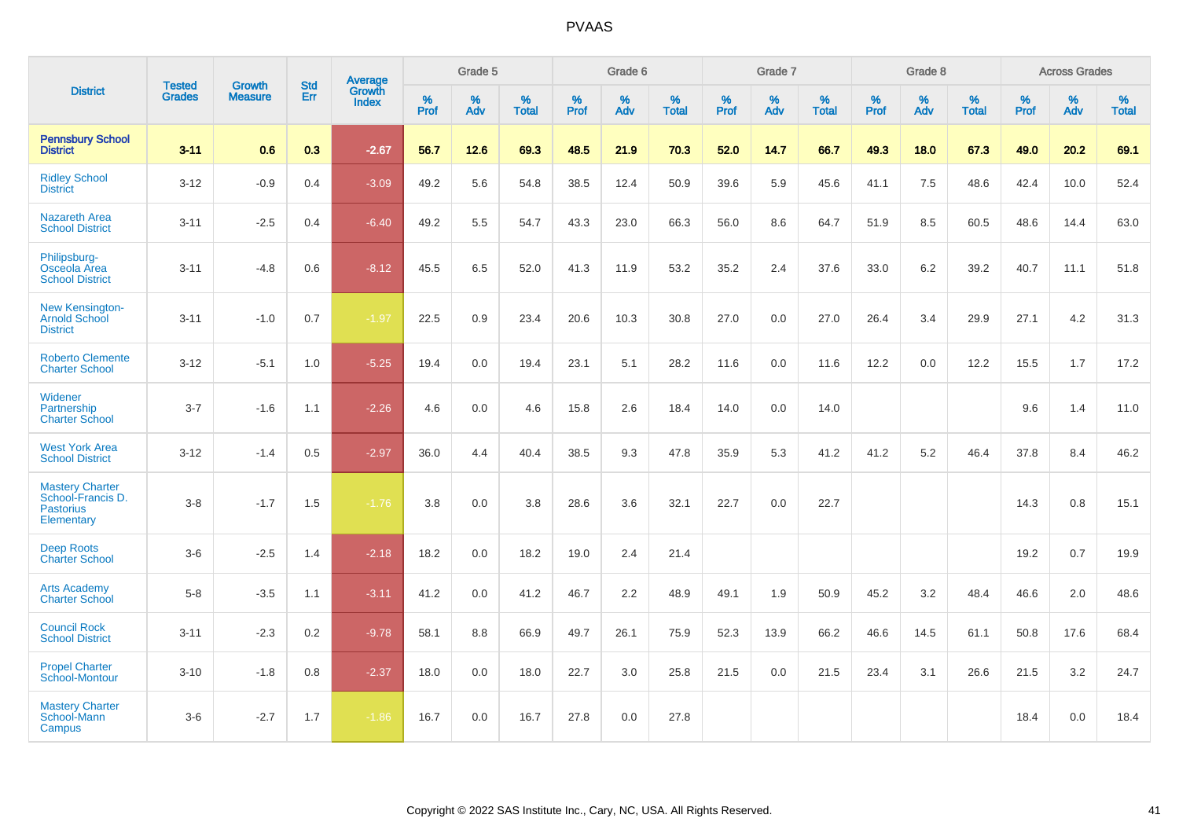PVAAS

| District | Tested Grades | Growth Measure | Std Err | Average Growth Index | Grade 5 | | | Grade 6 | | | Grade 7 | | | Grade 8 | | | Across Grades | | |
|---|---|---|---|---|---|---|---|---|---|---|---|---|---|---|---|---|---|---|---|
| | | | | | % Prof | % Adv | % Total | % Prof | % Adv | % Total | % Prof | % Adv | % Total | % Prof | % Adv | % Total | % Prof | % Adv | % Total |
| **Pennsbury School District** | **3-11** | **0.6** | **0.3** | **-2.67** | **56.7** | **12.6** | **69.3** | **48.5** | **21.9** | **70.3** | **52.0** | **14.7** | **66.7** | **49.3** | **18.0** | **67.3** | **49.0** | **20.2** | **69.1** |
| Ridley School District | 3-12 | -0.9 | 0.4 | -3.09 | 49.2 | 5.6 | 54.8 | 38.5 | 12.4 | 50.9 | 39.6 | 5.9 | 45.6 | 41.1 | 7.5 | 48.6 | 42.4 | 10.0 | 52.4 |
| Nazareth Area School District | 3-11 | -2.5 | 0.4 | -6.40 | 49.2 | 5.5 | 54.7 | 43.3 | 23.0 | 66.3 | 56.0 | 8.6 | 64.7 | 51.9 | 8.5 | 60.5 | 48.6 | 14.4 | 63.0 |
| Philipsburg-Osceola Area School District | 3-11 | -4.8 | 0.6 | -8.12 | 45.5 | 6.5 | 52.0 | 41.3 | 11.9 | 53.2 | 35.2 | 2.4 | 37.6 | 33.0 | 6.2 | 39.2 | 40.7 | 11.1 | 51.8 |
| New Kensington-Arnold School District | 3-11 | -1.0 | 0.7 | -1.97 | 22.5 | 0.9 | 23.4 | 20.6 | 10.3 | 30.8 | 27.0 | 0.0 | 27.0 | 26.4 | 3.4 | 29.9 | 27.1 | 4.2 | 31.3 |
| Roberto Clemente Charter School | 3-12 | -5.1 | 1.0 | -5.25 | 19.4 | 0.0 | 19.4 | 23.1 | 5.1 | 28.2 | 11.6 | 0.0 | 11.6 | 12.2 | 0.0 | 12.2 | 15.5 | 1.7 | 17.2 |
| Widener Partnership Charter School | 3-7 | -1.6 | 1.1 | -2.26 | 4.6 | 0.0 | 4.6 | 15.8 | 2.6 | 18.4 | 14.0 | 0.0 | 14.0 | | | | 9.6 | 1.4 | 11.0 |
| West York Area School District | 3-12 | -1.4 | 0.5 | -2.97 | 36.0 | 4.4 | 40.4 | 38.5 | 9.3 | 47.8 | 35.9 | 5.3 | 41.2 | 41.2 | 5.2 | 46.4 | 37.8 | 8.4 | 46.2 |
| Mastery Charter School-Francis D. Pastorius Elementary | 3-8 | -1.7 | 1.5 | -1.76 | 3.8 | 0.0 | 3.8 | 28.6 | 3.6 | 32.1 | 22.7 | 0.0 | 22.7 | | | | 14.3 | 0.8 | 15.1 |
| Deep Roots Charter School | 3-6 | -2.5 | 1.4 | -2.18 | 18.2 | 0.0 | 18.2 | 19.0 | 2.4 | 21.4 | | | | | | | 19.2 | 0.7 | 19.9 |
| Arts Academy Charter School | 5-8 | -3.5 | 1.1 | -3.11 | 41.2 | 0.0 | 41.2 | 46.7 | 2.2 | 48.9 | 49.1 | 1.9 | 50.9 | 45.2 | 3.2 | 48.4 | 46.6 | 2.0 | 48.6 |
| Council Rock School District | 3-11 | -2.3 | 0.2 | -9.78 | 58.1 | 8.8 | 66.9 | 49.7 | 26.1 | 75.9 | 52.3 | 13.9 | 66.2 | 46.6 | 14.5 | 61.1 | 50.8 | 17.6 | 68.4 |
| Propel Charter School-Montour | 3-10 | -1.8 | 0.8 | -2.37 | 18.0 | 0.0 | 18.0 | 22.7 | 3.0 | 25.8 | 21.5 | 0.0 | 21.5 | 23.4 | 3.1 | 26.6 | 21.5 | 3.2 | 24.7 |
| Mastery Charter School-Mann Campus | 3-6 | -2.7 | 1.7 | -1.86 | 16.7 | 0.0 | 16.7 | 27.8 | 0.0 | 27.8 | | | | | | | 18.4 | 0.0 | 18.4 |

Copyright © 2022 SAS Institute Inc., Cary, NC, USA. All Rights Reserved.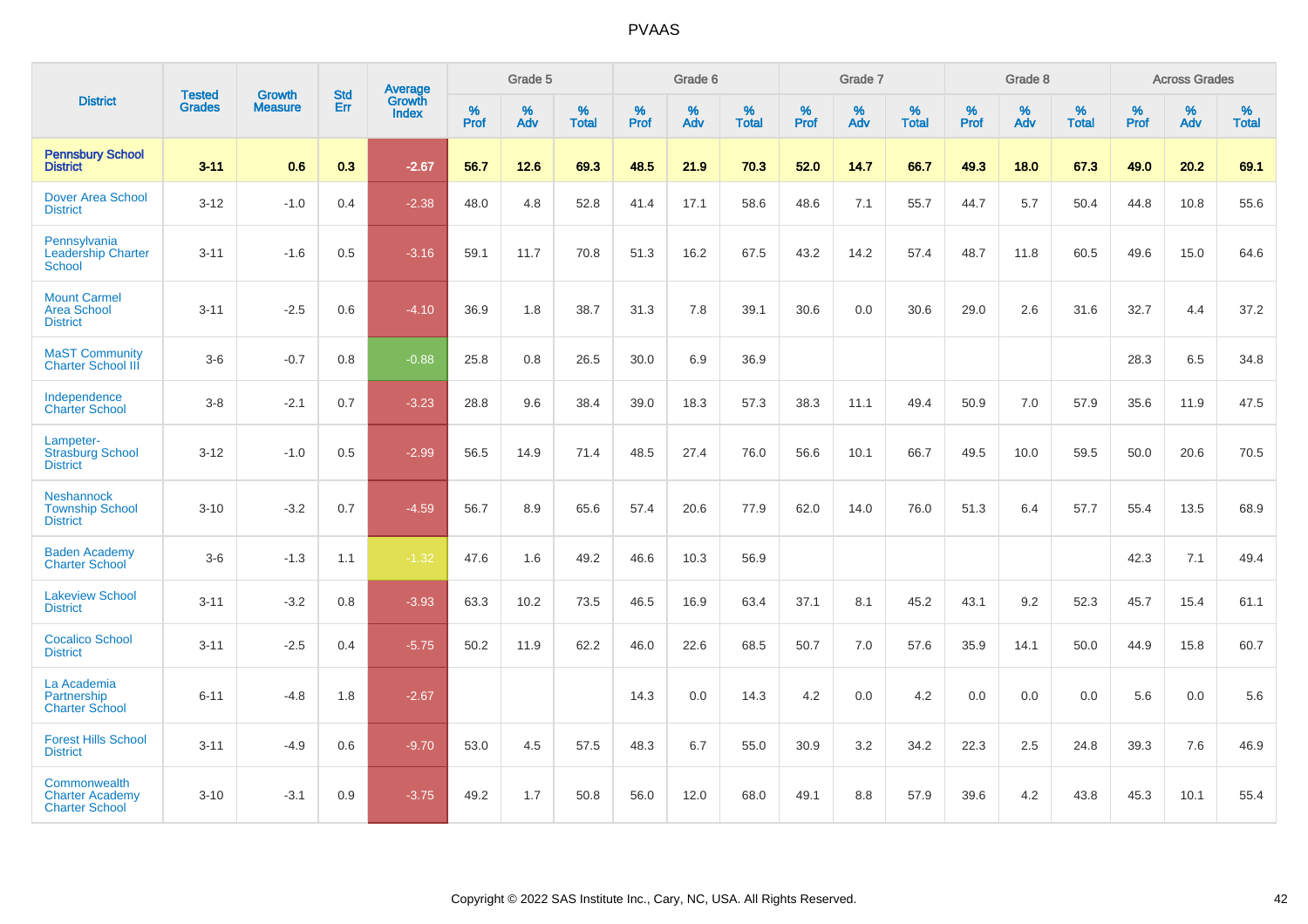# PVAAS

| District | Tested Grades | Growth Measure | Std Err | Average Growth Index | Grade 5 | | | Grade 6 | | | Grade 7 | | | Grade 8 | | | Across Grades | | |
|---|---|---|---|---|---|---|---|---|---|---|---|---|---|---|---|---|---|---|---|
| | | | | | % Prof | % Adv | % Total | % Prof | % Adv | % Total | % Prof | % Adv | % Total | % Prof | % Adv | % Total | % Prof | % Adv | % Total |
| **Pennsbury School District** | **3-11** | **0.6** | **0.3** | **-2.67** | **56.7** | **12.6** | **69.3** | **48.5** | **21.9** | **70.3** | **52.0** | **14.7** | **66.7** | **49.3** | **18.0** | **67.3** | **49.0** | **20.2** | **69.1** |
| Dover Area School District | 3-12 | -1.0 | 0.4 | -2.38 | 48.0 | 4.8 | 52.8 | 41.4 | 17.1 | 58.6 | 48.6 | 7.1 | 55.7 | 44.7 | 5.7 | 50.4 | 44.8 | 10.8 | 55.6 |
| Pennsylvania Leadership Charter School | 3-11 | -1.6 | 0.5 | -3.16 | 59.1 | 11.7 | 70.8 | 51.3 | 16.2 | 67.5 | 43.2 | 14.2 | 57.4 | 48.7 | 11.8 | 60.5 | 49.6 | 15.0 | 64.6 |
| Mount Carmel Area School District | 3-11 | -2.5 | 0.6 | -4.10 | 36.9 | 1.8 | 38.7 | 31.3 | 7.8 | 39.1 | 30.6 | 0.0 | 30.6 | 29.0 | 2.6 | 31.6 | 32.7 | 4.4 | 37.2 |
| MaST Community Charter School III | 3-6 | -0.7 | 0.8 | -0.88 | 25.8 | 0.8 | 26.5 | 30.0 | 6.9 | 36.9 | | | | | | | 28.3 | 6.5 | 34.8 |
| Independence Charter School | 3-8 | -2.1 | 0.7 | -3.23 | 28.8 | 9.6 | 38.4 | 39.0 | 18.3 | 57.3 | 38.3 | 11.1 | 49.4 | 50.9 | 7.0 | 57.9 | 35.6 | 11.9 | 47.5 |
| Lampeter-Strasburg School District | 3-12 | -1.0 | 0.5 | -2.99 | 56.5 | 14.9 | 71.4 | 48.5 | 27.4 | 76.0 | 56.6 | 10.1 | 66.7 | 49.5 | 10.0 | 59.5 | 50.0 | 20.6 | 70.5 |
| Neshannock Township School District | 3-10 | -3.2 | 0.7 | -4.59 | 56.7 | 8.9 | 65.6 | 57.4 | 20.6 | 77.9 | 62.0 | 14.0 | 76.0 | 51.3 | 6.4 | 57.7 | 55.4 | 13.5 | 68.9 |
| Baden Academy Charter School | 3-6 | -1.3 | 1.1 | -1.32 | 47.6 | 1.6 | 49.2 | 46.6 | 10.3 | 56.9 | | | | | | | 42.3 | 7.1 | 49.4 |
| Lakeview School District | 3-11 | -3.2 | 0.8 | -3.93 | 63.3 | 10.2 | 73.5 | 46.5 | 16.9 | 63.4 | 37.1 | 8.1 | 45.2 | 43.1 | 9.2 | 52.3 | 45.7 | 15.4 | 61.1 |
| Cocalico School District | 3-11 | -2.5 | 0.4 | -5.75 | 50.2 | 11.9 | 62.2 | 46.0 | 22.6 | 68.5 | 50.7 | 7.0 | 57.6 | 35.9 | 14.1 | 50.0 | 44.9 | 15.8 | 60.7 |
| La Academia Partnership Charter School | 6-11 | -4.8 | 1.8 | -2.67 | | | | 14.3 | 0.0 | 14.3 | 4.2 | 0.0 | 4.2 | 0.0 | 0.0 | 0.0 | 5.6 | 0.0 | 5.6 |
| Forest Hills School District | 3-11 | -4.9 | 0.6 | -9.70 | 53.0 | 4.5 | 57.5 | 48.3 | 6.7 | 55.0 | 30.9 | 3.2 | 34.2 | 22.3 | 2.5 | 24.8 | 39.3 | 7.6 | 46.9 |
| Commonwealth Charter Academy Charter School | 3-10 | -3.1 | 0.9 | -3.75 | 49.2 | 1.7 | 50.8 | 56.0 | 12.0 | 68.0 | 49.1 | 8.8 | 57.9 | 39.6 | 4.2 | 43.8 | 45.3 | 10.1 | 55.4 |

Copyright © 2022 SAS Institute Inc., Cary, NC, USA. All Rights Reserved.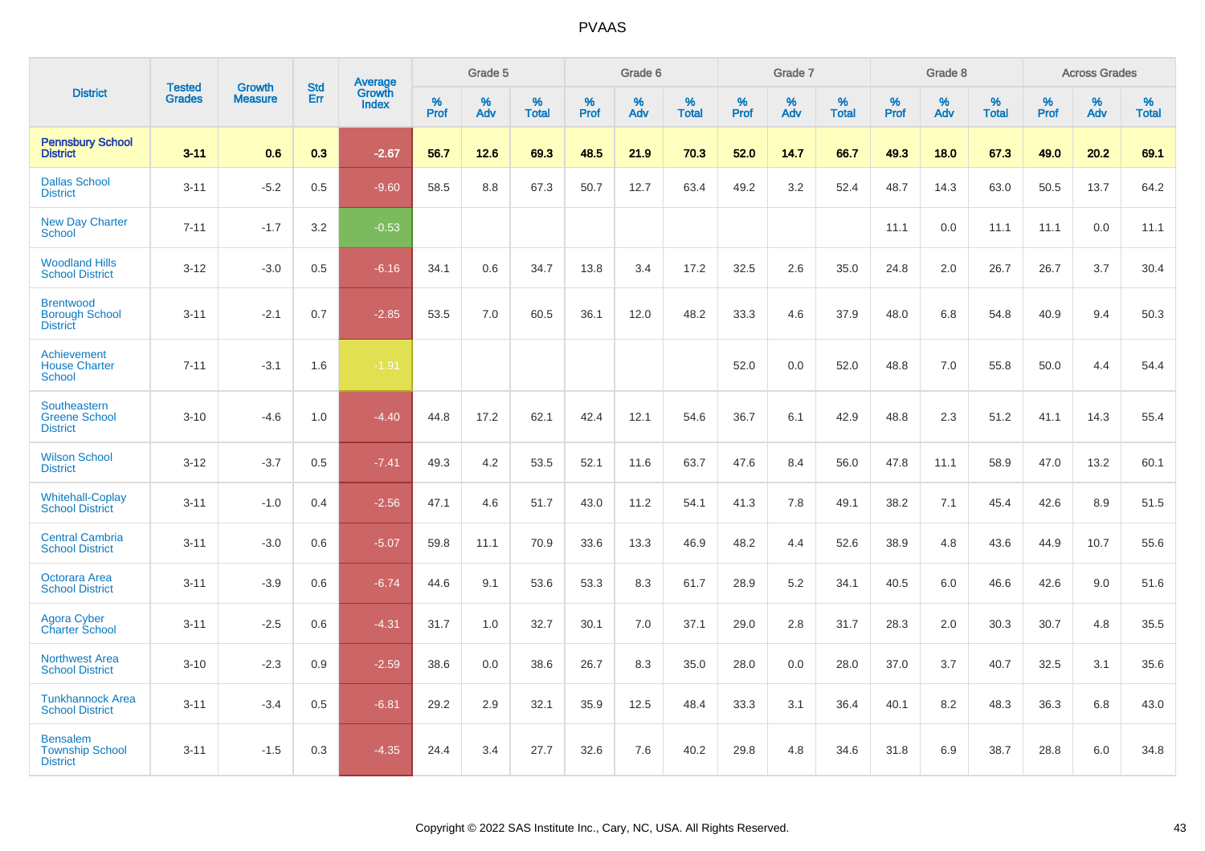# PVAAS

| District | Tested Grades | Growth Measure | Std Err | Average Growth Index | Grade 5 | | | Grade 6 | | | Grade 7 | | | Grade 8 | | | Across Grades | | |
|---|---|---|---|---|---|---|---|---|---|---|---|---|---|---|---|---|---|---|---|
| | | | | | % Prof | % Adv | % Total | % Prof | % Adv | % Total | % Prof | % Adv | % Total | % Prof | % Adv | % Total | % Prof | % Adv | % Total |
| **Pennsbury School District** | **3-11** | **0.6** | **0.3** | **-2.67** | **56.7** | **12.6** | **69.3** | **48.5** | **21.9** | **70.3** | **52.0** | **14.7** | **66.7** | **49.3** | **18.0** | **67.3** | **49.0** | **20.2** | **69.1** |
| Dallas School District | 3-11 | -5.2 | 0.5 | -9.60 | 58.5 | 8.8 | 67.3 | 50.7 | 12.7 | 63.4 | 49.2 | 3.2 | 52.4 | 48.7 | 14.3 | 63.0 | 50.5 | 13.7 | 64.2 |
| New Day Charter School | 7-11 | -1.7 | 3.2 | -0.53 | | | | | | | | | | 11.1 | 0.0 | 11.1 | 11.1 | 0.0 | 11.1 |
| Woodland Hills School District | 3-12 | -3.0 | 0.5 | -6.16 | 34.1 | 0.6 | 34.7 | 13.8 | 3.4 | 17.2 | 32.5 | 2.6 | 35.0 | 24.8 | 2.0 | 26.7 | 26.7 | 3.7 | 30.4 |
| Brentwood Borough School District | 3-11 | -2.1 | 0.7 | -2.85 | 53.5 | 7.0 | 60.5 | 36.1 | 12.0 | 48.2 | 33.3 | 4.6 | 37.9 | 48.0 | 6.8 | 54.8 | 40.9 | 9.4 | 50.3 |
| Achievement House Charter School | 7-11 | -3.1 | 1.6 | -1.91 | | | | | | | 52.0 | 0.0 | 52.0 | 48.8 | 7.0 | 55.8 | 50.0 | 4.4 | 54.4 |
| Southeastern Greene School District | 3-10 | -4.6 | 1.0 | -4.40 | 44.8 | 17.2 | 62.1 | 42.4 | 12.1 | 54.6 | 36.7 | 6.1 | 42.9 | 48.8 | 2.3 | 51.2 | 41.1 | 14.3 | 55.4 |
| Wilson School District | 3-12 | -3.7 | 0.5 | -7.41 | 49.3 | 4.2 | 53.5 | 52.1 | 11.6 | 63.7 | 47.6 | 8.4 | 56.0 | 47.8 | 11.1 | 58.9 | 47.0 | 13.2 | 60.1 |
| Whitehall-Coplay School District | 3-11 | -1.0 | 0.4 | -2.56 | 47.1 | 4.6 | 51.7 | 43.0 | 11.2 | 54.1 | 41.3 | 7.8 | 49.1 | 38.2 | 7.1 | 45.4 | 42.6 | 8.9 | 51.5 |
| Central Cambria School District | 3-11 | -3.0 | 0.6 | -5.07 | 59.8 | 11.1 | 70.9 | 33.6 | 13.3 | 46.9 | 48.2 | 4.4 | 52.6 | 38.9 | 4.8 | 43.6 | 44.9 | 10.7 | 55.6 |
| Octorara Area School District | 3-11 | -3.9 | 0.6 | -6.74 | 44.6 | 9.1 | 53.6 | 53.3 | 8.3 | 61.7 | 28.9 | 5.2 | 34.1 | 40.5 | 6.0 | 46.6 | 42.6 | 9.0 | 51.6 |
| Agora Cyber Charter School | 3-11 | -2.5 | 0.6 | -4.31 | 31.7 | 1.0 | 32.7 | 30.1 | 7.0 | 37.1 | 29.0 | 2.8 | 31.7 | 28.3 | 2.0 | 30.3 | 30.7 | 4.8 | 35.5 |
| Northwest Area School District | 3-10 | -2.3 | 0.9 | -2.59 | 38.6 | 0.0 | 38.6 | 26.7 | 8.3 | 35.0 | 28.0 | 0.0 | 28.0 | 37.0 | 3.7 | 40.7 | 32.5 | 3.1 | 35.6 |
| Tunkhannock Area School District | 3-11 | -3.4 | 0.5 | -6.81 | 29.2 | 2.9 | 32.1 | 35.9 | 12.5 | 48.4 | 33.3 | 3.1 | 36.4 | 40.1 | 8.2 | 48.3 | 36.3 | 6.8 | 43.0 |
| Bensalem Township School District | 3-11 | -1.5 | 0.3 | -4.35 | 24.4 | 3.4 | 27.7 | 32.6 | 7.6 | 40.2 | 29.8 | 4.8 | 34.6 | 31.8 | 6.9 | 38.7 | 28.8 | 6.0 | 34.8 |

Copyright © 2022 SAS Institute Inc., Cary, NC, USA. All Rights Reserved.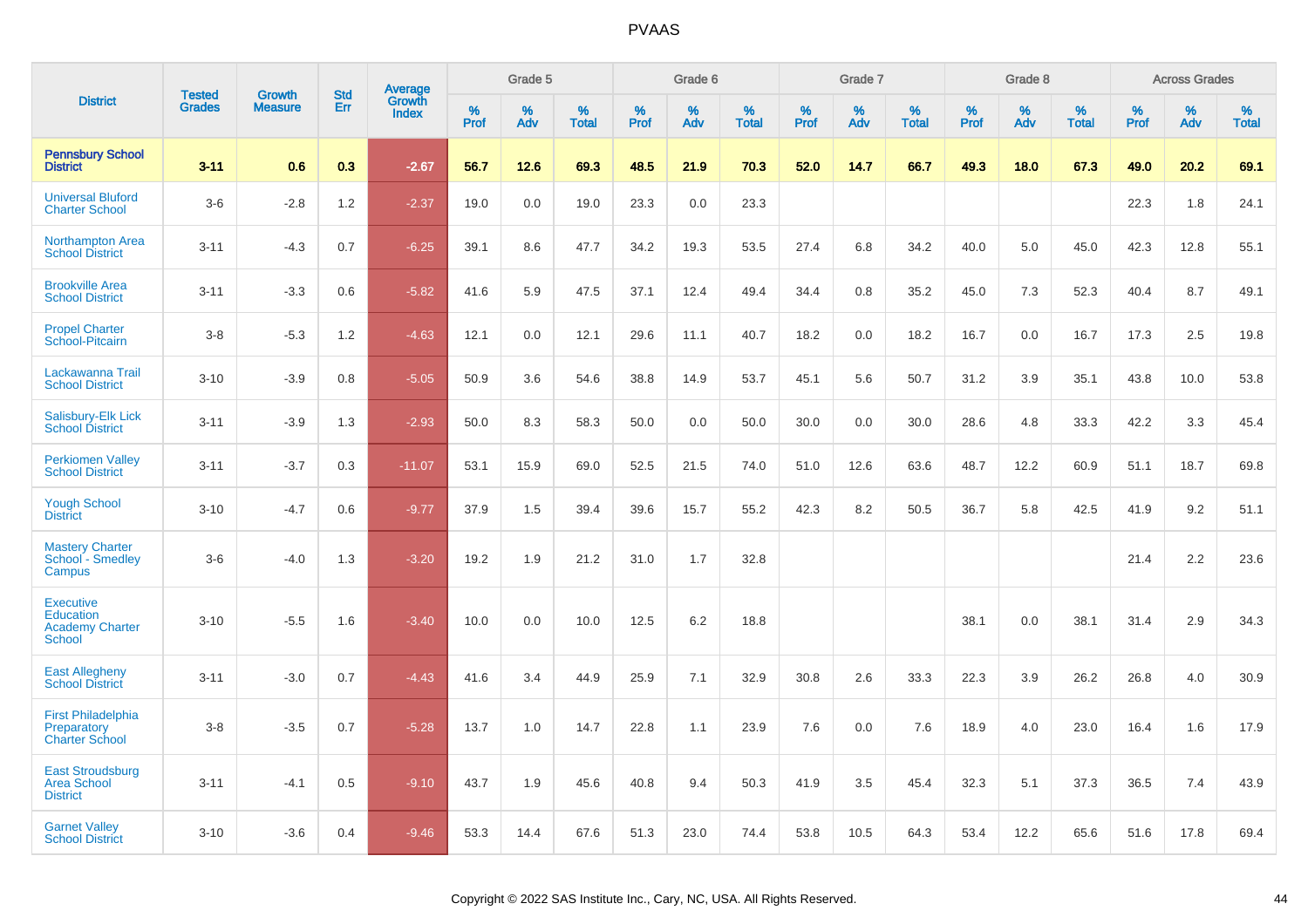# PVAAS

| District | Tested Grades | Growth Measure | Std Err | Average Growth Index | Grade 5 | | | Grade 6 | | | Grade 7 | | | Grade 8 | | | Across Grades | | |
|---|---|---|---|---|---|---|---|---|---|---|---|---|---|---|---|---|---|---|---|
| | | | | | % Prof | % Adv | % Total | % Prof | % Adv | % Total | % Prof | % Adv | % Total | % Prof | % Adv | % Total | % Prof | % Adv | % Total |
| **Pennsbury School District** | **3-11** | **0.6** | **0.3** | **-2.67** | **56.7** | **12.6** | **69.3** | **48.5** | **21.9** | **70.3** | **52.0** | **14.7** | **66.7** | **49.3** | **18.0** | **67.3** | **49.0** | **20.2** | **69.1** |
| Universal Bluford Charter School | 3-6 | -2.8 | 1.2 | -2.37 | 19.0 | 0.0 | 19.0 | 23.3 | 0.0 | 23.3 | | | | | | | 22.3 | 1.8 | 24.1 |
| Northampton Area School District | 3-11 | -4.3 | 0.7 | -6.25 | 39.1 | 8.6 | 47.7 | 34.2 | 19.3 | 53.5 | 27.4 | 6.8 | 34.2 | 40.0 | 5.0 | 45.0 | 42.3 | 12.8 | 55.1 |
| Brookville Area School District | 3-11 | -3.3 | 0.6 | -5.82 | 41.6 | 5.9 | 47.5 | 37.1 | 12.4 | 49.4 | 34.4 | 0.8 | 35.2 | 45.0 | 7.3 | 52.3 | 40.4 | 8.7 | 49.1 |
| Propel Charter School-Pitcairn | 3-8 | -5.3 | 1.2 | -4.63 | 12.1 | 0.0 | 12.1 | 29.6 | 11.1 | 40.7 | 18.2 | 0.0 | 18.2 | 16.7 | 0.0 | 16.7 | 17.3 | 2.5 | 19.8 |
| Lackawanna Trail School District | 3-10 | -3.9 | 0.8 | -5.05 | 50.9 | 3.6 | 54.6 | 38.8 | 14.9 | 53.7 | 45.1 | 5.6 | 50.7 | 31.2 | 3.9 | 35.1 | 43.8 | 10.0 | 53.8 |
| Salisbury-Elk Lick School District | 3-11 | -3.9 | 1.3 | -2.93 | 50.0 | 8.3 | 58.3 | 50.0 | 0.0 | 50.0 | 30.0 | 0.0 | 30.0 | 28.6 | 4.8 | 33.3 | 42.2 | 3.3 | 45.4 |
| Perkiomen Valley School District | 3-11 | -3.7 | 0.3 | -11.07 | 53.1 | 15.9 | 69.0 | 52.5 | 21.5 | 74.0 | 51.0 | 12.6 | 63.6 | 48.7 | 12.2 | 60.9 | 51.1 | 18.7 | 69.8 |
| Yough School District | 3-10 | -4.7 | 0.6 | -9.77 | 37.9 | 1.5 | 39.4 | 39.6 | 15.7 | 55.2 | 42.3 | 8.2 | 50.5 | 36.7 | 5.8 | 42.5 | 41.9 | 9.2 | 51.1 |
| Mastery Charter School - Smedley Campus | 3-6 | -4.0 | 1.3 | -3.20 | 19.2 | 1.9 | 21.2 | 31.0 | 1.7 | 32.8 | | | | | | | 21.4 | 2.2 | 23.6 |
| Executive Education Academy Charter School | 3-10 | -5.5 | 1.6 | -3.40 | 10.0 | 0.0 | 10.0 | 12.5 | 6.2 | 18.8 | | | | 38.1 | 0.0 | 38.1 | 31.4 | 2.9 | 34.3 |
| East Allegheny School District | 3-11 | -3.0 | 0.7 | -4.43 | 41.6 | 3.4 | 44.9 | 25.9 | 7.1 | 32.9 | 30.8 | 2.6 | 33.3 | 22.3 | 3.9 | 26.2 | 26.8 | 4.0 | 30.9 |
| First Philadelphia Preparatory Charter School | 3-8 | -3.5 | 0.7 | -5.28 | 13.7 | 1.0 | 14.7 | 22.8 | 1.1 | 23.9 | 7.6 | 0.0 | 7.6 | 18.9 | 4.0 | 23.0 | 16.4 | 1.6 | 17.9 |
| East Stroudsburg Area School District | 3-11 | -4.1 | 0.5 | -9.10 | 43.7 | 1.9 | 45.6 | 40.8 | 9.4 | 50.3 | 41.9 | 3.5 | 45.4 | 32.3 | 5.1 | 37.3 | 36.5 | 7.4 | 43.9 |
| Garnet Valley School District | 3-10 | -3.6 | 0.4 | -9.46 | 53.3 | 14.4 | 67.6 | 51.3 | 23.0 | 74.4 | 53.8 | 10.5 | 64.3 | 53.4 | 12.2 | 65.6 | 51.6 | 17.8 | 69.4 |

Copyright © 2022 SAS Institute Inc., Cary, NC, USA. All Rights Reserved.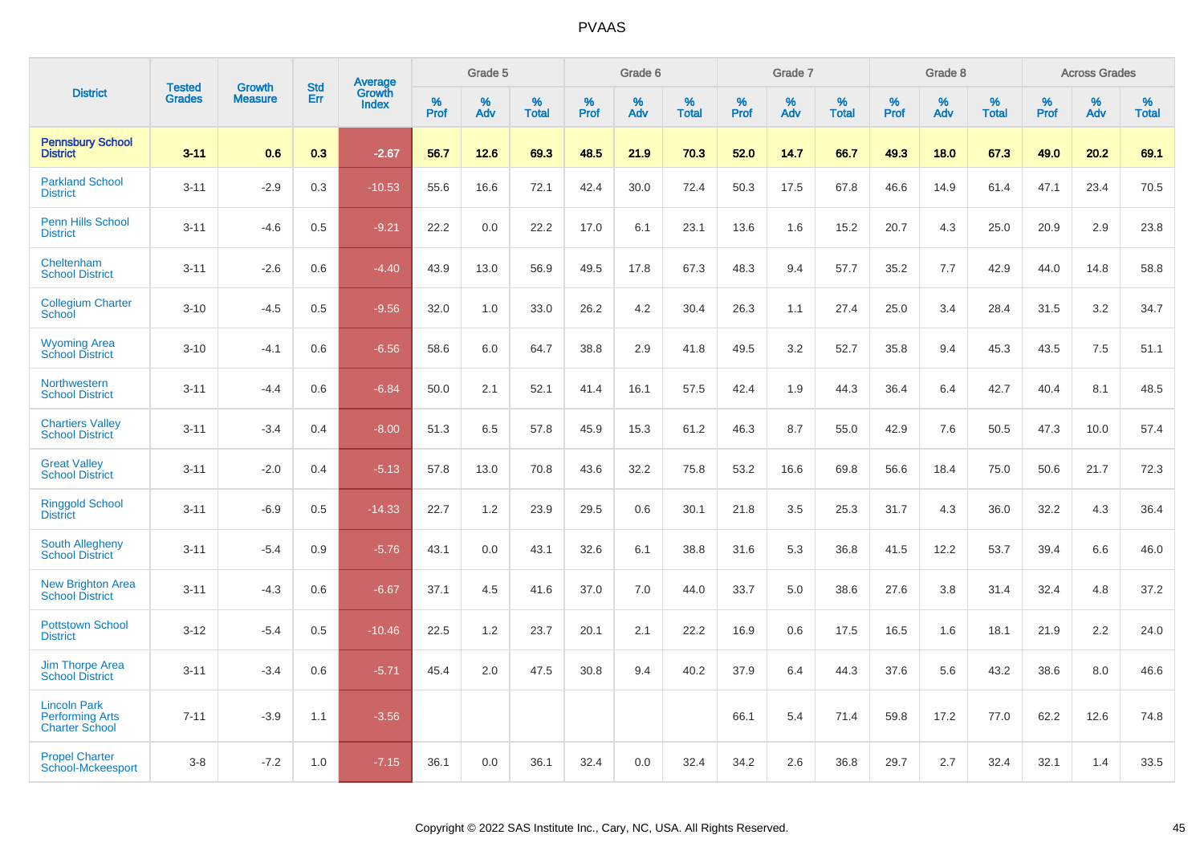# PVAAS

| District | Tested Grades | Growth Measure | Std Err | Average Growth Index | Grade 5 | | | Grade 6 | | | Grade 7 | | | Grade 8 | | | Across Grades | | |
|---|---|---|---|---|---|---|---|---|---|---|---|---|---|---|---|---|---|---|---|
| | | | | | % Prof | % Adv | % Total | % Prof | % Adv | % Total | % Prof | % Adv | % Total | % Prof | % Adv | % Total | % Prof | % Adv | % Total |
| **Pennsbury School District** | **3-11** | **0.6** | **0.3** | **-2.67** | **56.7** | **12.6** | **69.3** | **48.5** | **21.9** | **70.3** | **52.0** | **14.7** | **66.7** | **49.3** | **18.0** | **67.3** | **49.0** | **20.2** | **69.1** |
| Parkland School District | 3-11 | -2.9 | 0.3 | -10.53 | 55.6 | 16.6 | 72.1 | 42.4 | 30.0 | 72.4 | 50.3 | 17.5 | 67.8 | 46.6 | 14.9 | 61.4 | 47.1 | 23.4 | 70.5 |
| Penn Hills School District | 3-11 | -4.6 | 0.5 | -9.21 | 22.2 | 0.0 | 22.2 | 17.0 | 6.1 | 23.1 | 13.6 | 1.6 | 15.2 | 20.7 | 4.3 | 25.0 | 20.9 | 2.9 | 23.8 |
| Cheltenham School District | 3-11 | -2.6 | 0.6 | -4.40 | 43.9 | 13.0 | 56.9 | 49.5 | 17.8 | 67.3 | 48.3 | 9.4 | 57.7 | 35.2 | 7.7 | 42.9 | 44.0 | 14.8 | 58.8 |
| Collegium Charter School | 3-10 | -4.5 | 0.5 | -9.56 | 32.0 | 1.0 | 33.0 | 26.2 | 4.2 | 30.4 | 26.3 | 1.1 | 27.4 | 25.0 | 3.4 | 28.4 | 31.5 | 3.2 | 34.7 |
| Wyoming Area School District | 3-10 | -4.1 | 0.6 | -6.56 | 58.6 | 6.0 | 64.7 | 38.8 | 2.9 | 41.8 | 49.5 | 3.2 | 52.7 | 35.8 | 9.4 | 45.3 | 43.5 | 7.5 | 51.1 |
| Northwestern School District | 3-11 | -4.4 | 0.6 | -6.84 | 50.0 | 2.1 | 52.1 | 41.4 | 16.1 | 57.5 | 42.4 | 1.9 | 44.3 | 36.4 | 6.4 | 42.7 | 40.4 | 8.1 | 48.5 |
| Chartiers Valley School District | 3-11 | -3.4 | 0.4 | -8.00 | 51.3 | 6.5 | 57.8 | 45.9 | 15.3 | 61.2 | 46.3 | 8.7 | 55.0 | 42.9 | 7.6 | 50.5 | 47.3 | 10.0 | 57.4 |
| Great Valley School District | 3-11 | -2.0 | 0.4 | -5.13 | 57.8 | 13.0 | 70.8 | 43.6 | 32.2 | 75.8 | 53.2 | 16.6 | 69.8 | 56.6 | 18.4 | 75.0 | 50.6 | 21.7 | 72.3 |
| Ringgold School District | 3-11 | -6.9 | 0.5 | -14.33 | 22.7 | 1.2 | 23.9 | 29.5 | 0.6 | 30.1 | 21.8 | 3.5 | 25.3 | 31.7 | 4.3 | 36.0 | 32.2 | 4.3 | 36.4 |
| South Allegheny School District | 3-11 | -5.4 | 0.9 | -5.76 | 43.1 | 0.0 | 43.1 | 32.6 | 6.1 | 38.8 | 31.6 | 5.3 | 36.8 | 41.5 | 12.2 | 53.7 | 39.4 | 6.6 | 46.0 |
| New Brighton Area School District | 3-11 | -4.3 | 0.6 | -6.67 | 37.1 | 4.5 | 41.6 | 37.0 | 7.0 | 44.0 | 33.7 | 5.0 | 38.6 | 27.6 | 3.8 | 31.4 | 32.4 | 4.8 | 37.2 |
| Pottstown School District | 3-12 | -5.4 | 0.5 | -10.46 | 22.5 | 1.2 | 23.7 | 20.1 | 2.1 | 22.2 | 16.9 | 0.6 | 17.5 | 16.5 | 1.6 | 18.1 | 21.9 | 2.2 | 24.0 |
| Jim Thorpe Area School District | 3-11 | -3.4 | 0.6 | -5.71 | 45.4 | 2.0 | 47.5 | 30.8 | 9.4 | 40.2 | 37.9 | 6.4 | 44.3 | 37.6 | 5.6 | 43.2 | 38.6 | 8.0 | 46.6 |
| Lincoln Park Performing Arts Charter School | 7-11 | -3.9 | 1.1 | -3.56 | | | | | | | 66.1 | 5.4 | 71.4 | 59.8 | 17.2 | 77.0 | 62.2 | 12.6 | 74.8 |
| Propel Charter School-Mckeesport | 3-8 | -7.2 | 1.0 | -7.15 | 36.1 | 0.0 | 36.1 | 32.4 | 0.0 | 32.4 | 34.2 | 2.6 | 36.8 | 29.7 | 2.7 | 32.4 | 32.1 | 1.4 | 33.5 |

Copyright © 2022 SAS Institute Inc., Cary, NC, USA. All Rights Reserved.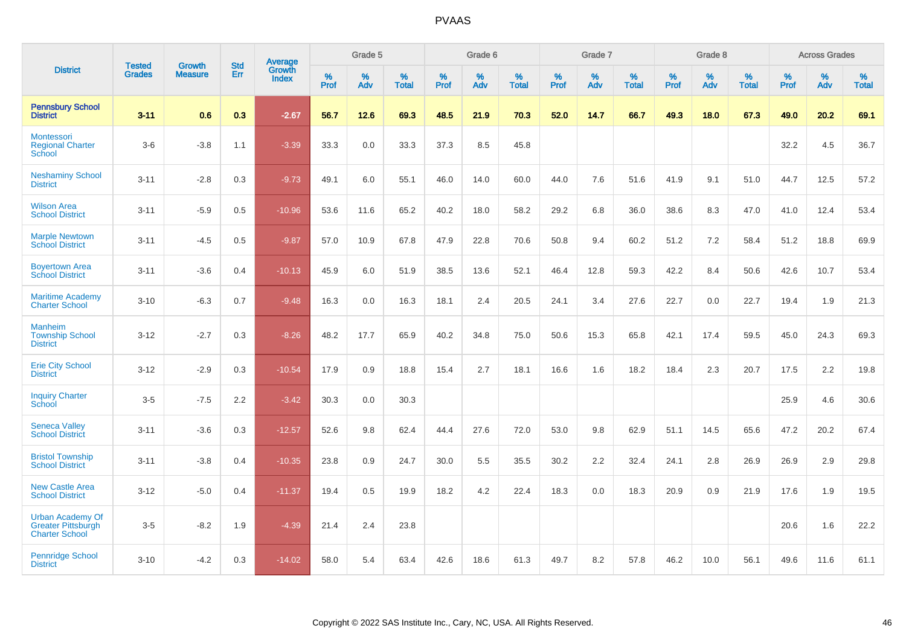# PVAAS

| District | Tested Grades | Growth Measure | Std Err | Average Growth Index | Grade 5 | | | Grade 6 | | | Grade 7 | | | Grade 8 | | | Across Grades | | |
|---|---|---|---|---|---|---|---|---|---|---|---|---|---|---|---|---|---|---|---|
| | | | | | % Prof | % Adv | % Total | % Prof | % Adv | % Total | % Prof | % Adv | % Total | % Prof | % Adv | % Total | % Prof | % Adv | % Total |
| **Pennsbury School District** | **3-11** | **0.6** | **0.3** | **-2.67** | **56.7** | **12.6** | **69.3** | **48.5** | **21.9** | **70.3** | **52.0** | **14.7** | **66.7** | **49.3** | **18.0** | **67.3** | **49.0** | **20.2** | **69.1** |
| Montessori Regional Charter School | 3-6 | -3.8 | 1.1 | -3.39 | 33.3 | 0.0 | 33.3 | 37.3 | 8.5 | 45.8 | | | | | | | 32.2 | 4.5 | 36.7 |
| Neshaminy School District | 3-11 | -2.8 | 0.3 | -9.73 | 49.1 | 6.0 | 55.1 | 46.0 | 14.0 | 60.0 | 44.0 | 7.6 | 51.6 | 41.9 | 9.1 | 51.0 | 44.7 | 12.5 | 57.2 |
| Wilson Area School District | 3-11 | -5.9 | 0.5 | -10.96 | 53.6 | 11.6 | 65.2 | 40.2 | 18.0 | 58.2 | 29.2 | 6.8 | 36.0 | 38.6 | 8.3 | 47.0 | 41.0 | 12.4 | 53.4 |
| Marple Newtown School District | 3-11 | -4.5 | 0.5 | -9.87 | 57.0 | 10.9 | 67.8 | 47.9 | 22.8 | 70.6 | 50.8 | 9.4 | 60.2 | 51.2 | 7.2 | 58.4 | 51.2 | 18.8 | 69.9 |
| Boyertown Area School District | 3-11 | -3.6 | 0.4 | -10.13 | 45.9 | 6.0 | 51.9 | 38.5 | 13.6 | 52.1 | 46.4 | 12.8 | 59.3 | 42.2 | 8.4 | 50.6 | 42.6 | 10.7 | 53.4 |
| Maritime Academy Charter School | 3-10 | -6.3 | 0.7 | -9.48 | 16.3 | 0.0 | 16.3 | 18.1 | 2.4 | 20.5 | 24.1 | 3.4 | 27.6 | 22.7 | 0.0 | 22.7 | 19.4 | 1.9 | 21.3 |
| Manheim Township School District | 3-12 | -2.7 | 0.3 | -8.26 | 48.2 | 17.7 | 65.9 | 40.2 | 34.8 | 75.0 | 50.6 | 15.3 | 65.8 | 42.1 | 17.4 | 59.5 | 45.0 | 24.3 | 69.3 |
| Erie City School District | 3-12 | -2.9 | 0.3 | -10.54 | 17.9 | 0.9 | 18.8 | 15.4 | 2.7 | 18.1 | 16.6 | 1.6 | 18.2 | 18.4 | 2.3 | 20.7 | 17.5 | 2.2 | 19.8 |
| Inquiry Charter School | 3-5 | -7.5 | 2.2 | -3.42 | 30.3 | 0.0 | 30.3 | | | | | | | | | | 25.9 | 4.6 | 30.6 |
| Seneca Valley School District | 3-11 | -3.6 | 0.3 | -12.57 | 52.6 | 9.8 | 62.4 | 44.4 | 27.6 | 72.0 | 53.0 | 9.8 | 62.9 | 51.1 | 14.5 | 65.6 | 47.2 | 20.2 | 67.4 |
| Bristol Township School District | 3-11 | -3.8 | 0.4 | -10.35 | 23.8 | 0.9 | 24.7 | 30.0 | 5.5 | 35.5 | 30.2 | 2.2 | 32.4 | 24.1 | 2.8 | 26.9 | 26.9 | 2.9 | 29.8 |
| New Castle Area School District | 3-12 | -5.0 | 0.4 | -11.37 | 19.4 | 0.5 | 19.9 | 18.2 | 4.2 | 22.4 | 18.3 | 0.0 | 18.3 | 20.9 | 0.9 | 21.9 | 17.6 | 1.9 | 19.5 |
| Urban Academy Of Greater Pittsburgh Charter School | 3-5 | -8.2 | 1.9 | -4.39 | 21.4 | 2.4 | 23.8 | | | | | | | | | | 20.6 | 1.6 | 22.2 |
| Pennridge School District | 3-10 | -4.2 | 0.3 | -14.02 | 58.0 | 5.4 | 63.4 | 42.6 | 18.6 | 61.3 | 49.7 | 8.2 | 57.8 | 46.2 | 10.0 | 56.1 | 49.6 | 11.6 | 61.1 |

Copyright © 2022 SAS Institute Inc., Cary, NC, USA. All Rights Reserved.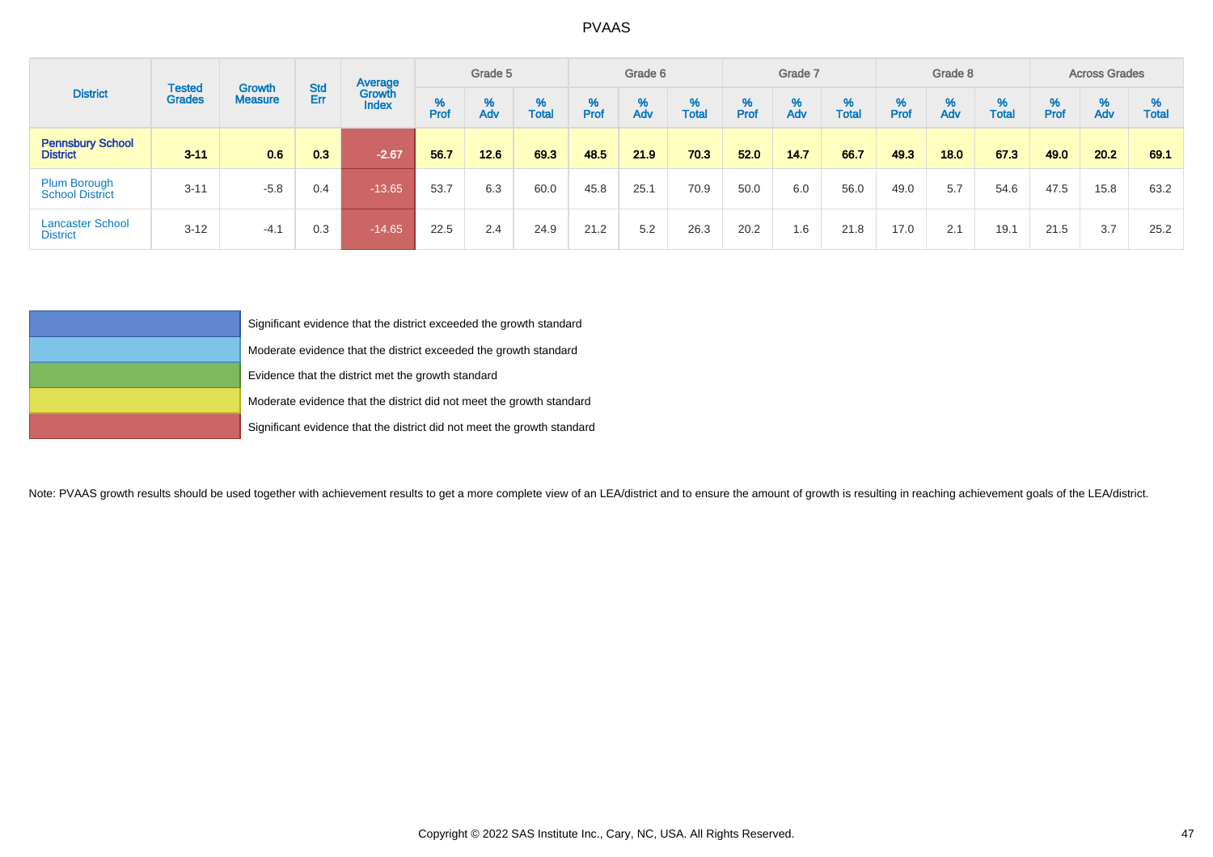# PVAAS

| District | Tested Grades | Growth Measure | Std Err | Average Growth Index | Grade 5 | | | Grade 6 | | | Grade 7 | | | Grade 8 | | | Across Grades | | |
|---|---|---|---|---|---|---|---|---|---|---|---|---|---|---|---|---|---|---|---|
| | | | | | % Prof | % Adv | % Total | % Prof | % Adv | % Total | % Prof | % Adv | % Total | % Prof | % Adv | % Total | % Prof | % Adv | % Total |
| **Pennsbury School District** | **3-11** | **0.6** | **0.3** | **-2.67** | **56.7** | **12.6** | **69.3** | **48.5** | **21.9** | **70.3** | **52.0** | **14.7** | **66.7** | **49.3** | **18.0** | **67.3** | **49.0** | **20.2** | **69.1** |
| Plum Borough School District | 3-11 | -5.8 | 0.4 | -13.65 | 53.7 | 6.3 | 60.0 | 45.8 | 25.1 | 70.9 | 50.0 | 6.0 | 56.0 | 49.0 | 5.7 | 54.6 | 47.5 | 15.8 | 63.2 |
| Lancaster School District | 3-12 | -4.1 | 0.3 | -14.65 | 22.5 | 2.4 | 24.9 | 21.2 | 5.2 | 26.3 | 20.2 | 1.6 | 21.8 | 17.0 | 2.1 | 19.1 | 21.5 | 3.7 | 25.2 |

Significant evidence that the district exceeded the growth standard

Moderate evidence that the district exceeded the growth standard

Evidence that the district met the growth standard

Moderate evidence that the district did not meet the growth standard

Significant evidence that the district did not meet the growth standard

Note: PVAAS growth results should be used together with achievement results to get a more complete view of an LEA/district and to ensure the amount of growth is resulting in reaching achievement goals of the LEA/district.

Copyright © 2022 SAS Institute Inc., Cary, NC, USA. All Rights Reserved.